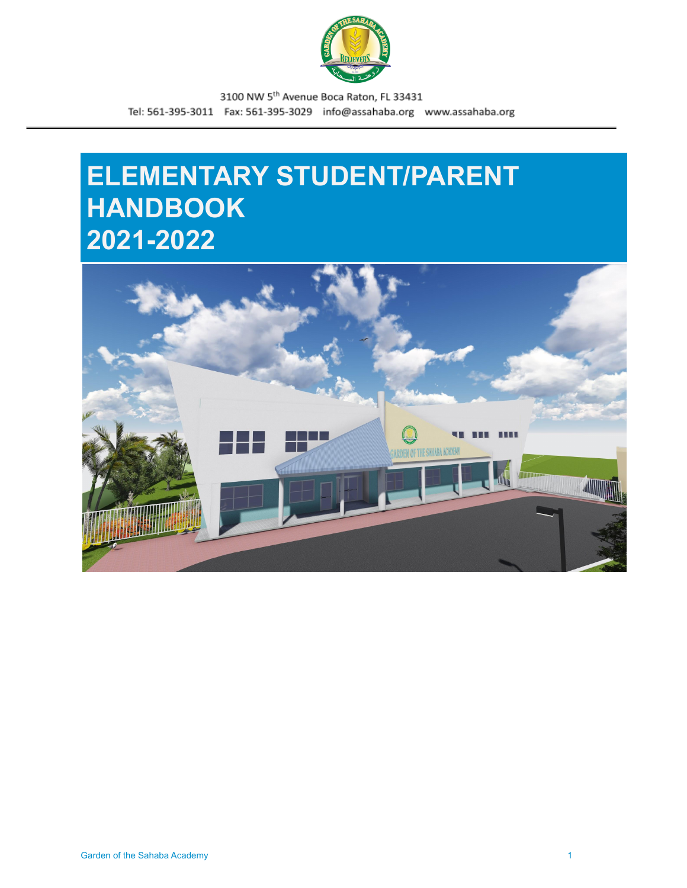3100 NW 5th Avenue Boca Raton, FL 33431

Tel: 561-395-3011 Fax: 561-395-3029 info@assahaba.org www.assahaba.org

# ELEMENTARY STUDENT/PARENT HANDBOOK 2021-2022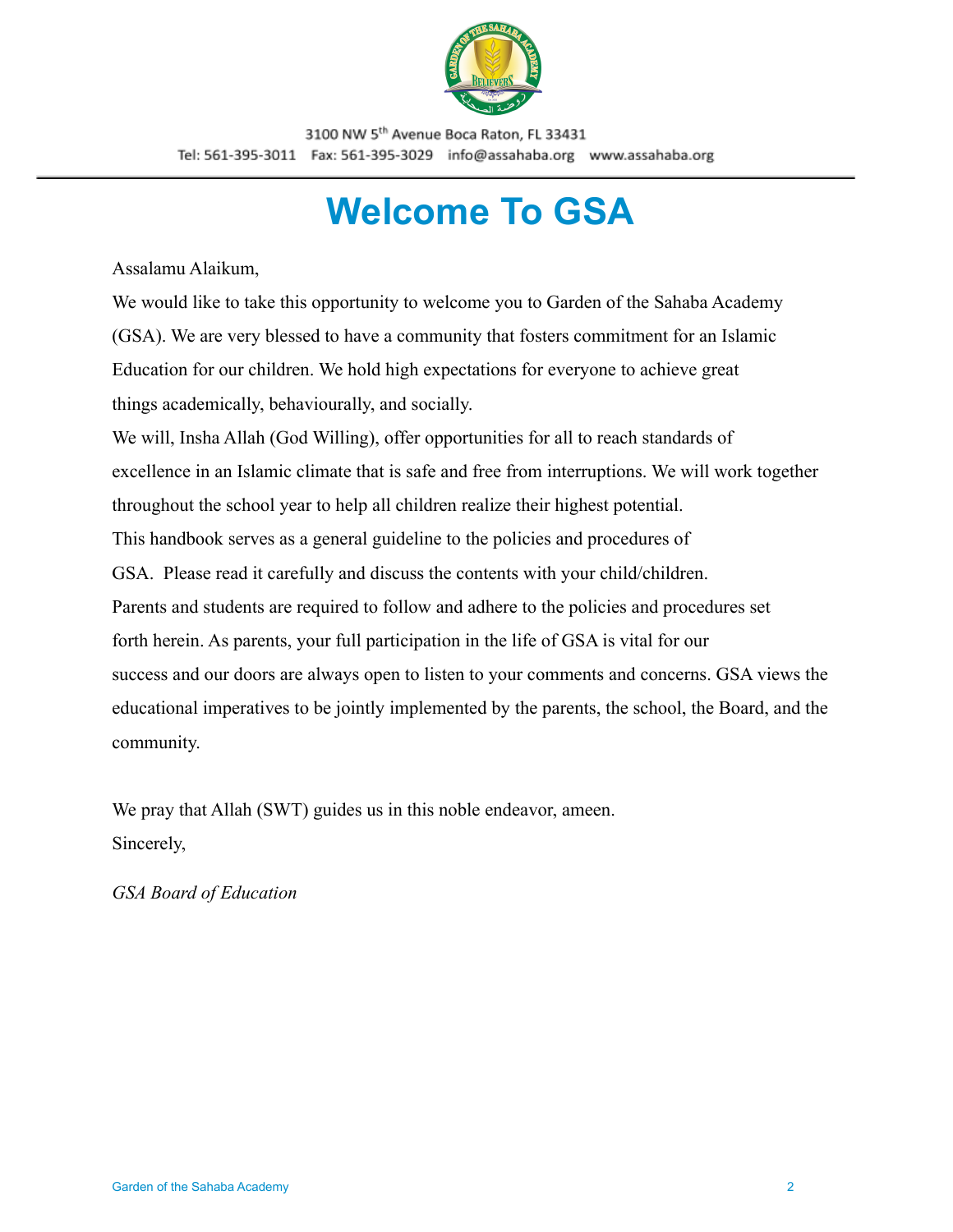3100 NW 5th Avenue Boca Raton, FL 33431
Tel: 561-395-3011 Fax: 561-395-3029 info@assahaba.org www.assahaba.org

# Welcome To GSA

Assalamu Alaikum,

We would like to take this opportunity to welcome you to Garden of the Sahaba Academy (GSA). We are very blessed to have a community that fosters commitment for an Islamic Education for our children. We hold high expectations for everyone to achieve great things academically, behaviourally, and socially.

We will, Insha Allah (God Willing), offer opportunities for all to reach standards of excellence in an Islamic climate that is safe and free from interruptions. We will work together throughout the school year to help all children realize their highest potential.

This handbook serves as a general guideline to the policies and procedures of GSA. Please read it carefully and discuss the contents with your child/children.

Parents and students are required to follow and adhere to the policies and procedures set forth herein. As parents, your full participation in the life of GSA is vital for our success and our doors are always open to listen to your comments and concerns. GSA views the educational imperatives to be jointly implemented by the parents, the school, the Board, and the community.

We pray that Allah (SWT) guides us in this noble endeavor, ameen.

Sincerely,

*GSA Board of Education*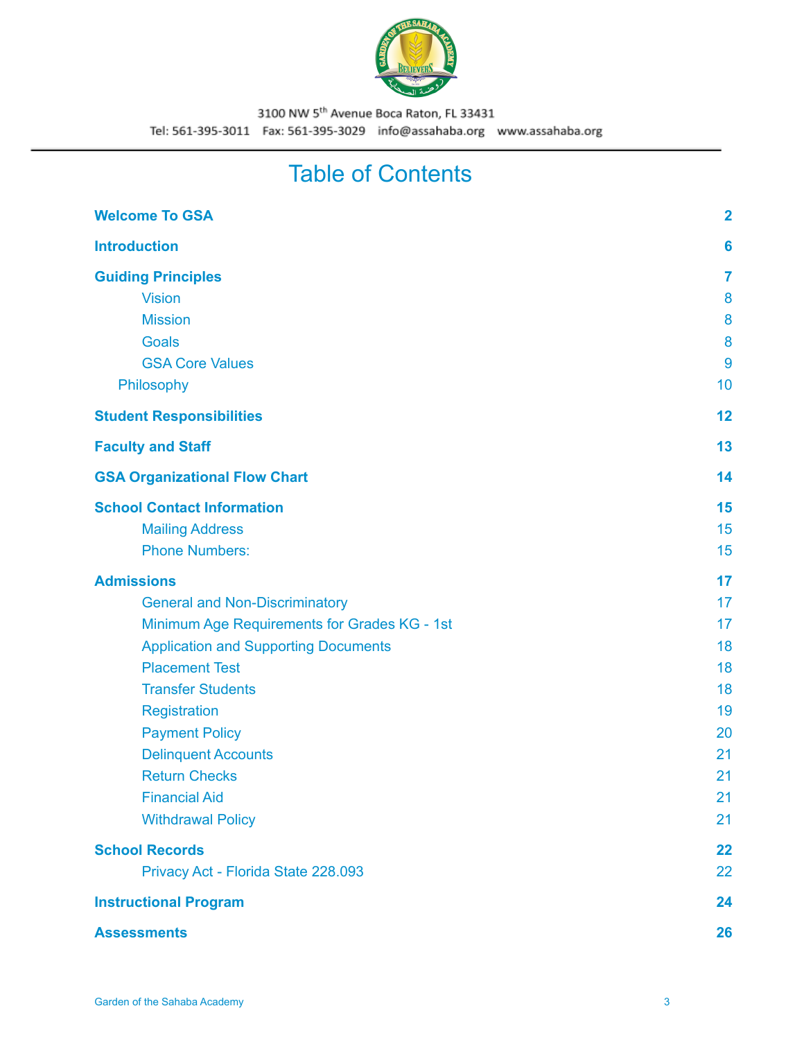3100 NW 5th Avenue Boca Raton, FL 33431

Tel: 561-395-3011 Fax: 561-395-3029 info@assahaba.org www.assahaba.org

# Table of Contents

| | |
|---|---|
| **Welcome To GSA** | **2** |
| **Introduction** | **6** |
| **Guiding Principles** | **7** |
| Vision | 8 |
| Mission | 8 |
| Goals | 8 |
| GSA Core Values | 9 |
| Philosophy | 10 |
| **Student Responsibilities** | **12** |
| **Faculty and Staff** | **13** |
| **GSA Organizational Flow Chart** | **14** |
| **School Contact Information** | **15** |
| Mailing Address | 15 |
| Phone Numbers: | 15 |
| **Admissions** | **17** |
| General and Non-Discriminatory | 17 |
| Minimum Age Requirements for Grades KG - 1st | 17 |
| Application and Supporting Documents | 18 |
| Placement Test | 18 |
| Transfer Students | 18 |
| Registration | 19 |
| Payment Policy | 20 |
| Delinquent Accounts | 21 |
| Return Checks | 21 |
| Financial Aid | 21 |
| Withdrawal Policy | 21 |
| **School Records** | **22** |
| Privacy Act - Florida State 228.093 | 22 |
| **Instructional Program** | **24** |
| **Assessments** | **26** |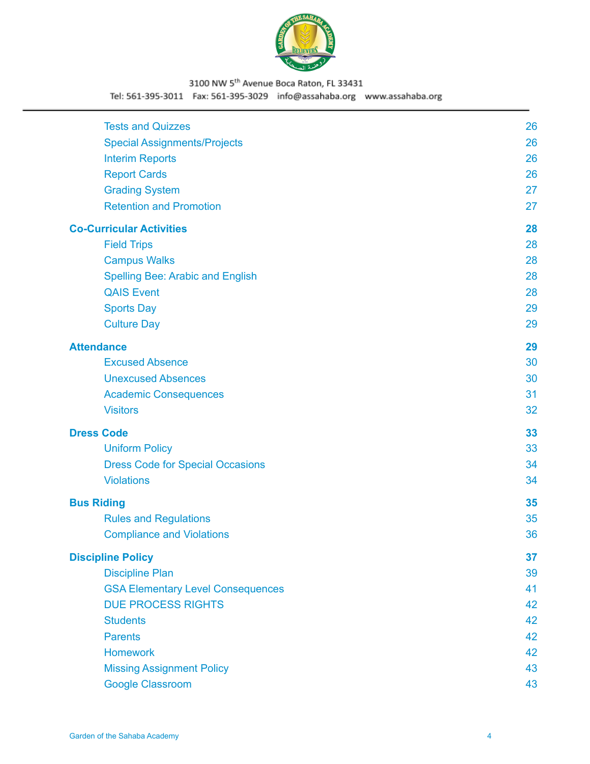| | |
|---|---|
| Tests and Quizzes | 26 |
| Special Assignments/Projects | 26 |
| Interim Reports | 26 |
| Report Cards | 26 |
| Grading System | 27 |
| Retention and Promotion | 27 |
| **Co-Curricular Activities** | **28** |
| Field Trips | 28 |
| Campus Walks | 28 |
| Spelling Bee: Arabic and English | 28 |
| QAIS Event | 28 |
| Sports Day | 29 |
| Culture Day | 29 |
| **Attendance** | **29** |
| Excused Absence | 30 |
| Unexcused Absences | 30 |
| Academic Consequences | 31 |
| Visitors | 32 |
| **Dress Code** | **33** |
| Uniform Policy | 33 |
| Dress Code for Special Occasions | 34 |
| Violations | 34 |
| **Bus Riding** | **35** |
| Rules and Regulations | 35 |
| Compliance and Violations | 36 |
| **Discipline Policy** | **37** |
| Discipline Plan | 39 |
| GSA Elementary Level Consequences | 41 |
| DUE PROCESS RIGHTS | 42 |
| Students | 42 |
| Parents | 42 |
| Homework | 42 |
| Missing Assignment Policy | 43 |
| Google Classroom | 43 |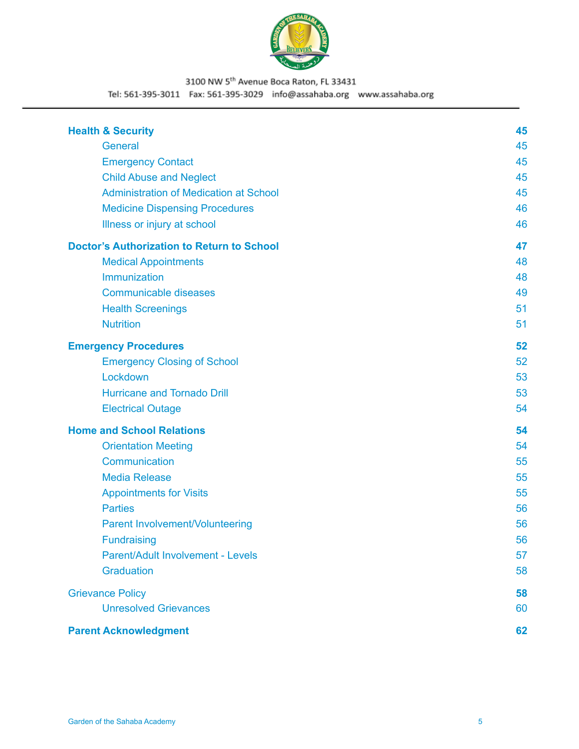3100 NW 5th Avenue Boca Raton, FL 33431
Tel: 561-395-3011 Fax: 561-395-3029 info@assahaba.org www.assahaba.org

| | |
|---|---|
| **Health & Security** | **45** |
| General | 45 |
| Emergency Contact | 45 |
| Child Abuse and Neglect | 45 |
| Administration of Medication at School | 45 |
| Medicine Dispensing Procedures | 46 |
| Illness or injury at school | 46 |
| **Doctor's Authorization to Return to School** | **47** |
| Medical Appointments | 48 |
| Immunization | 48 |
| Communicable diseases | 49 |
| Health Screenings | 51 |
| Nutrition | 51 |
| **Emergency Procedures** | **52** |
| Emergency Closing of School | 52 |
| Lockdown | 53 |
| Hurricane and Tornado Drill | 53 |
| Electrical Outage | 54 |
| **Home and School Relations** | **54** |
| Orientation Meeting | 54 |
| Communication | 55 |
| Media Release | 55 |
| Appointments for Visits | 55 |
| Parties | 56 |
| Parent Involvement/Volunteering | 56 |
| Fundraising | 56 |
| Parent/Adult Involvement - Levels | 57 |
| Graduation | 58 |
| Grievance Policy | **58** |
| Unresolved Grievances | 60 |
| **Parent Acknowledgment** | **62** |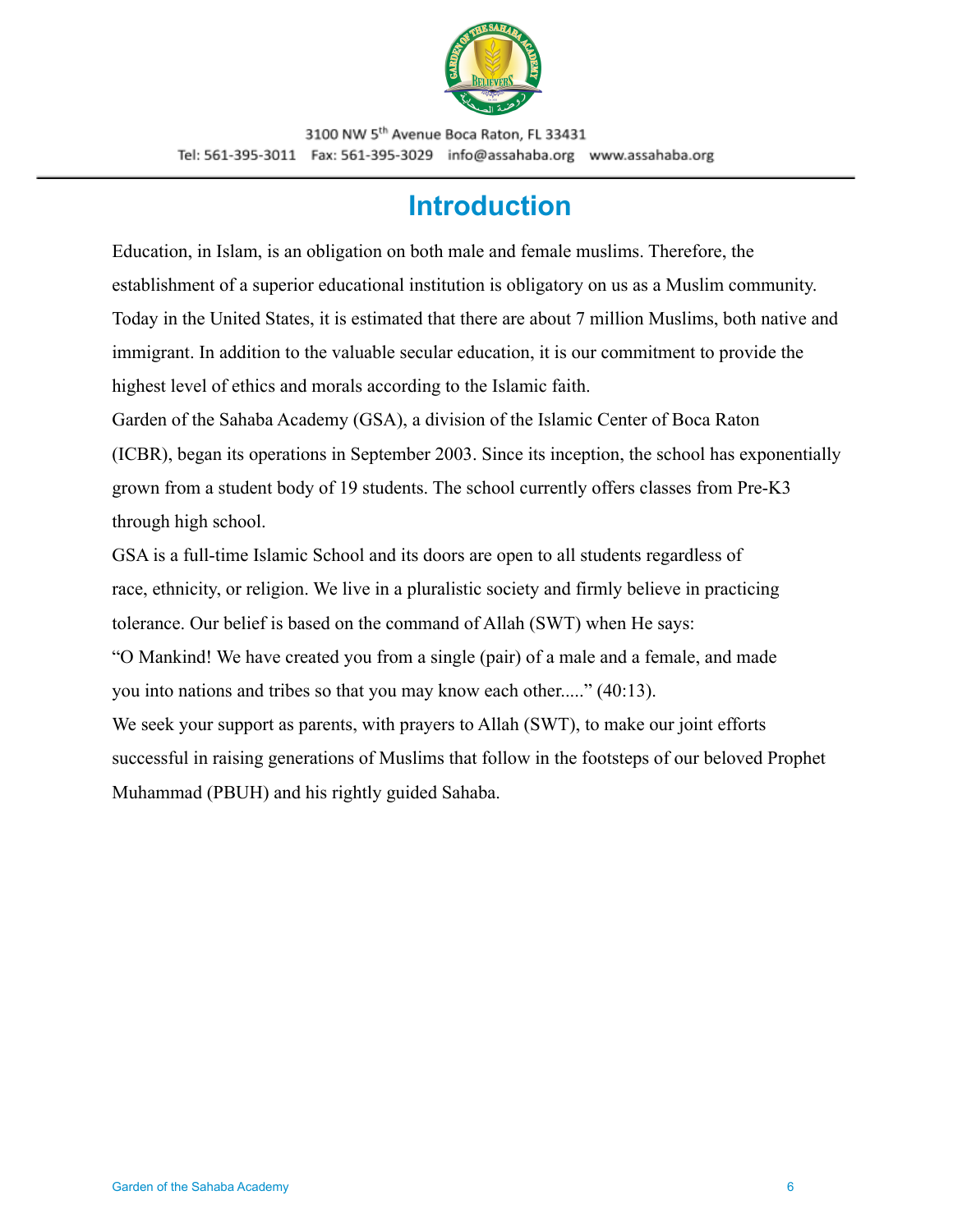3100 NW 5th Avenue Boca Raton, FL 33431
Tel: 561-395-3011 Fax: 561-395-3029 info@assahaba.org www.assahaba.org

# Introduction

Education, in Islam, is an obligation on both male and female muslims. Therefore, the establishment of a superior educational institution is obligatory on us as a Muslim community. Today in the United States, it is estimated that there are about 7 million Muslims, both native and immigrant. In addition to the valuable secular education, it is our commitment to provide the highest level of ethics and morals according to the Islamic faith.

Garden of the Sahaba Academy (GSA), a division of the Islamic Center of Boca Raton (ICBR), began its operations in September 2003. Since its inception, the school has exponentially grown from a student body of 19 students. The school currently offers classes from Pre-K3 through high school.

GSA is a full-time Islamic School and its doors are open to all students regardless of race, ethnicity, or religion. We live in a pluralistic society and firmly believe in practicing tolerance. Our belief is based on the command of Allah (SWT) when He says:

"O Mankind! We have created you from a single (pair) of a male and a female, and made you into nations and tribes so that you may know each other....." (40:13).

We seek your support as parents, with prayers to Allah (SWT), to make our joint efforts successful in raising generations of Muslims that follow in the footsteps of our beloved Prophet Muhammad (PBUH) and his rightly guided Sahaba.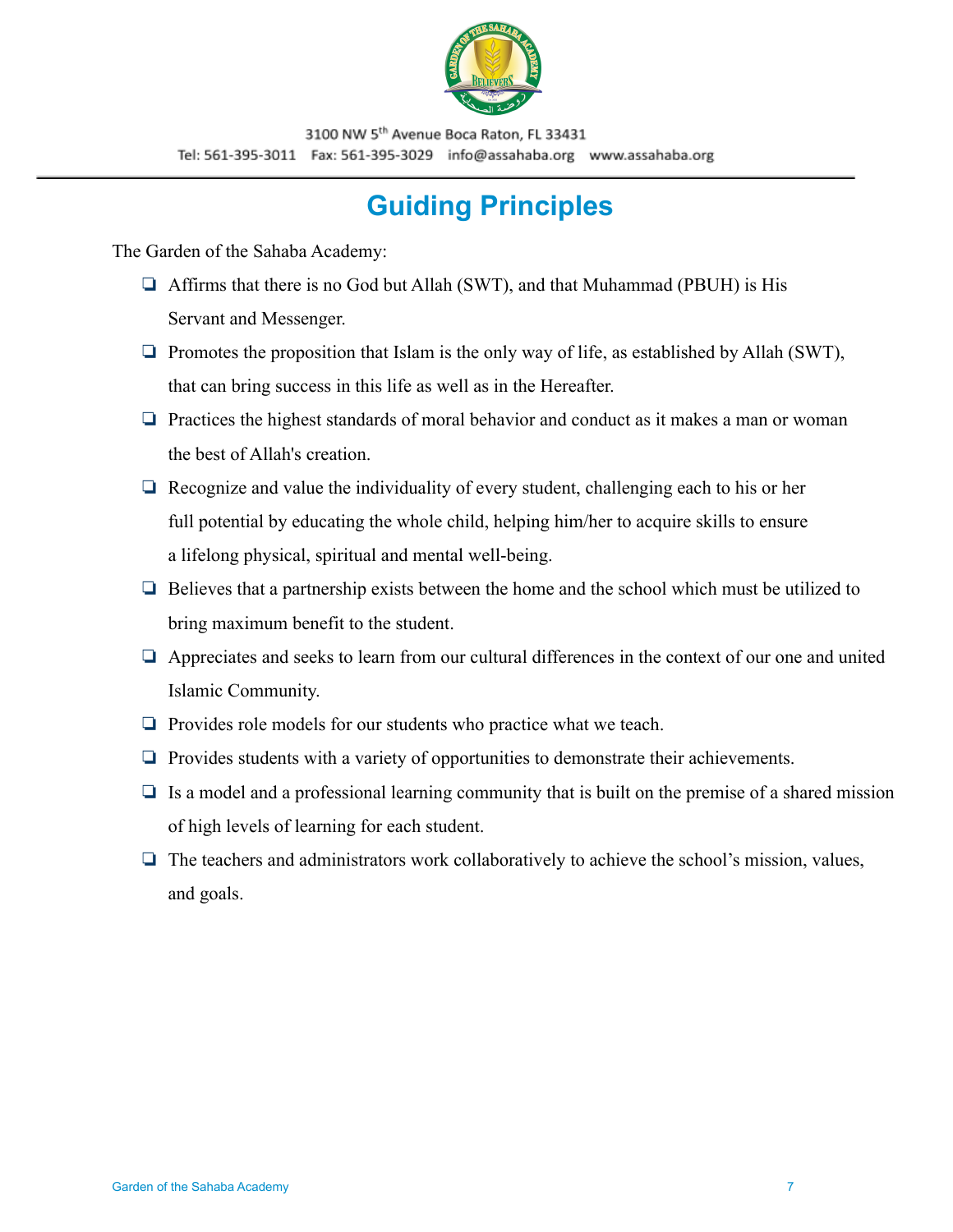3100 NW 5th Avenue Boca Raton, FL 33431
Tel: 561-395-3011 Fax: 561-395-3029 info@assahaba.org www.assahaba.org

# Guiding Principles

The Garden of the Sahaba Academy:

- Affirms that there is no God but Allah (SWT), and that Muhammad (PBUH) is His Servant and Messenger.
- Promotes the proposition that Islam is the only way of life, as established by Allah (SWT), that can bring success in this life as well as in the Hereafter.
- Practices the highest standards of moral behavior and conduct as it makes a man or woman the best of Allah's creation.
- Recognize and value the individuality of every student, challenging each to his or her full potential by educating the whole child, helping him/her to acquire skills to ensure a lifelong physical, spiritual and mental well-being.
- Believes that a partnership exists between the home and the school which must be utilized to bring maximum benefit to the student.
- Appreciates and seeks to learn from our cultural differences in the context of our one and united Islamic Community.
- Provides role models for our students who practice what we teach.
- Provides students with a variety of opportunities to demonstrate their achievements.
- Is a model and a professional learning community that is built on the premise of a shared mission of high levels of learning for each student.
- The teachers and administrators work collaboratively to achieve the school's mission, values, and goals.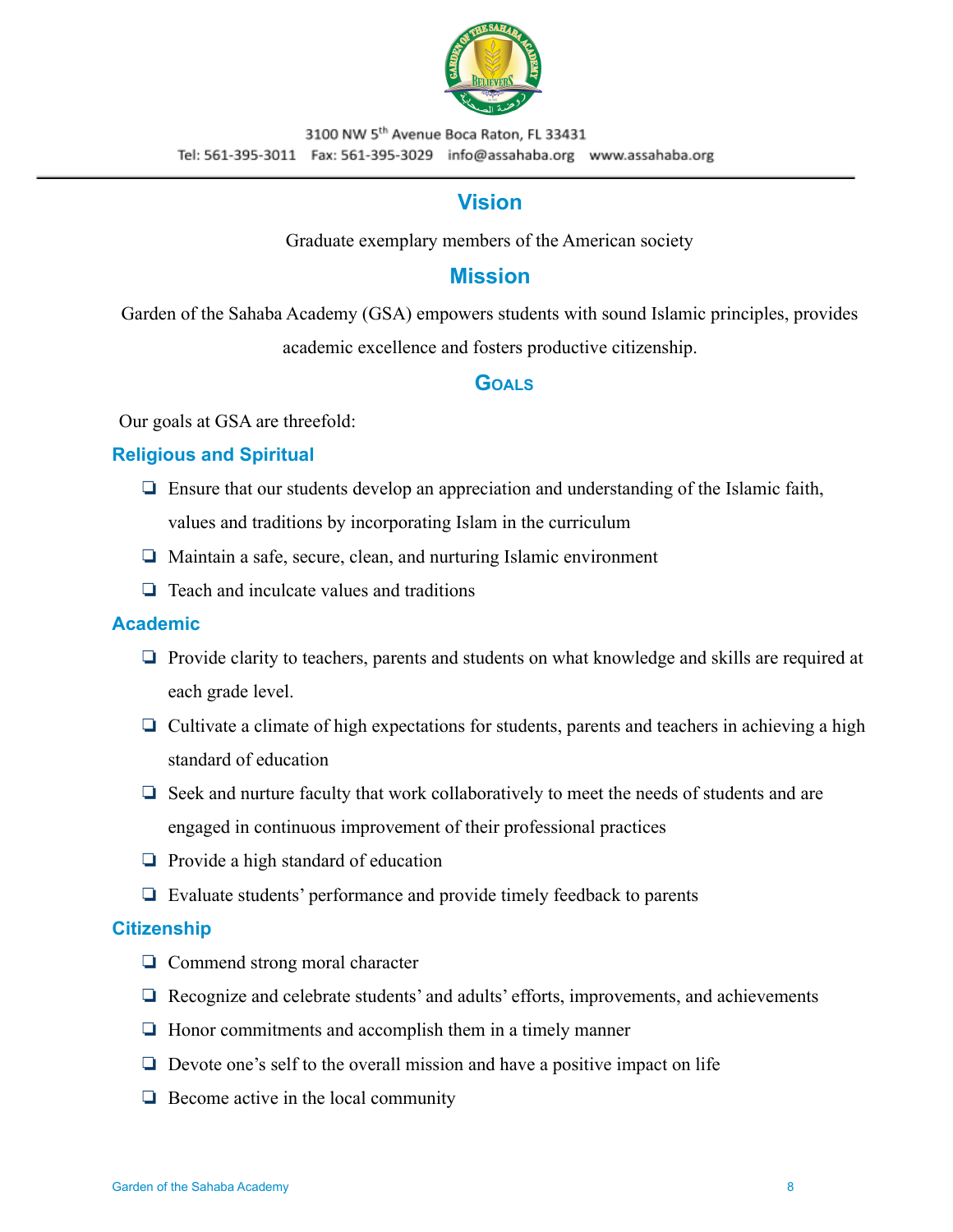3100 NW 5th Avenue Boca Raton, FL 33431

Tel: 561-395-3011 Fax: 561-395-3029 info@assahaba.org www.assahaba.org

## Vision

Graduate exemplary members of the American society

## Mission

Garden of the Sahaba Academy (GSA) empowers students with sound Islamic principles, provides academic excellence and fosters productive citizenship.

## Goals

Our goals at GSA are threefold:

### Religious and Spiritual

- Ensure that our students develop an appreciation and understanding of the Islamic faith, values and traditions by incorporating Islam in the curriculum
- Maintain a safe, secure, clean, and nurturing Islamic environment
- Teach and inculcate values and traditions

### Academic

- Provide clarity to teachers, parents and students on what knowledge and skills are required at each grade level.
- Cultivate a climate of high expectations for students, parents and teachers in achieving a high standard of education
- Seek and nurture faculty that work collaboratively to meet the needs of students and are engaged in continuous improvement of their professional practices
- Provide a high standard of education
- Evaluate students' performance and provide timely feedback to parents

### Citizenship

- Commend strong moral character
- Recognize and celebrate students' and adults' efforts, improvements, and achievements
- Honor commitments and accomplish them in a timely manner
- Devote one's self to the overall mission and have a positive impact on life
- Become active in the local community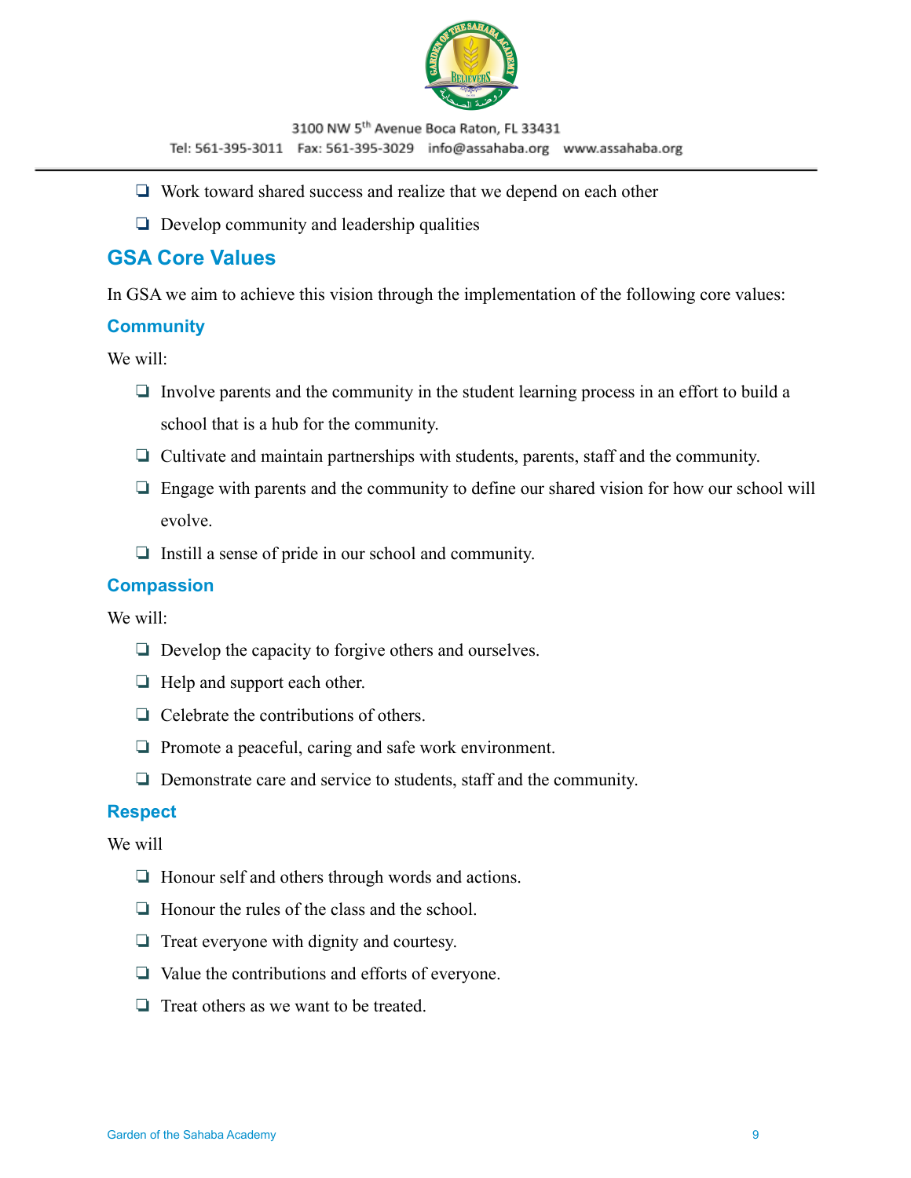- Work toward shared success and realize that we depend on each other
- Develop community and leadership qualities

## GSA Core Values

In GSA we aim to achieve this vision through the implementation of the following core values:

### Community

We will:

- Involve parents and the community in the student learning process in an effort to build a school that is a hub for the community.
- Cultivate and maintain partnerships with students, parents, staff and the community.
- Engage with parents and the community to define our shared vision for how our school will evolve.
- Instill a sense of pride in our school and community.

### Compassion

We will:

- Develop the capacity to forgive others and ourselves.
- Help and support each other.
- Celebrate the contributions of others.
- Promote a peaceful, caring and safe work environment.
- Demonstrate care and service to students, staff and the community.

### Respect

We will

- Honour self and others through words and actions.
- Honour the rules of the class and the school.
- Treat everyone with dignity and courtesy.
- Value the contributions and efforts of everyone.
- Treat others as we want to be treated.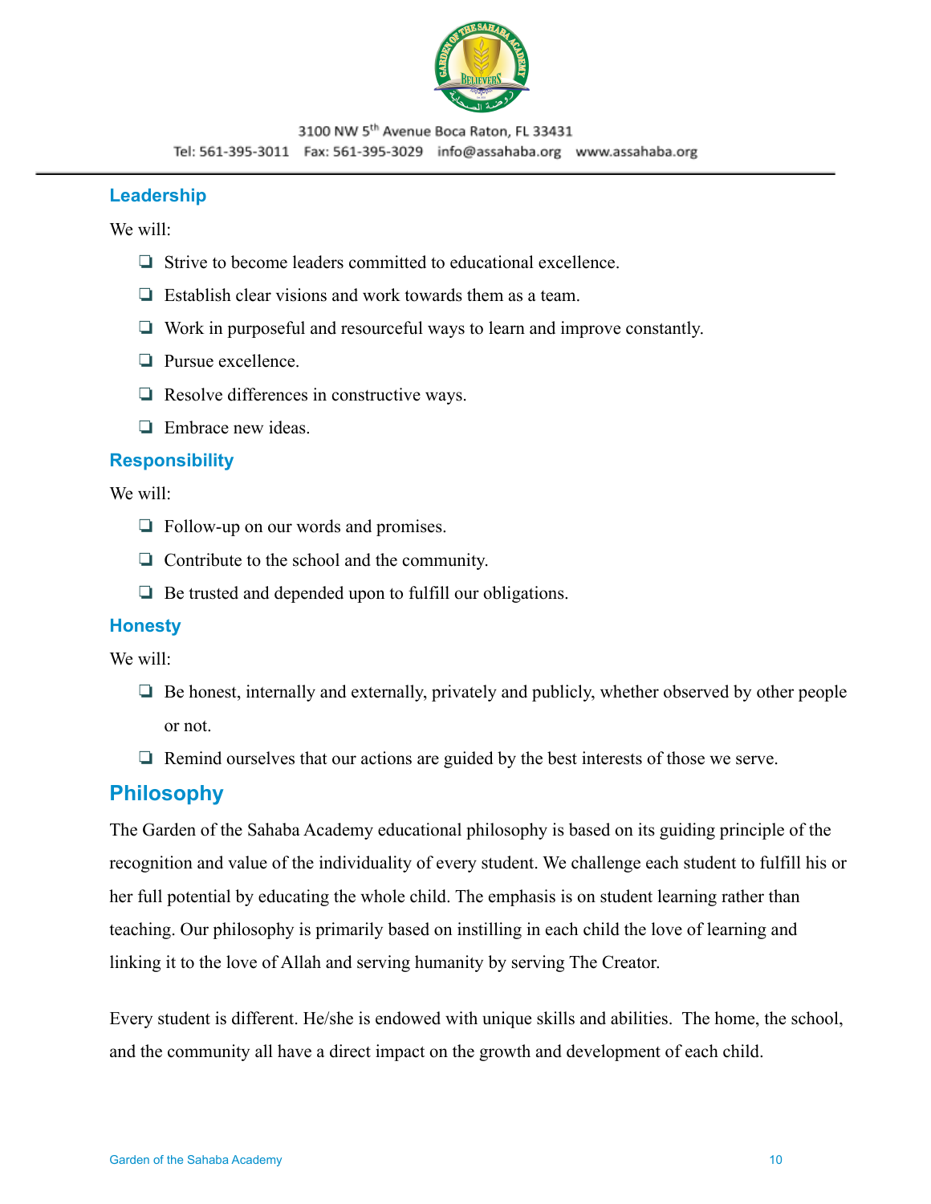### Leadership

We will:

- Strive to become leaders committed to educational excellence.
- Establish clear visions and work towards them as a team.
- Work in purposeful and resourceful ways to learn and improve constantly.
- Pursue excellence.
- Resolve differences in constructive ways.
- Embrace new ideas.

### Responsibility

We will:

- Follow-up on our words and promises.
- Contribute to the school and the community.
- Be trusted and depended upon to fulfill our obligations.

### Honesty

We will:

- Be honest, internally and externally, privately and publicly, whether observed by other people or not.
- Remind ourselves that our actions are guided by the best interests of those we serve.

## Philosophy

The Garden of the Sahaba Academy educational philosophy is based on its guiding principle of the recognition and value of the individuality of every student. We challenge each student to fulfill his or her full potential by educating the whole child. The emphasis is on student learning rather than teaching. Our philosophy is primarily based on instilling in each child the love of learning and linking it to the love of Allah and serving humanity by serving The Creator.

Every student is different. He/she is endowed with unique skills and abilities. The home, the school, and the community all have a direct impact on the growth and development of each child.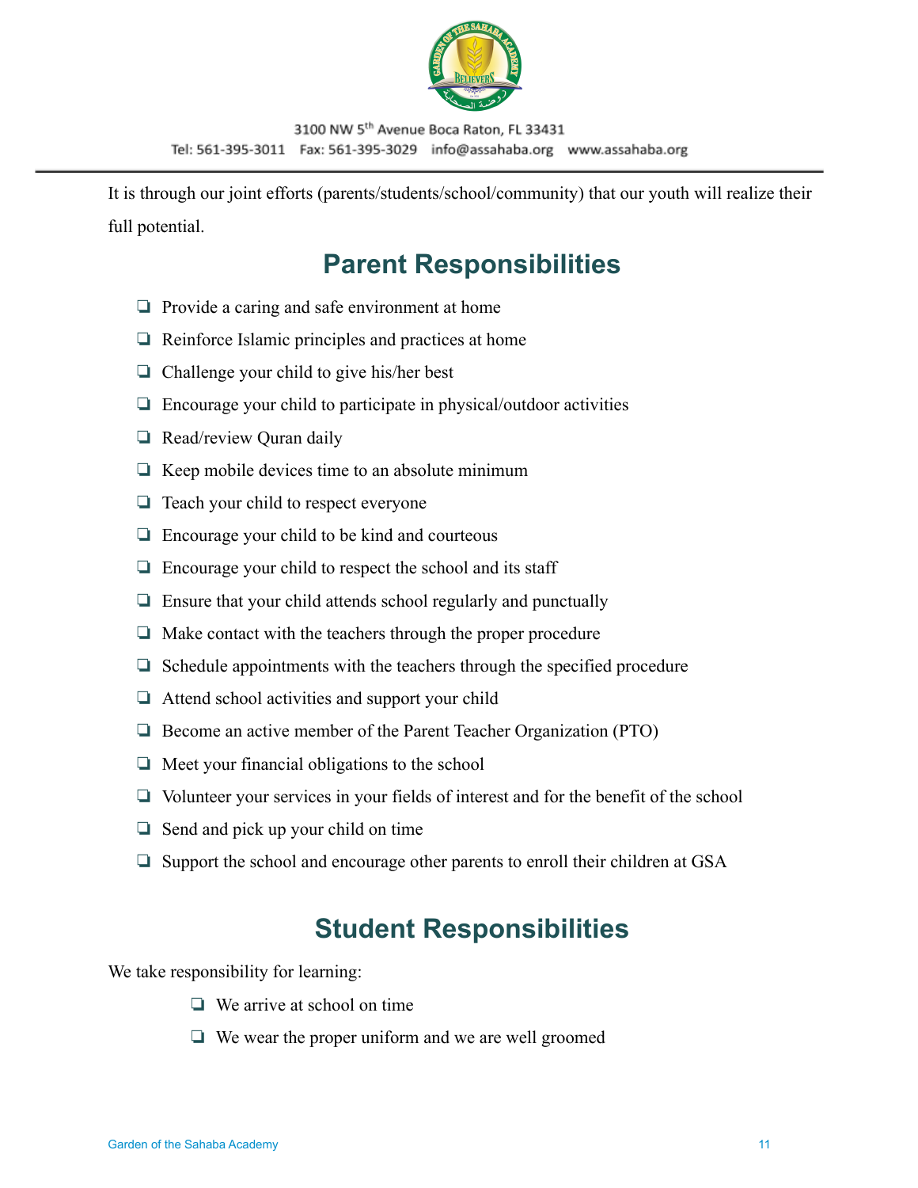It is through our joint efforts (parents/students/school/community) that our youth will realize their full potential.

## Parent Responsibilities

- Provide a caring and safe environment at home
- Reinforce Islamic principles and practices at home
- Challenge your child to give his/her best
- Encourage your child to participate in physical/outdoor activities
- Read/review Quran daily
- Keep mobile devices time to an absolute minimum
- Teach your child to respect everyone
- Encourage your child to be kind and courteous
- Encourage your child to respect the school and its staff
- Ensure that your child attends school regularly and punctually
- Make contact with the teachers through the proper procedure
- Schedule appointments with the teachers through the specified procedure
- Attend school activities and support your child
- Become an active member of the Parent Teacher Organization (PTO)
- Meet your financial obligations to the school
- Volunteer your services in your fields of interest and for the benefit of the school
- Send and pick up your child on time
- Support the school and encourage other parents to enroll their children at GSA

## Student Responsibilities

We take responsibility for learning:

- We arrive at school on time
- We wear the proper uniform and we are well groomed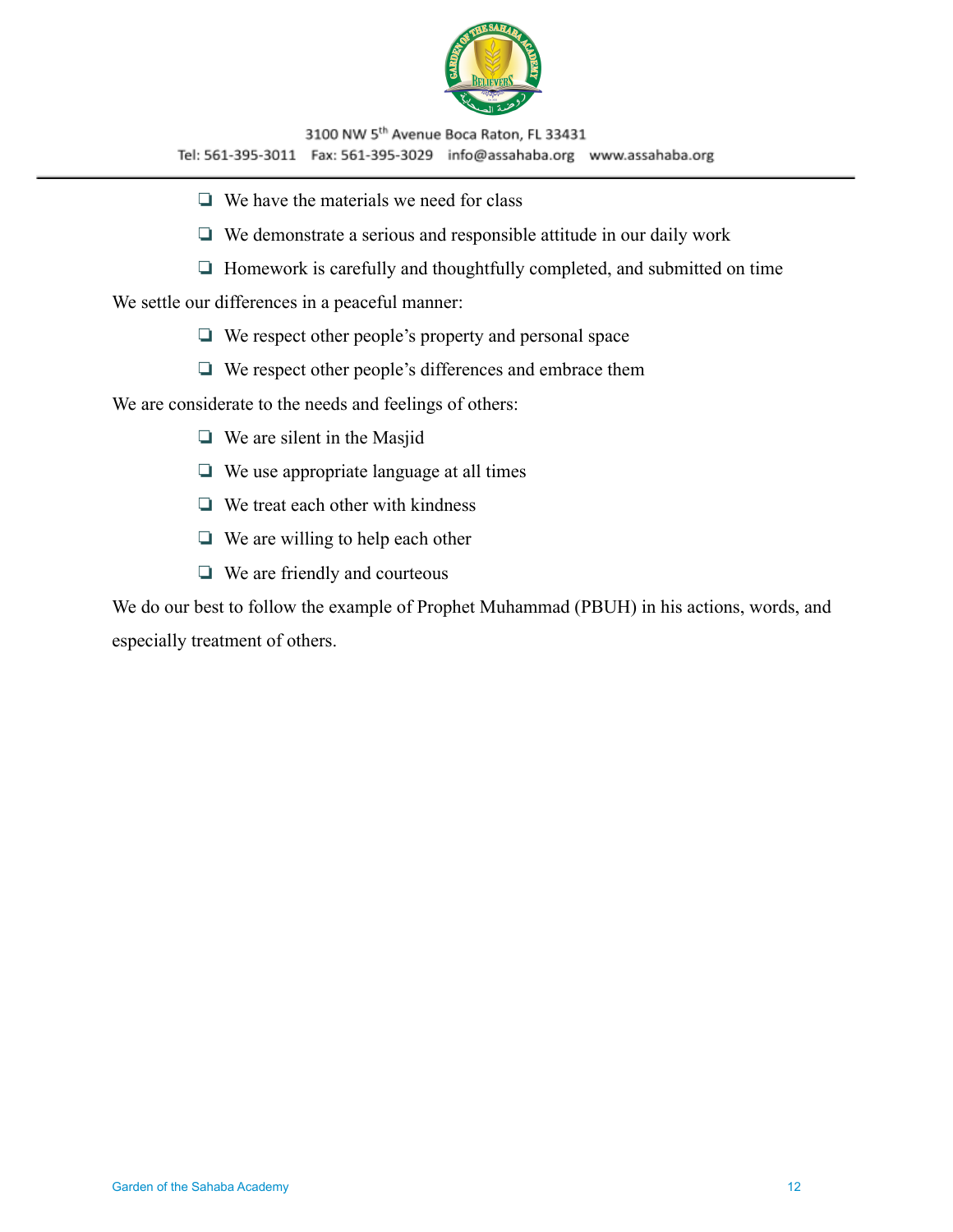- We have the materials we need for class
- We demonstrate a serious and responsible attitude in our daily work
- Homework is carefully and thoughtfully completed, and submitted on time

We settle our differences in a peaceful manner:

- We respect other people's property and personal space
- We respect other people's differences and embrace them

We are considerate to the needs and feelings of others:

- We are silent in the Masjid
- We use appropriate language at all times
- We treat each other with kindness
- We are willing to help each other
- We are friendly and courteous

We do our best to follow the example of Prophet Muhammad (PBUH) in his actions, words, and especially treatment of others.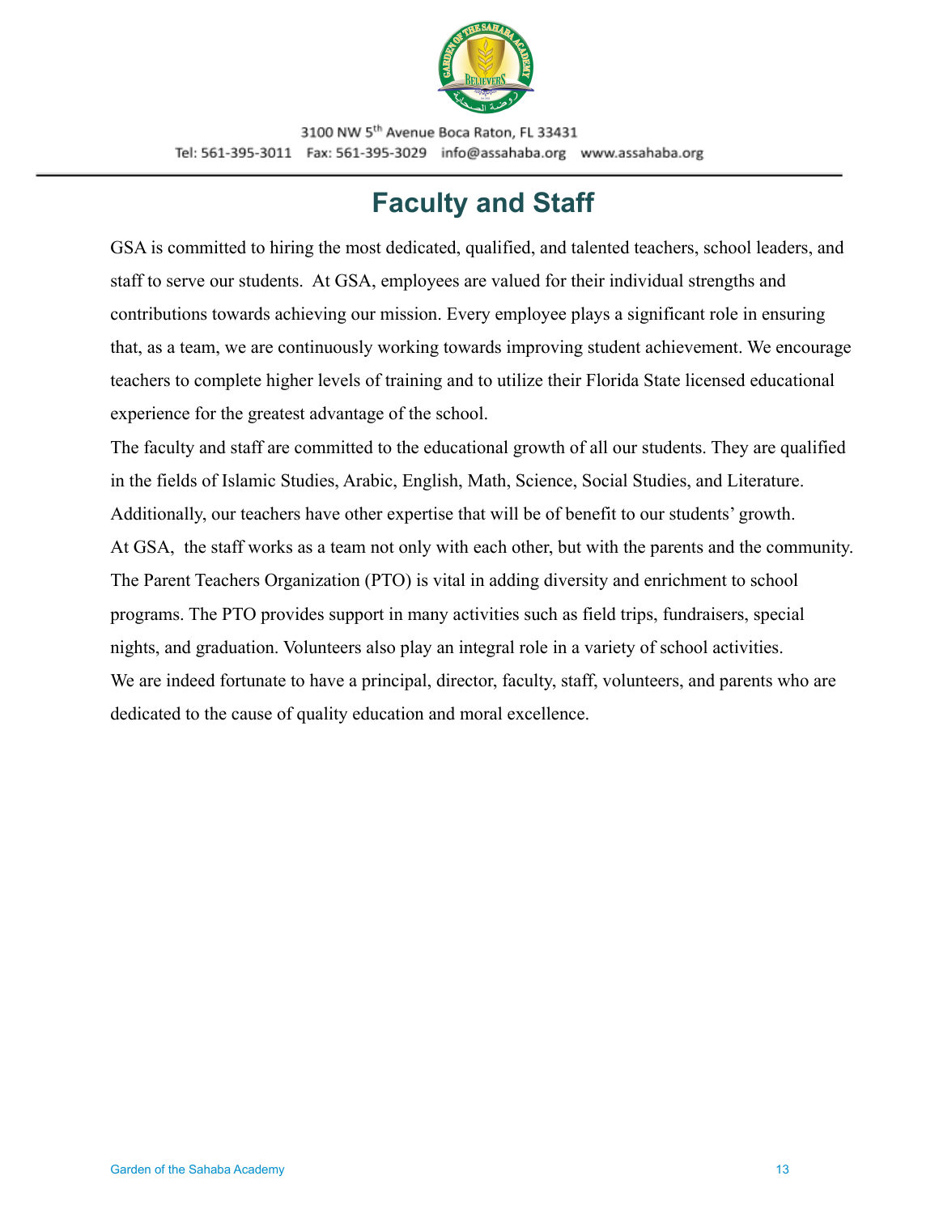# Faculty and Staff

GSA is committed to hiring the most dedicated, qualified, and talented teachers, school leaders, and staff to serve our students. At GSA, employees are valued for their individual strengths and contributions towards achieving our mission. Every employee plays a significant role in ensuring that, as a team, we are continuously working towards improving student achievement. We encourage teachers to complete higher levels of training and to utilize their Florida State licensed educational experience for the greatest advantage of the school.

The faculty and staff are committed to the educational growth of all our students. They are qualified in the fields of Islamic Studies, Arabic, English, Math, Science, Social Studies, and Literature. Additionally, our teachers have other expertise that will be of benefit to our students' growth.

At GSA, the staff works as a team not only with each other, but with the parents and the community. The Parent Teachers Organization (PTO) is vital in adding diversity and enrichment to school programs. The PTO provides support in many activities such as field trips, fundraisers, special nights, and graduation. Volunteers also play an integral role in a variety of school activities.

We are indeed fortunate to have a principal, director, faculty, staff, volunteers, and parents who are dedicated to the cause of quality education and moral excellence.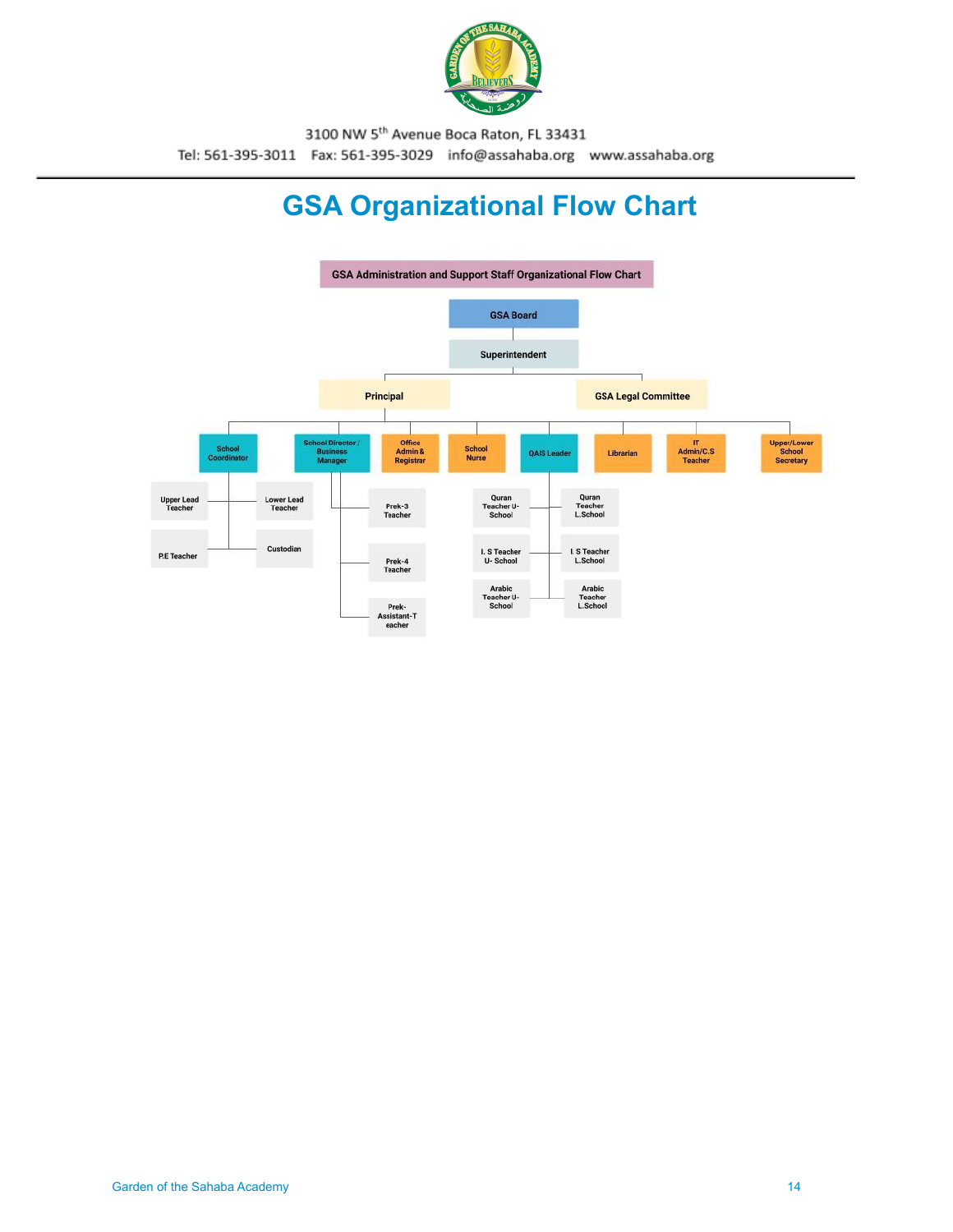3100 NW 5th Avenue Boca Raton, FL 33431

Tel: 561-395-3011 Fax: 561-395-3029 info@assahaba.org www.assahaba.org

# GSA Organizational Flow Chart

**GSA Administration and Support Staff Organizational Flow Chart**

- GSA Board
  - Superintendent
    - Principal
      - School Coordinator
        - Upper Lead Teacher
        - Lower Lead Teacher
        - P.E Teacher
        - Custodian
      - School Director / Business Manager
        - Prek-3 Teacher
        - Prek-4 Teacher
        - Prek-Assistant-Teacher
      - Office Admin & Registrar
      - School Nurse
      - QAIS Leader
        - Quran Teacher U-School
        - Quran Teacher L.School
        - I. S Teacher U- School
        - I. S Teacher L.School
        - Arabic Teacher U-School
        - Arabic Teacher L.School
      - Librarian
      - IT Admin/C.S Teacher
      - Upper/Lower School Secretary
    - GSA Legal Committee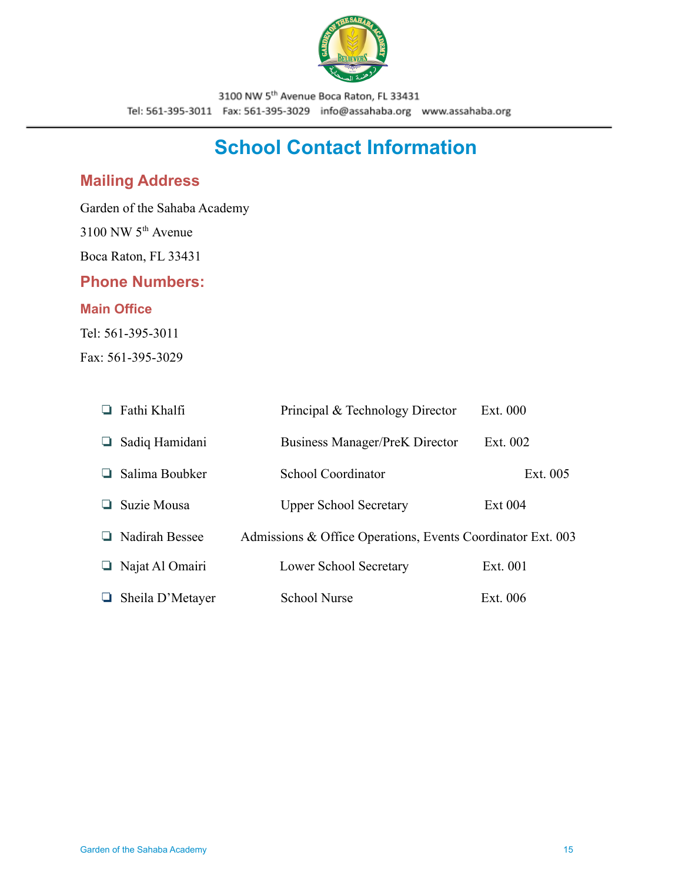3100 NW 5th Avenue Boca Raton, FL 33431

Tel: 561-395-3011 Fax: 561-395-3029 info@assahaba.org www.assahaba.org

# School Contact Information

## Mailing Address

Garden of the Sahaba Academy

3100 NW 5th Avenue

Boca Raton, FL 33431

## Phone Numbers:

### Main Office

Tel: 561-395-3011

Fax: 561-395-3029

- Fathi Khalfi — Principal & Technology Director — Ext. 000
- Sadiq Hamidani — Business Manager/PreK Director — Ext. 002
- Salima Boubker — School Coordinator — Ext. 005
- Suzie Mousa — Upper School Secretary — Ext 004
- Nadirah Bessee — Admissions & Office Operations, Events Coordinator — Ext. 003
- Najat Al Omairi — Lower School Secretary — Ext. 001
- Sheila D'Metayer — School Nurse — Ext. 006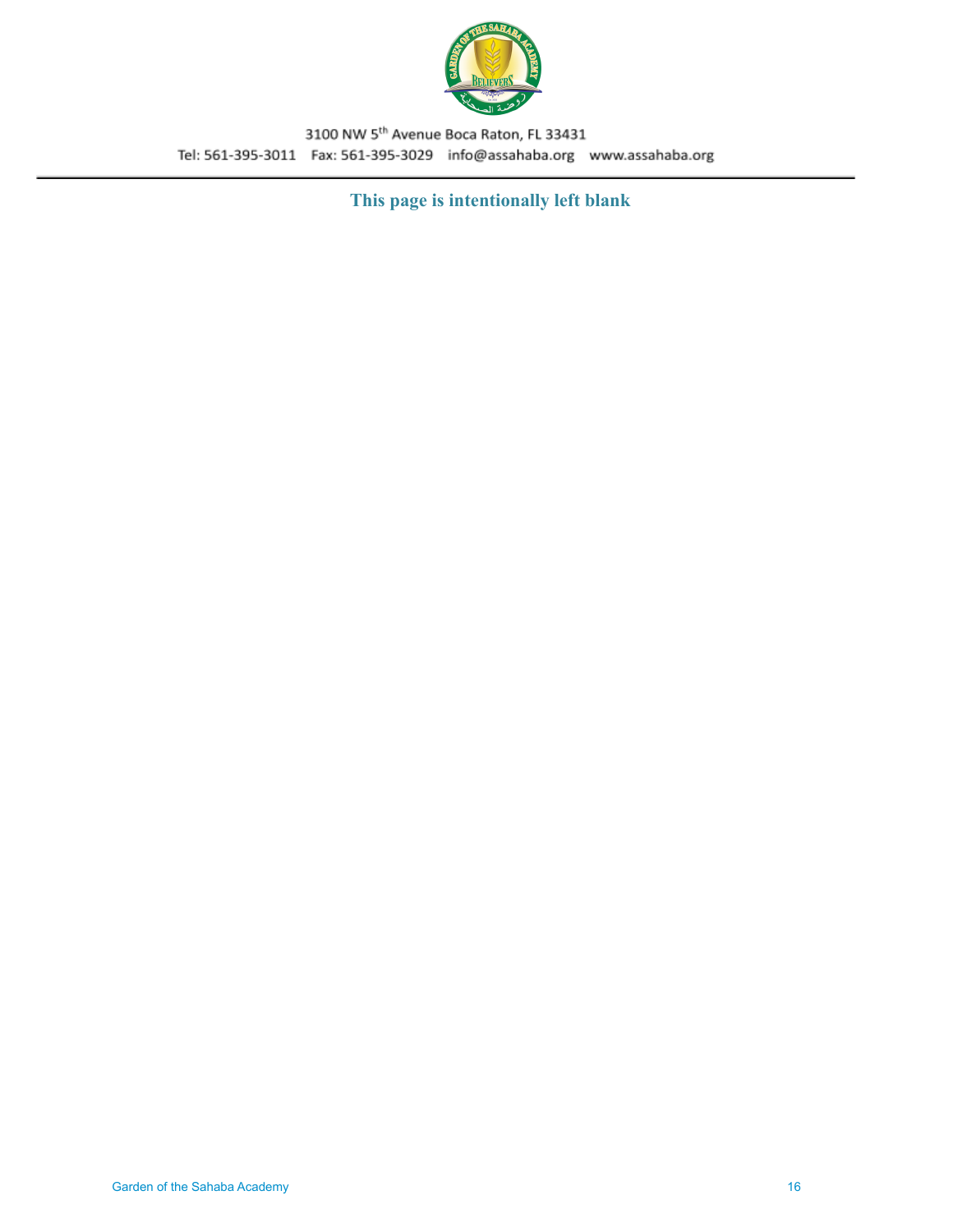3100 NW 5th Avenue Boca Raton, FL 33431

Tel: 561-395-3011 Fax: 561-395-3029 info@assahaba.org www.assahaba.org

**This page is intentionally left blank**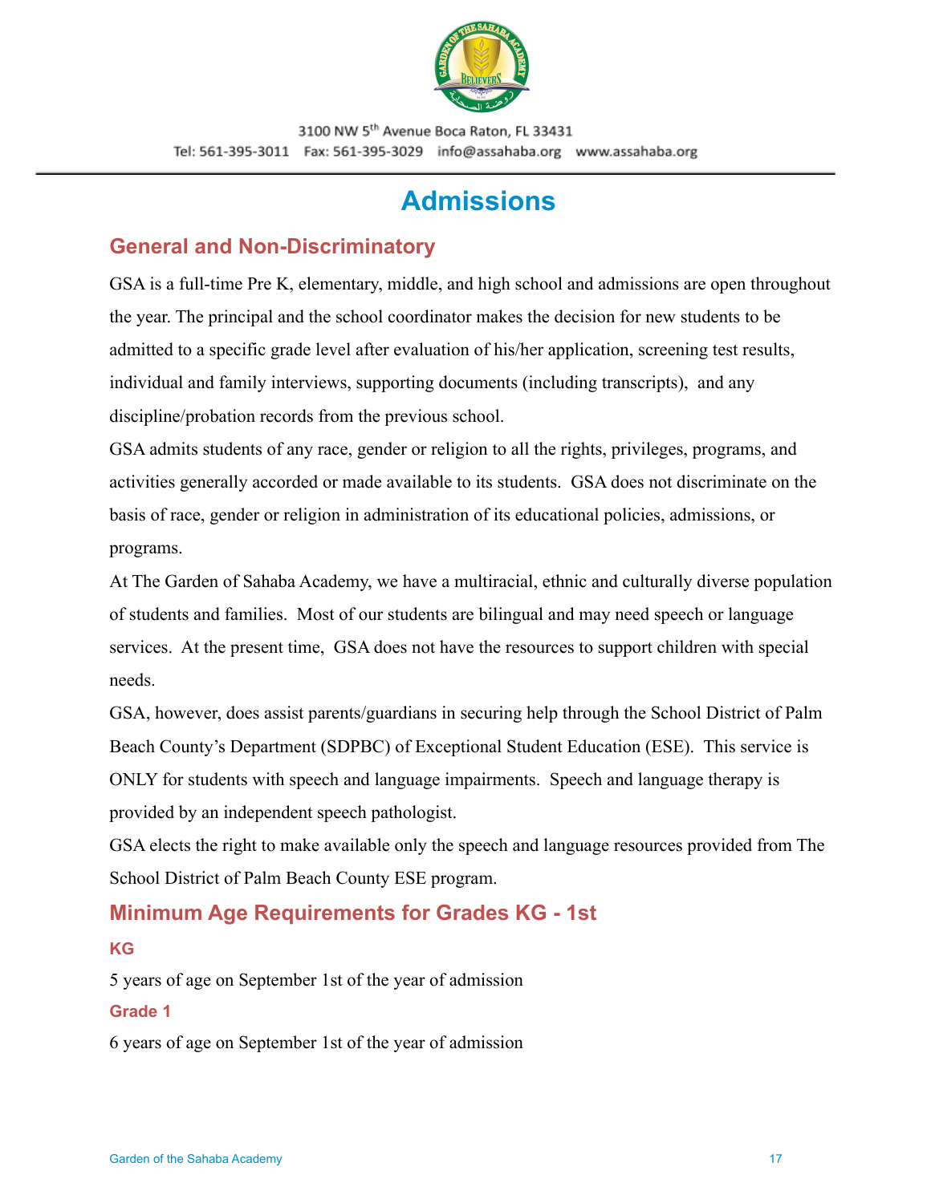# Admissions

## General and Non-Discriminatory

GSA is a full-time Pre K, elementary, middle, and high school and admissions are open throughout the year. The principal and the school coordinator makes the decision for new students to be admitted to a specific grade level after evaluation of his/her application, screening test results, individual and family interviews, supporting documents (including transcripts), and any discipline/probation records from the previous school.

GSA admits students of any race, gender or religion to all the rights, privileges, programs, and activities generally accorded or made available to its students. GSA does not discriminate on the basis of race, gender or religion in administration of its educational policies, admissions, or programs.

At The Garden of Sahaba Academy, we have a multiracial, ethnic and culturally diverse population of students and families. Most of our students are bilingual and may need speech or language services. At the present time, GSA does not have the resources to support children with special needs.

GSA, however, does assist parents/guardians in securing help through the School District of Palm Beach County's Department (SDPBC) of Exceptional Student Education (ESE). This service is ONLY for students with speech and language impairments. Speech and language therapy is provided by an independent speech pathologist.

GSA elects the right to make available only the speech and language resources provided from The School District of Palm Beach County ESE program.

## Minimum Age Requirements for Grades KG - 1st

### KG

5 years of age on September 1st of the year of admission

### Grade 1

6 years of age on September 1st of the year of admission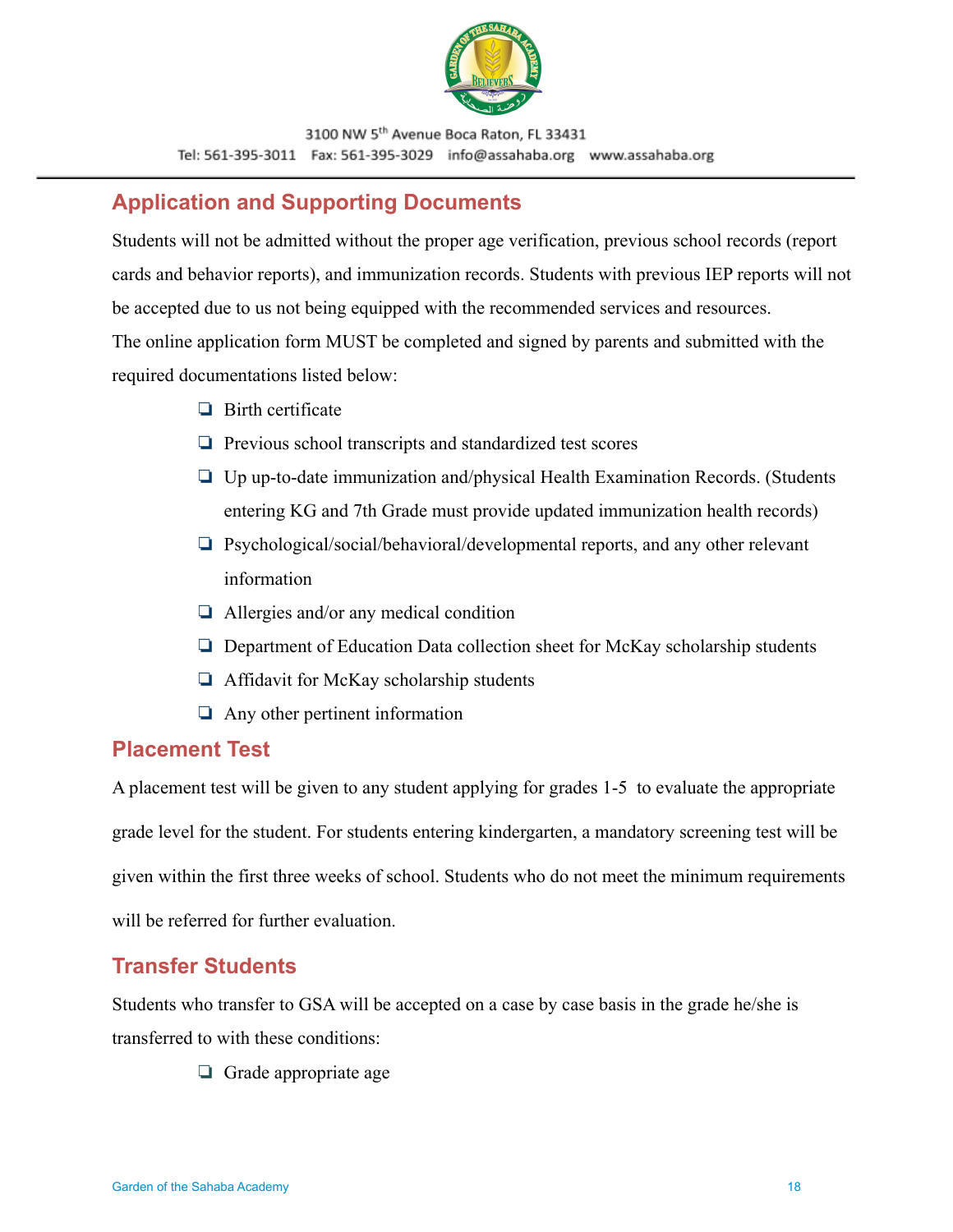## Application and Supporting Documents

Students will not be admitted without the proper age verification, previous school records (report cards and behavior reports), and immunization records. Students with previous IEP reports will not be accepted due to us not being equipped with the recommended services and resources.
The online application form MUST be completed and signed by parents and submitted with the required documentations listed below:

- Birth certificate
- Previous school transcripts and standardized test scores
- Up up-to-date immunization and/physical Health Examination Records. (Students entering KG and 7th Grade must provide updated immunization health records)
- Psychological/social/behavioral/developmental reports, and any other relevant information
- Allergies and/or any medical condition
- Department of Education Data collection sheet for McKay scholarship students
- Affidavit for McKay scholarship students
- Any other pertinent information

## Placement Test

A placement test will be given to any student applying for grades 1-5 to evaluate the appropriate grade level for the student. For students entering kindergarten, a mandatory screening test will be given within the first three weeks of school. Students who do not meet the minimum requirements will be referred for further evaluation.

## Transfer Students

Students who transfer to GSA will be accepted on a case by case basis in the grade he/she is transferred to with these conditions:

- Grade appropriate age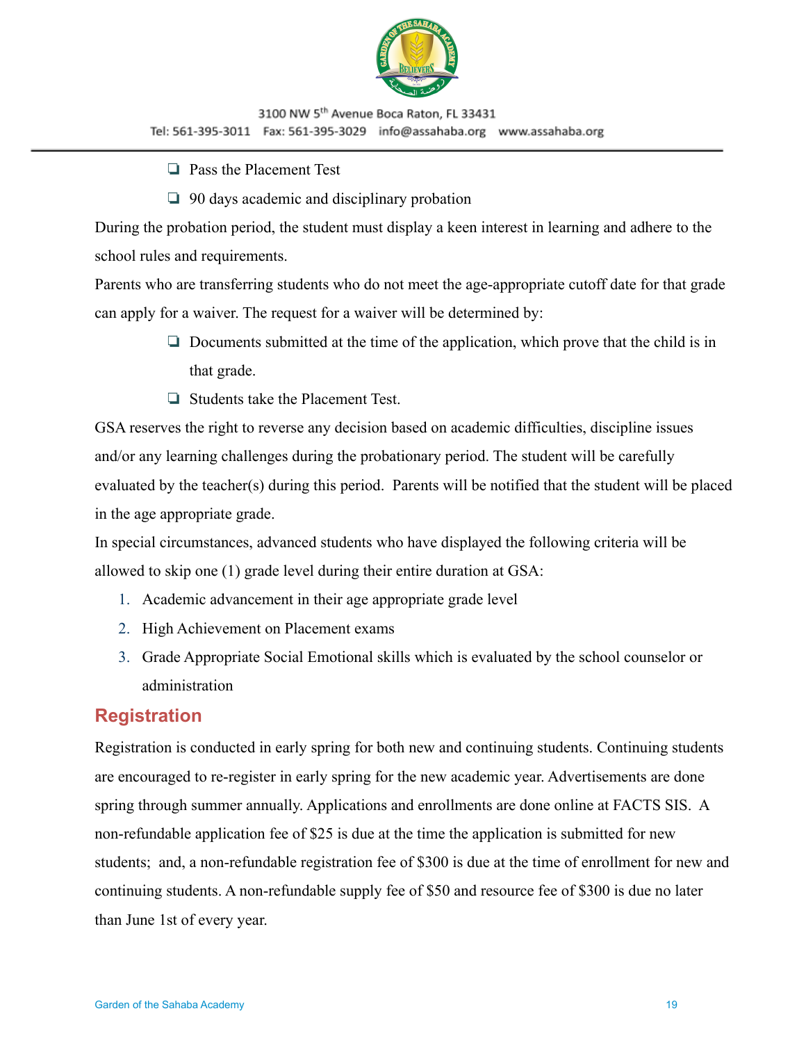- Pass the Placement Test
- 90 days academic and disciplinary probation

During the probation period, the student must display a keen interest in learning and adhere to the school rules and requirements.

Parents who are transferring students who do not meet the age-appropriate cutoff date for that grade can apply for a waiver. The request for a waiver will be determined by:

- Documents submitted at the time of the application, which prove that the child is in that grade.
- Students take the Placement Test.

GSA reserves the right to reverse any decision based on academic difficulties, discipline issues and/or any learning challenges during the probationary period. The student will be carefully evaluated by the teacher(s) during this period. Parents will be notified that the student will be placed in the age appropriate grade.

In special circumstances, advanced students who have displayed the following criteria will be allowed to skip one (1) grade level during their entire duration at GSA:

1. Academic advancement in their age appropriate grade level
2. High Achievement on Placement exams
3. Grade Appropriate Social Emotional skills which is evaluated by the school counselor or administration

## Registration

Registration is conducted in early spring for both new and continuing students. Continuing students are encouraged to re-register in early spring for the new academic year. Advertisements are done spring through summer annually. Applications and enrollments are done online at FACTS SIS. A non-refundable application fee of $25 is due at the time the application is submitted for new students; and, a non-refundable registration fee of $300 is due at the time of enrollment for new and continuing students. A non-refundable supply fee of $50 and resource fee of $300 is due no later than June 1st of every year.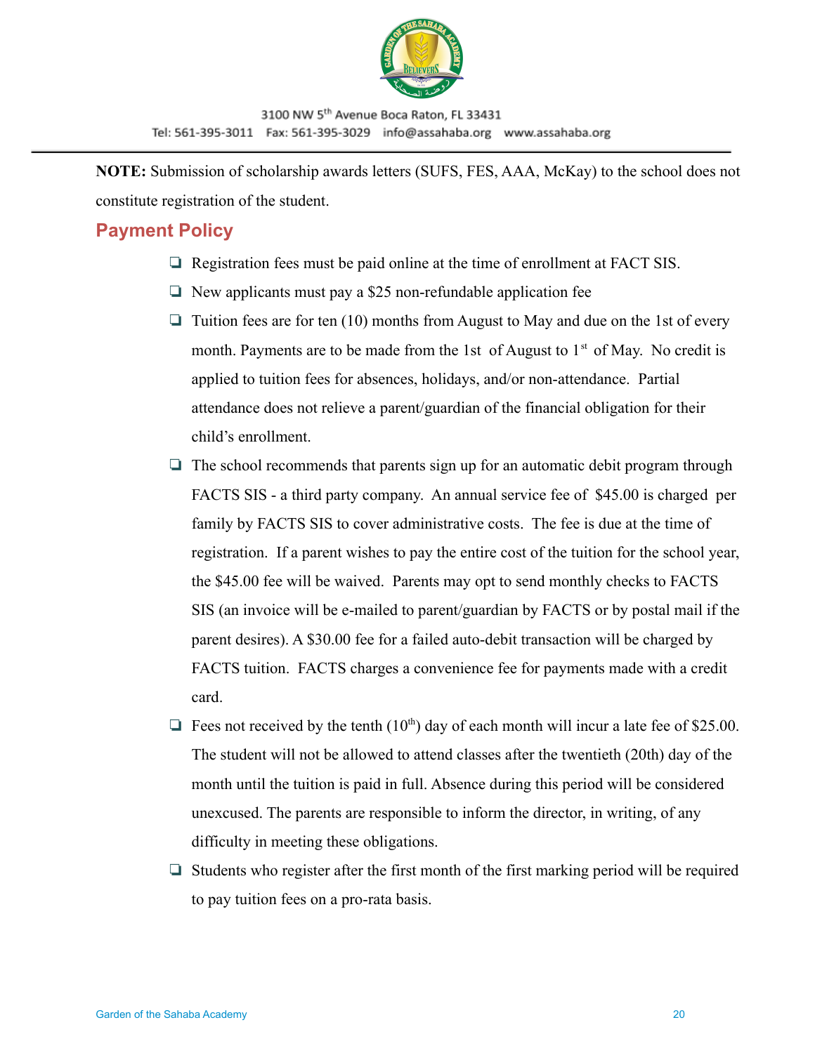**NOTE:** Submission of scholarship awards letters (SUFS, FES, AAA, McKay) to the school does not constitute registration of the student.

## Payment Policy

- Registration fees must be paid online at the time of enrollment at FACT SIS.
- New applicants must pay a $25 non-refundable application fee
- Tuition fees are for ten (10) months from August to May and due on the 1st of every month. Payments are to be made from the 1st of August to 1st of May. No credit is applied to tuition fees for absences, holidays, and/or non-attendance. Partial attendance does not relieve a parent/guardian of the financial obligation for their child's enrollment.
- The school recommends that parents sign up for an automatic debit program through FACTS SIS - a third party company. An annual service fee of $45.00 is charged per family by FACTS SIS to cover administrative costs. The fee is due at the time of registration. If a parent wishes to pay the entire cost of the tuition for the school year, the $45.00 fee will be waived. Parents may opt to send monthly checks to FACTS SIS (an invoice will be e-mailed to parent/guardian by FACTS or by postal mail if the parent desires). A $30.00 fee for a failed auto-debit transaction will be charged by FACTS tuition. FACTS charges a convenience fee for payments made with a credit card.
- Fees not received by the tenth (10th) day of each month will incur a late fee of $25.00. The student will not be allowed to attend classes after the twentieth (20th) day of the month until the tuition is paid in full. Absence during this period will be considered unexcused. The parents are responsible to inform the director, in writing, of any difficulty in meeting these obligations.
- Students who register after the first month of the first marking period will be required to pay tuition fees on a pro-rata basis.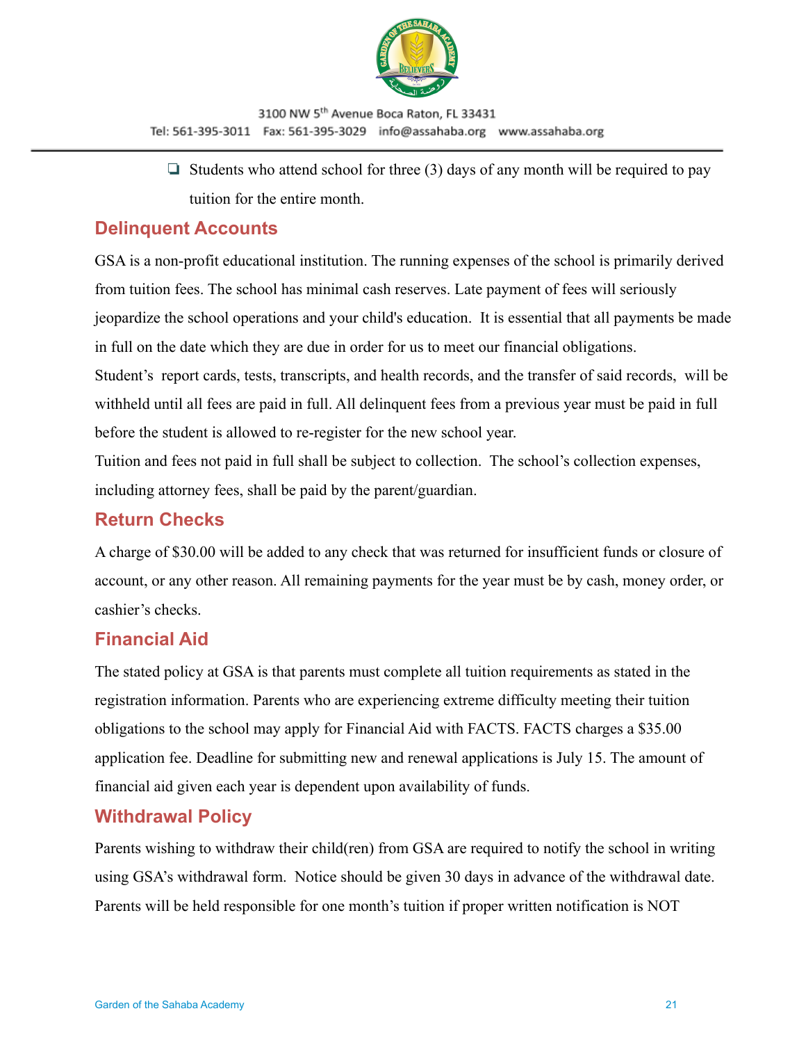- Students who attend school for three (3) days of any month will be required to pay tuition for the entire month.

## Delinquent Accounts

GSA is a non-profit educational institution. The running expenses of the school is primarily derived from tuition fees. The school has minimal cash reserves. Late payment of fees will seriously jeopardize the school operations and your child's education. It is essential that all payments be made in full on the date which they are due in order for us to meet our financial obligations.

Student's report cards, tests, transcripts, and health records, and the transfer of said records, will be withheld until all fees are paid in full. All delinquent fees from a previous year must be paid in full before the student is allowed to re-register for the new school year.

Tuition and fees not paid in full shall be subject to collection. The school's collection expenses, including attorney fees, shall be paid by the parent/guardian.

## Return Checks

A charge of $30.00 will be added to any check that was returned for insufficient funds or closure of account, or any other reason. All remaining payments for the year must be by cash, money order, or cashier's checks.

## Financial Aid

The stated policy at GSA is that parents must complete all tuition requirements as stated in the registration information. Parents who are experiencing extreme difficulty meeting their tuition obligations to the school may apply for Financial Aid with FACTS. FACTS charges a $35.00 application fee. Deadline for submitting new and renewal applications is July 15. The amount of financial aid given each year is dependent upon availability of funds.

## Withdrawal Policy

Parents wishing to withdraw their child(ren) from GSA are required to notify the school in writing using GSA's withdrawal form. Notice should be given 30 days in advance of the withdrawal date. Parents will be held responsible for one month's tuition if proper written notification is NOT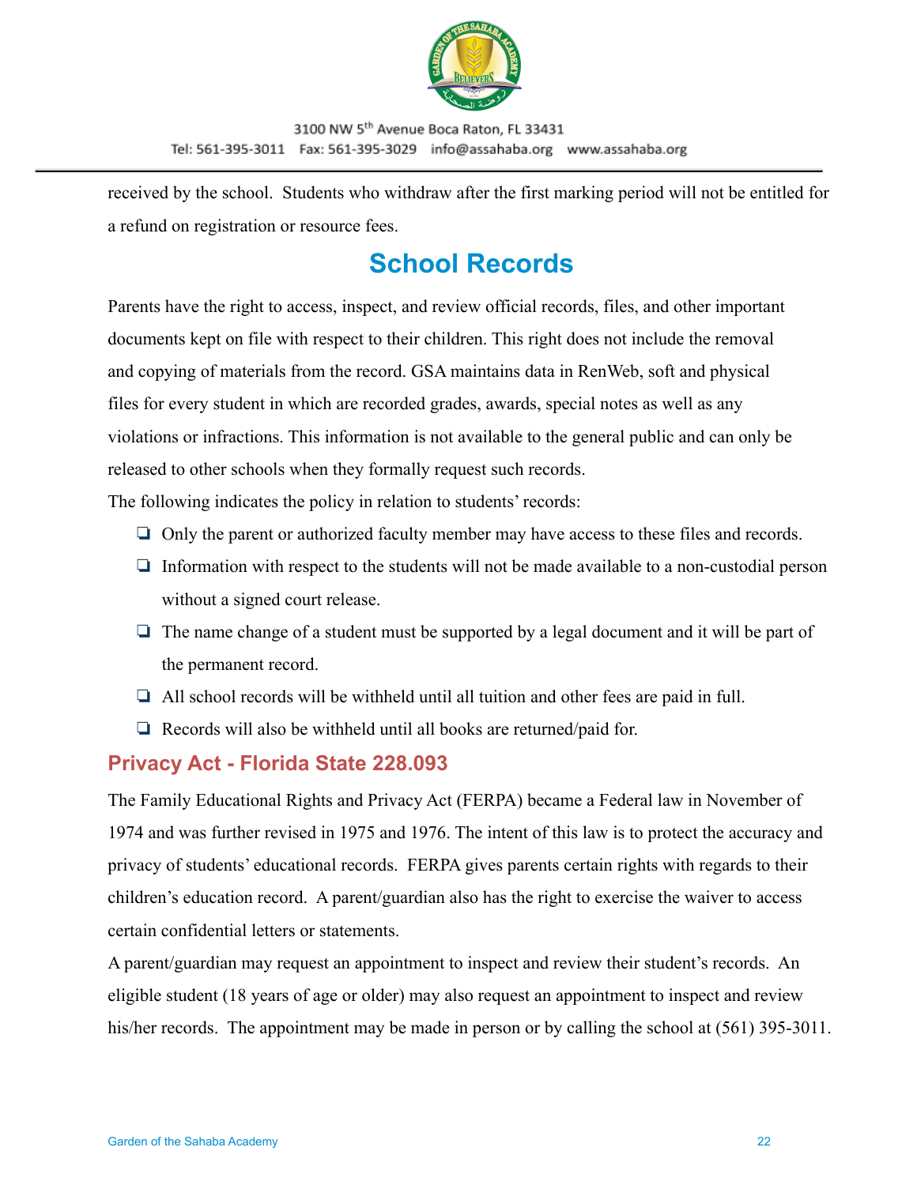received by the school. Students who withdraw after the first marking period will not be entitled for a refund on registration or resource fees.

# School Records

Parents have the right to access, inspect, and review official records, files, and other important documents kept on file with respect to their children. This right does not include the removal and copying of materials from the record. GSA maintains data in RenWeb, soft and physical files for every student in which are recorded grades, awards, special notes as well as any violations or infractions. This information is not available to the general public and can only be released to other schools when they formally request such records.

The following indicates the policy in relation to students' records:

- Only the parent or authorized faculty member may have access to these files and records.
- Information with respect to the students will not be made available to a non-custodial person without a signed court release.
- The name change of a student must be supported by a legal document and it will be part of the permanent record.
- All school records will be withheld until all tuition and other fees are paid in full.
- Records will also be withheld until all books are returned/paid for.

## Privacy Act - Florida State 228.093

The Family Educational Rights and Privacy Act (FERPA) became a Federal law in November of 1974 and was further revised in 1975 and 1976. The intent of this law is to protect the accuracy and privacy of students' educational records. FERPA gives parents certain rights with regards to their children's education record. A parent/guardian also has the right to exercise the waiver to access certain confidential letters or statements.

A parent/guardian may request an appointment to inspect and review their student's records. An eligible student (18 years of age or older) may also request an appointment to inspect and review his/her records. The appointment may be made in person or by calling the school at (561) 395-3011.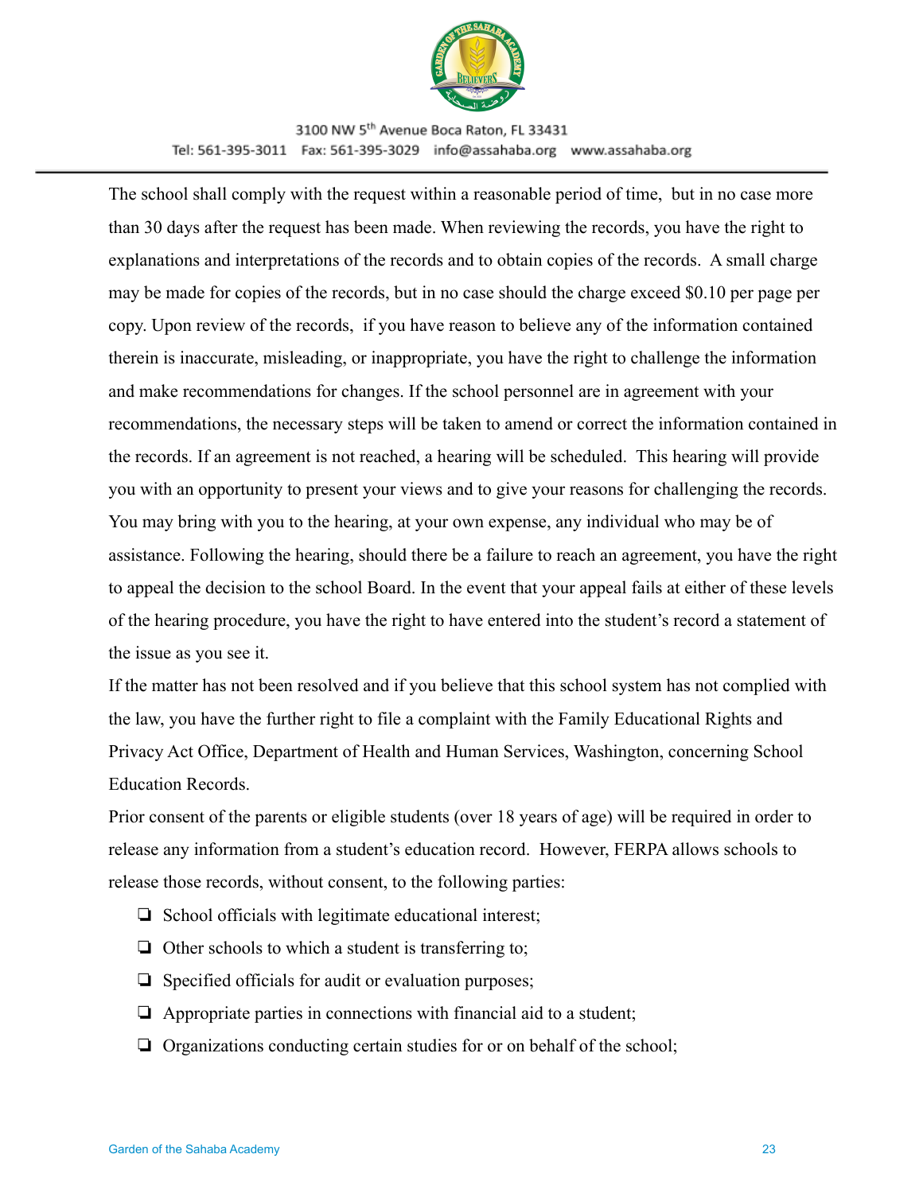The school shall comply with the request within a reasonable period of time, but in no case more than 30 days after the request has been made. When reviewing the records, you have the right to explanations and interpretations of the records and to obtain copies of the records. A small charge may be made for copies of the records, but in no case should the charge exceed $0.10 per page per copy. Upon review of the records, if you have reason to believe any of the information contained therein is inaccurate, misleading, or inappropriate, you have the right to challenge the information and make recommendations for changes. If the school personnel are in agreement with your recommendations, the necessary steps will be taken to amend or correct the information contained in the records. If an agreement is not reached, a hearing will be scheduled. This hearing will provide you with an opportunity to present your views and to give your reasons for challenging the records. You may bring with you to the hearing, at your own expense, any individual who may be of assistance. Following the hearing, should there be a failure to reach an agreement, you have the right to appeal the decision to the school Board. In the event that your appeal fails at either of these levels of the hearing procedure, you have the right to have entered into the student's record a statement of the issue as you see it.

If the matter has not been resolved and if you believe that this school system has not complied with the law, you have the further right to file a complaint with the Family Educational Rights and Privacy Act Office, Department of Health and Human Services, Washington, concerning School Education Records.

Prior consent of the parents or eligible students (over 18 years of age) will be required in order to release any information from a student's education record. However, FERPA allows schools to release those records, without consent, to the following parties:

- School officials with legitimate educational interest;
- Other schools to which a student is transferring to;
- Specified officials for audit or evaluation purposes;
- Appropriate parties in connections with financial aid to a student;
- Organizations conducting certain studies for or on behalf of the school;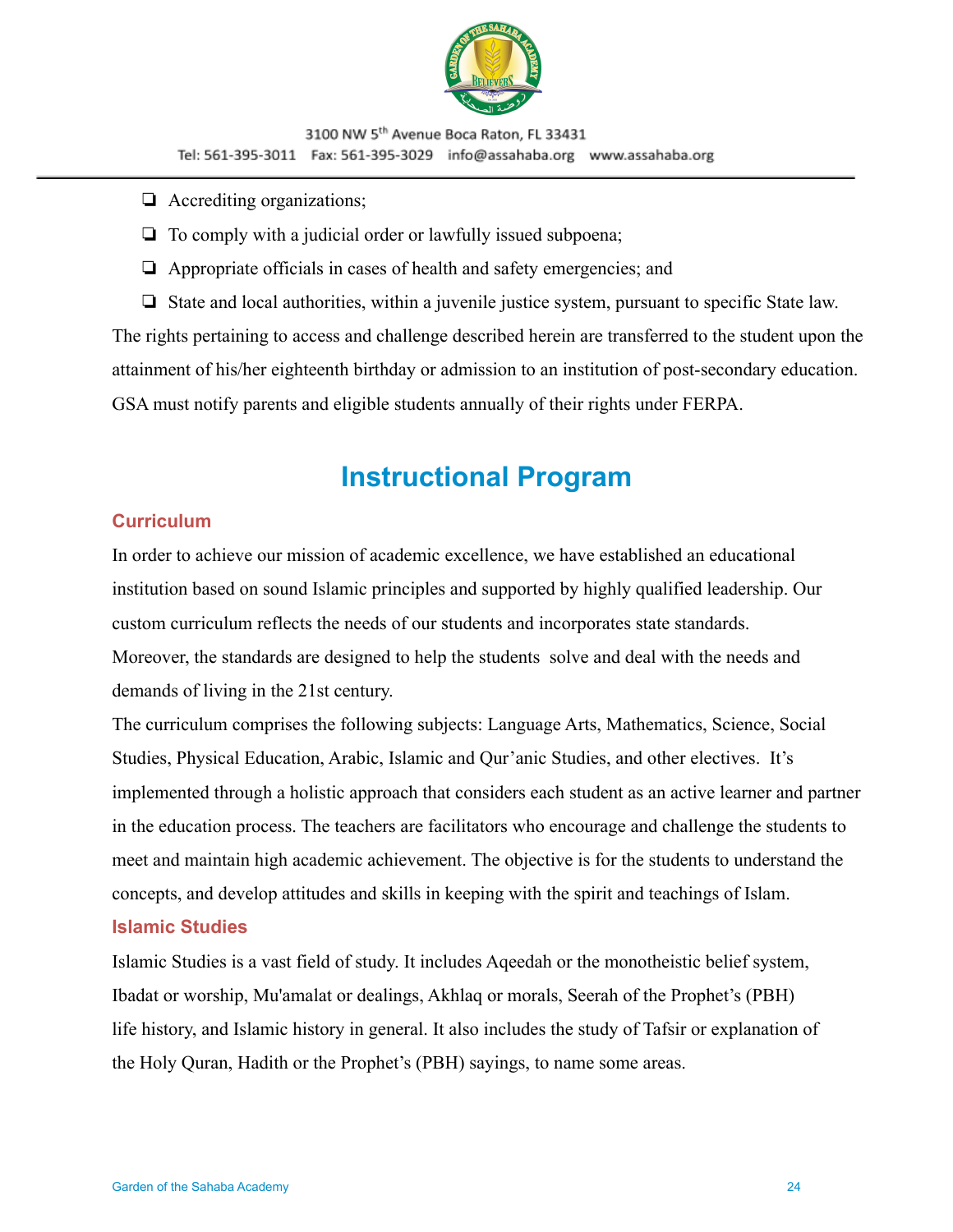- Accrediting organizations;
- To comply with a judicial order or lawfully issued subpoena;
- Appropriate officials in cases of health and safety emergencies; and
- State and local authorities, within a juvenile justice system, pursuant to specific State law.

The rights pertaining to access and challenge described herein are transferred to the student upon the attainment of his/her eighteenth birthday or admission to an institution of post-secondary education. GSA must notify parents and eligible students annually of their rights under FERPA.

# Instructional Program

## Curriculum

In order to achieve our mission of academic excellence, we have established an educational institution based on sound Islamic principles and supported by highly qualified leadership. Our custom curriculum reflects the needs of our students and incorporates state standards. Moreover, the standards are designed to help the students solve and deal with the needs and demands of living in the 21st century.

The curriculum comprises the following subjects: Language Arts, Mathematics, Science, Social Studies, Physical Education, Arabic, Islamic and Qur'anic Studies, and other electives. It's implemented through a holistic approach that considers each student as an active learner and partner in the education process. The teachers are facilitators who encourage and challenge the students to meet and maintain high academic achievement. The objective is for the students to understand the concepts, and develop attitudes and skills in keeping with the spirit and teachings of Islam.

## Islamic Studies

Islamic Studies is a vast field of study. It includes Aqeedah or the monotheistic belief system, Ibadat or worship, Mu'amalat or dealings, Akhlaq or morals, Seerah of the Prophet's (PBH) life history, and Islamic history in general. It also includes the study of Tafsir or explanation of the Holy Quran, Hadith or the Prophet's (PBH) sayings, to name some areas.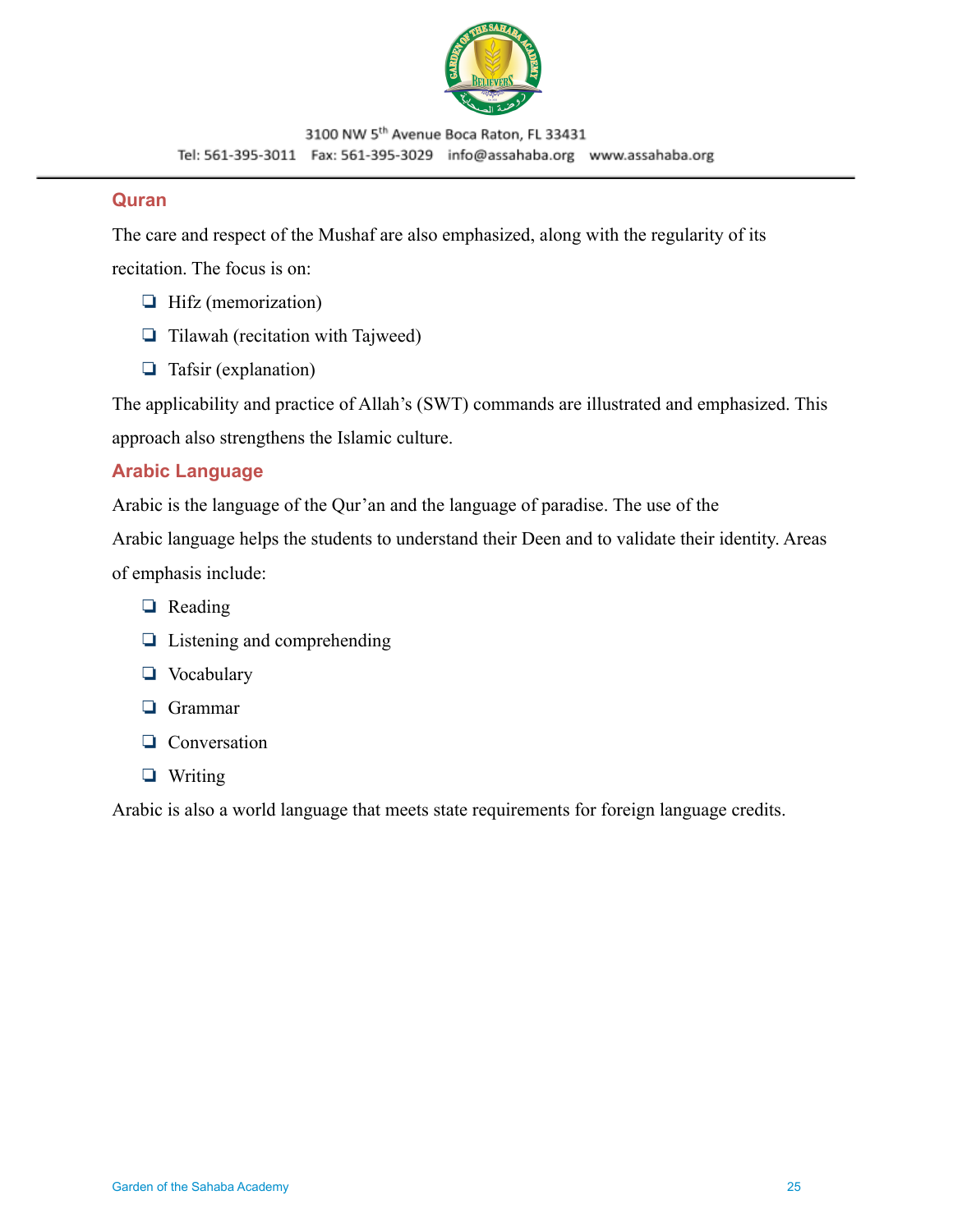## Quran

The care and respect of the Mushaf are also emphasized, along with the regularity of its recitation. The focus is on:

- Hifz (memorization)
- Tilawah (recitation with Tajweed)
- Tafsir (explanation)

The applicability and practice of Allah’s (SWT) commands are illustrated and emphasized. This approach also strengthens the Islamic culture.

## Arabic Language

Arabic is the language of the Qur’an and the language of paradise. The use of the Arabic language helps the students to understand their Deen and to validate their identity. Areas of emphasis include:

- Reading
- Listening and comprehending
- Vocabulary
- Grammar
- Conversation
- Writing

Arabic is also a world language that meets state requirements for foreign language credits.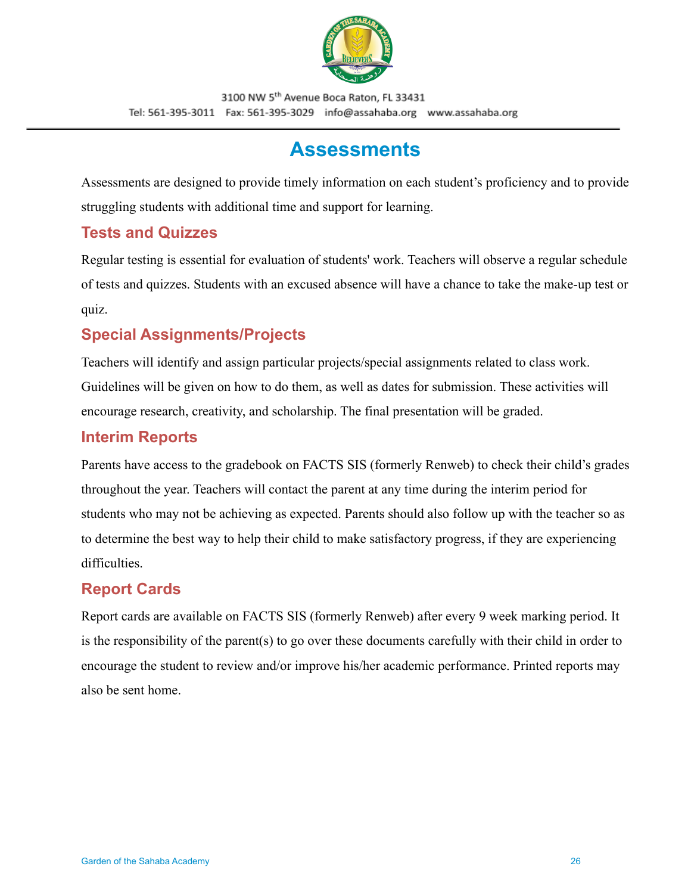# Assessments

Assessments are designed to provide timely information on each student's proficiency and to provide struggling students with additional time and support for learning.

## Tests and Quizzes

Regular testing is essential for evaluation of students' work. Teachers will observe a regular schedule of tests and quizzes. Students with an excused absence will have a chance to take the make-up test or quiz.

## Special Assignments/Projects

Teachers will identify and assign particular projects/special assignments related to class work. Guidelines will be given on how to do them, as well as dates for submission. These activities will encourage research, creativity, and scholarship. The final presentation will be graded.

## Interim Reports

Parents have access to the gradebook on FACTS SIS (formerly Renweb) to check their child's grades throughout the year. Teachers will contact the parent at any time during the interim period for students who may not be achieving as expected. Parents should also follow up with the teacher so as to determine the best way to help their child to make satisfactory progress, if they are experiencing difficulties.

## Report Cards

Report cards are available on FACTS SIS (formerly Renweb) after every 9 week marking period. It is the responsibility of the parent(s) to go over these documents carefully with their child in order to encourage the student to review and/or improve his/her academic performance. Printed reports may also be sent home.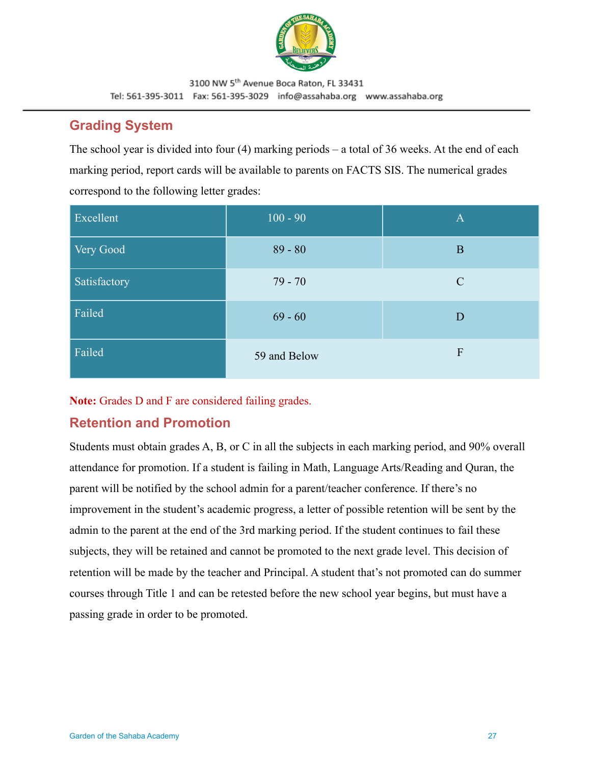## Grading System

The school year is divided into four (4) marking periods – a total of 36 weeks. At the end of each marking period, report cards will be available to parents on FACTS SIS. The numerical grades correspond to the following letter grades:

| Excellent | 100 - 90 | A |
|---|---|---|
| Very Good | 89 - 80 | B |
| Satisfactory | 79 - 70 | C |
| Failed | 69 - 60 | D |
| Failed | 59 and Below | F |

**Note:** Grades D and F are considered failing grades.

## Retention and Promotion

Students must obtain grades A, B, or C in all the subjects in each marking period, and 90% overall attendance for promotion. If a student is failing in Math, Language Arts/Reading and Quran, the parent will be notified by the school admin for a parent/teacher conference. If there's no improvement in the student's academic progress, a letter of possible retention will be sent by the admin to the parent at the end of the 3rd marking period. If the student continues to fail these subjects, they will be retained and cannot be promoted to the next grade level. This decision of retention will be made by the teacher and Principal. A student that's not promoted can do summer courses through Title 1 and can be retested before the new school year begins, but must have a passing grade in order to be promoted.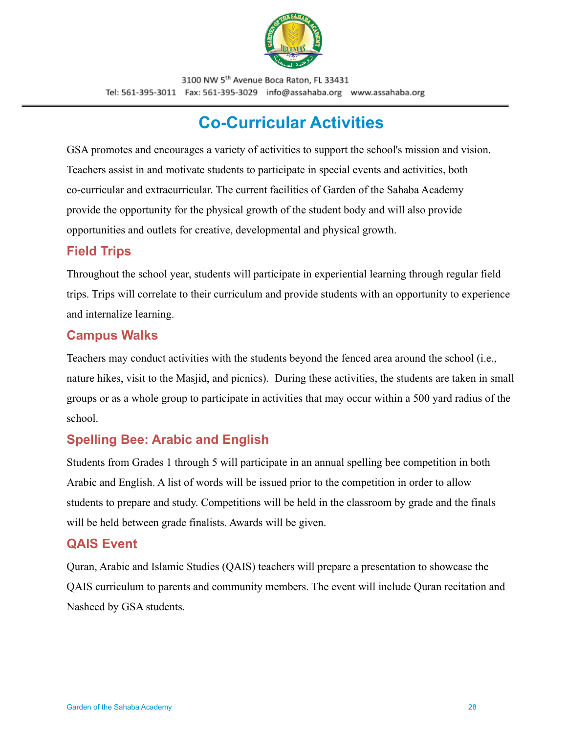# Co-Curricular Activities

GSA promotes and encourages a variety of activities to support the school's mission and vision. Teachers assist in and motivate students to participate in special events and activities, both co-curricular and extracurricular. The current facilities of Garden of the Sahaba Academy provide the opportunity for the physical growth of the student body and will also provide opportunities and outlets for creative, developmental and physical growth.

## Field Trips

Throughout the school year, students will participate in experiential learning through regular field trips. Trips will correlate to their curriculum and provide students with an opportunity to experience and internalize learning.

## Campus Walks

Teachers may conduct activities with the students beyond the fenced area around the school (i.e., nature hikes, visit to the Masjid, and picnics). During these activities, the students are taken in small groups or as a whole group to participate in activities that may occur within a 500 yard radius of the school.

## Spelling Bee: Arabic and English

Students from Grades 1 through 5 will participate in an annual spelling bee competition in both Arabic and English. A list of words will be issued prior to the competition in order to allow students to prepare and study. Competitions will be held in the classroom by grade and the finals will be held between grade finalists. Awards will be given.

## QAIS Event

Quran, Arabic and Islamic Studies (QAIS) teachers will prepare a presentation to showcase the QAIS curriculum to parents and community members. The event will include Quran recitation and Nasheed by GSA students.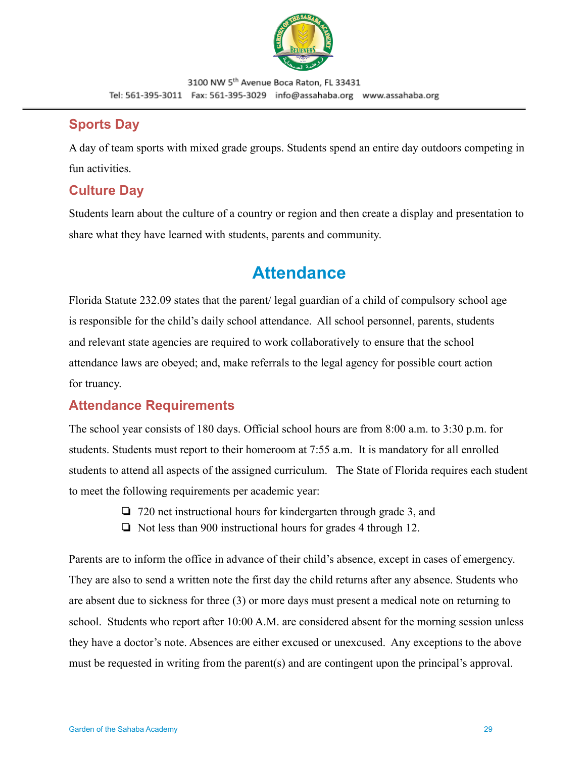## Sports Day

A day of team sports with mixed grade groups. Students spend an entire day outdoors competing in fun activities.

## Culture Day

Students learn about the culture of a country or region and then create a display and presentation to share what they have learned with students, parents and community.

# Attendance

Florida Statute 232.09 states that the parent/ legal guardian of a child of compulsory school age is responsible for the child's daily school attendance. All school personnel, parents, students and relevant state agencies are required to work collaboratively to ensure that the school attendance laws are obeyed; and, make referrals to the legal agency for possible court action for truancy.

## Attendance Requirements

The school year consists of 180 days. Official school hours are from 8:00 a.m. to 3:30 p.m. for students. Students must report to their homeroom at 7:55 a.m. It is mandatory for all enrolled students to attend all aspects of the assigned curriculum. The State of Florida requires each student to meet the following requirements per academic year:

- 720 net instructional hours for kindergarten through grade 3, and
- Not less than 900 instructional hours for grades 4 through 12.

Parents are to inform the office in advance of their child's absence, except in cases of emergency. They are also to send a written note the first day the child returns after any absence. Students who are absent due to sickness for three (3) or more days must present a medical note on returning to school. Students who report after 10:00 A.M. are considered absent for the morning session unless they have a doctor's note. Absences are either excused or unexcused. Any exceptions to the above must be requested in writing from the parent(s) and are contingent upon the principal's approval.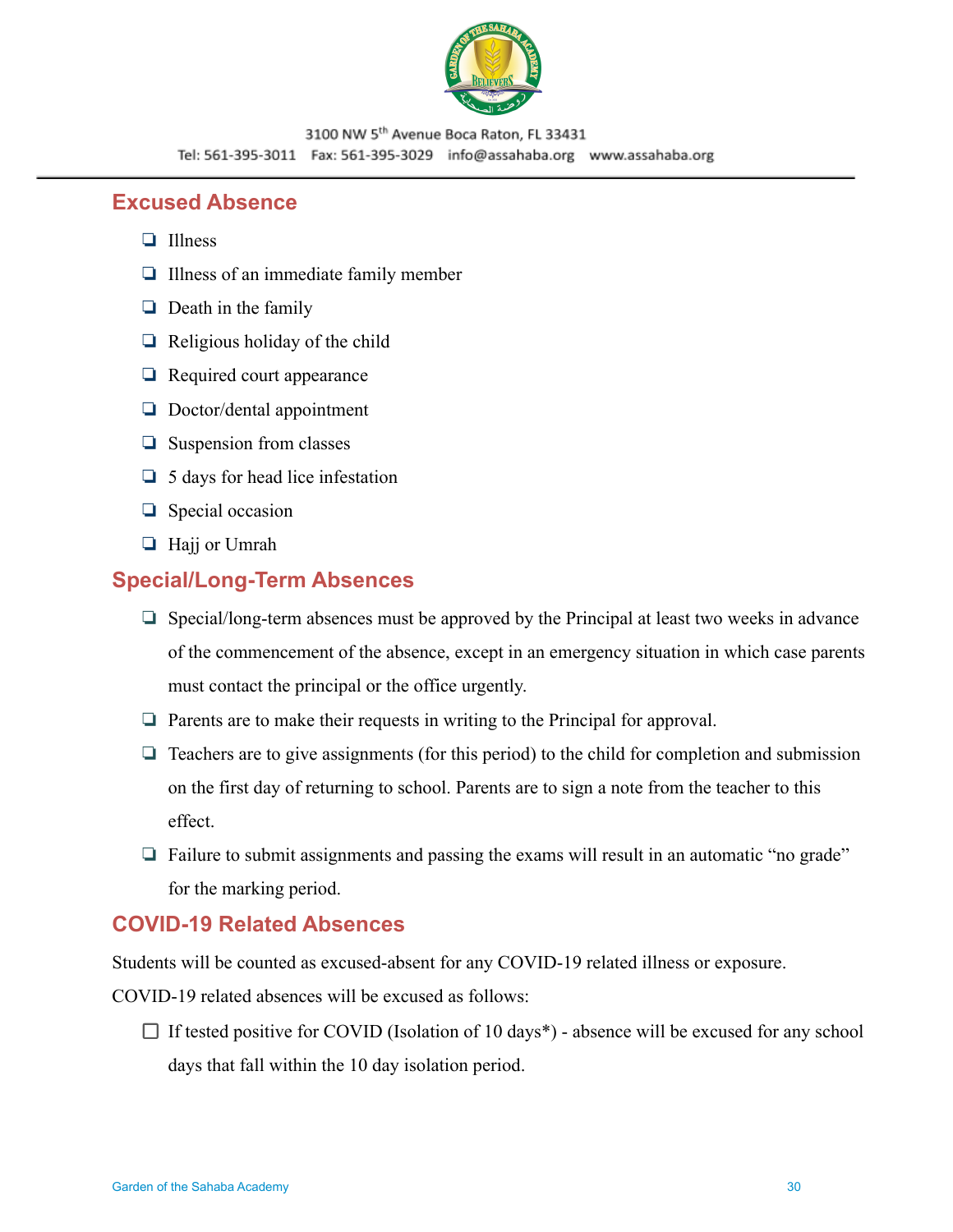## Excused Absence

- Illness
- Illness of an immediate family member
- Death in the family
- Religious holiday of the child
- Required court appearance
- Doctor/dental appointment
- Suspension from classes
- 5 days for head lice infestation
- Special occasion
- Hajj or Umrah

## Special/Long-Term Absences

- Special/long-term absences must be approved by the Principal at least two weeks in advance of the commencement of the absence, except in an emergency situation in which case parents must contact the principal or the office urgently.
- Parents are to make their requests in writing to the Principal for approval.
- Teachers are to give assignments (for this period) to the child for completion and submission on the first day of returning to school. Parents are to sign a note from the teacher to this effect.
- Failure to submit assignments and passing the exams will result in an automatic "no grade" for the marking period.

## COVID-19 Related Absences

Students will be counted as excused-absent for any COVID-19 related illness or exposure. COVID-19 related absences will be excused as follows:

- If tested positive for COVID (Isolation of 10 days*) - absence will be excused for any school days that fall within the 10 day isolation period.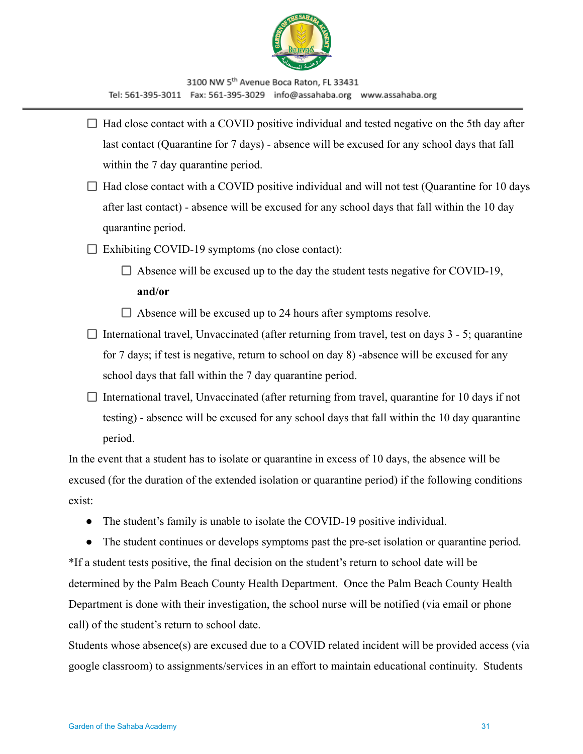- ☐ Had close contact with a COVID positive individual and tested negative on the 5th day after last contact (Quarantine for 7 days) - absence will be excused for any school days that fall within the 7 day quarantine period.
- ☐ Had close contact with a COVID positive individual and will not test (Quarantine for 10 days after last contact) - absence will be excused for any school days that fall within the 10 day quarantine period.
- ☐ Exhibiting COVID-19 symptoms (no close contact):
  - ☐ Absence will be excused up to the day the student tests negative for COVID-19, **and/or**
  - ☐ Absence will be excused up to 24 hours after symptoms resolve.
- ☐ International travel, Unvaccinated (after returning from travel, test on days 3 - 5; quarantine for 7 days; if test is negative, return to school on day 8) -absence will be excused for any school days that fall within the 7 day quarantine period.
- ☐ International travel, Unvaccinated (after returning from travel, quarantine for 10 days if not testing) - absence will be excused for any school days that fall within the 10 day quarantine period.

In the event that a student has to isolate or quarantine in excess of 10 days, the absence will be excused (for the duration of the extended isolation or quarantine period) if the following conditions exist:

- The student's family is unable to isolate the COVID-19 positive individual.
- The student continues or develops symptoms past the pre-set isolation or quarantine period.

*If a student tests positive, the final decision on the student's return to school date will be determined by the Palm Beach County Health Department. Once the Palm Beach County Health Department is done with their investigation, the school nurse will be notified (via email or phone call) of the student's return to school date.

Students whose absence(s) are excused due to a COVID related incident will be provided access (via google classroom) to assignments/services in an effort to maintain educational continuity. Students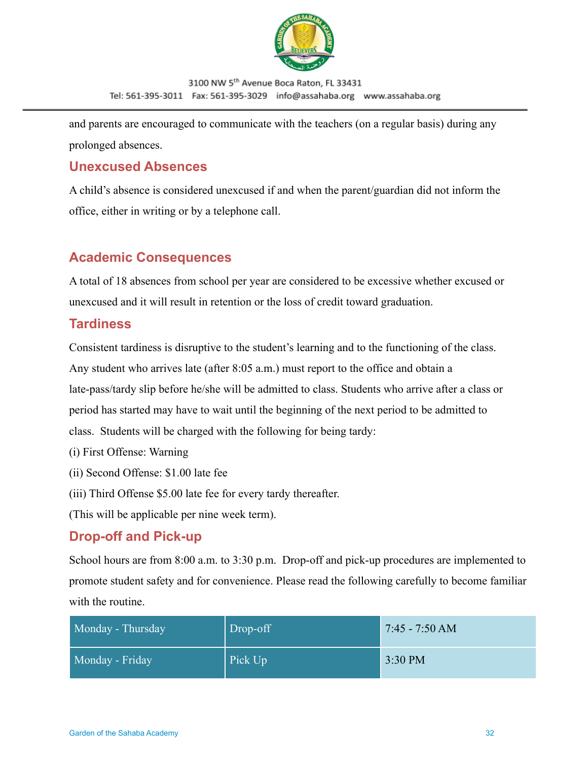and parents are encouraged to communicate with the teachers (on a regular basis) during any prolonged absences.

## Unexcused Absences

A child's absence is considered unexcused if and when the parent/guardian did not inform the office, either in writing or by a telephone call.

## Academic Consequences

A total of 18 absences from school per year are considered to be excessive whether excused or unexcused and it will result in retention or the loss of credit toward graduation.

## Tardiness

Consistent tardiness is disruptive to the student's learning and to the functioning of the class. Any student who arrives late (after 8:05 a.m.) must report to the office and obtain a late-pass/tardy slip before he/she will be admitted to class. Students who arrive after a class or period has started may have to wait until the beginning of the next period to be admitted to class. Students will be charged with the following for being tardy:

(i) First Offense: Warning

(ii) Second Offense: $1.00 late fee

(iii) Third Offense $5.00 late fee for every tardy thereafter.

(This will be applicable per nine week term).

## Drop-off and Pick-up

School hours are from 8:00 a.m. to 3:30 p.m. Drop-off and pick-up procedures are implemented to promote student safety and for convenience. Please read the following carefully to become familiar with the routine.

| | | |
|---|---|---|
| Monday - Thursday | Drop-off | 7:45 - 7:50 AM |
| Monday - Friday | Pick Up | 3:30 PM |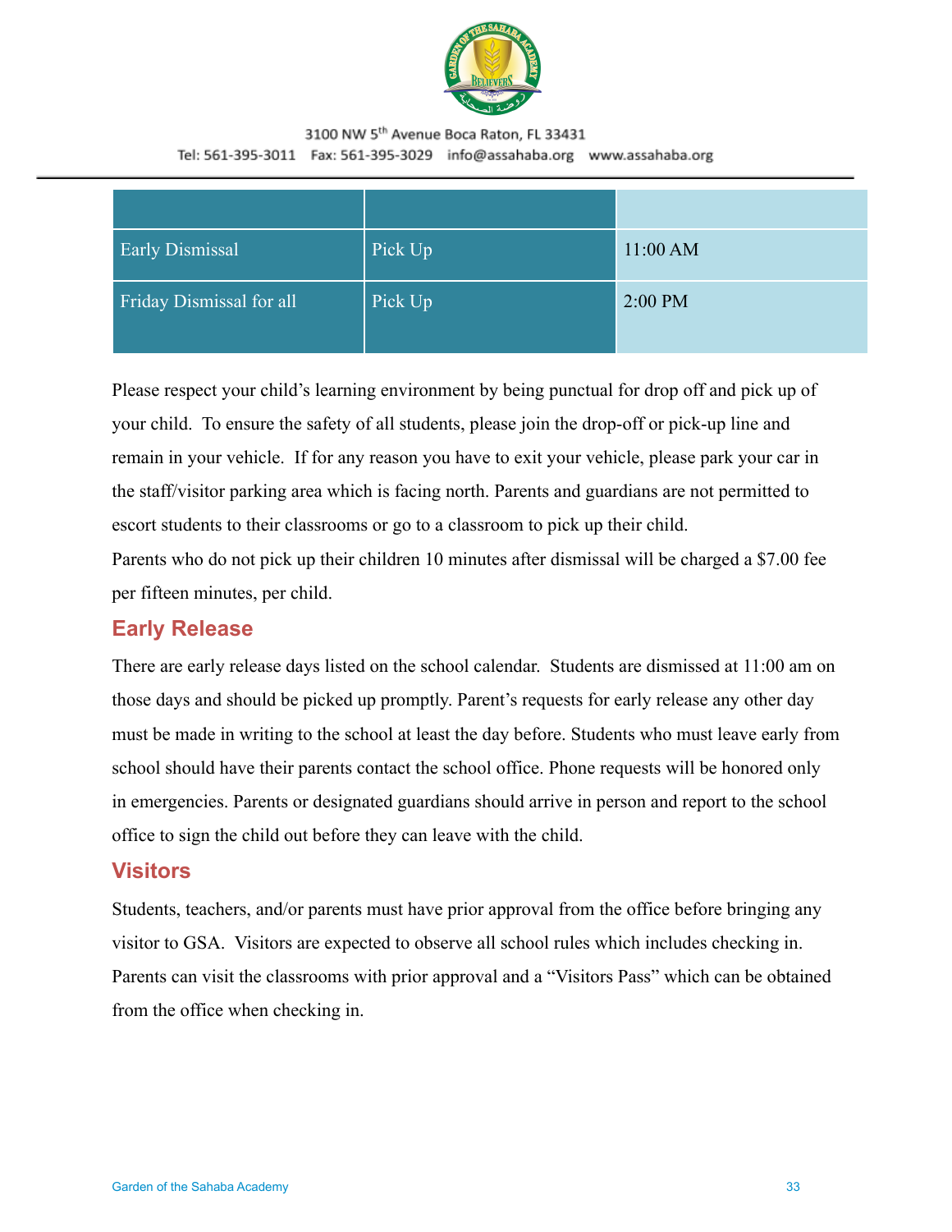| | | |
|---|---|---|
| Early Dismissal | Pick Up | 11:00 AM |
| Friday Dismissal for all | Pick Up | 2:00 PM |

Please respect your child's learning environment by being punctual for drop off and pick up of your child. To ensure the safety of all students, please join the drop-off or pick-up line and remain in your vehicle. If for any reason you have to exit your vehicle, please park your car in the staff/visitor parking area which is facing north. Parents and guardians are not permitted to escort students to their classrooms or go to a classroom to pick up their child.

Parents who do not pick up their children 10 minutes after dismissal will be charged a $7.00 fee per fifteen minutes, per child.

## Early Release

There are early release days listed on the school calendar. Students are dismissed at 11:00 am on those days and should be picked up promptly. Parent's requests for early release any other day must be made in writing to the school at least the day before. Students who must leave early from school should have their parents contact the school office. Phone requests will be honored only in emergencies. Parents or designated guardians should arrive in person and report to the school office to sign the child out before they can leave with the child.

## Visitors

Students, teachers, and/or parents must have prior approval from the office before bringing any visitor to GSA. Visitors are expected to observe all school rules which includes checking in. Parents can visit the classrooms with prior approval and a "Visitors Pass" which can be obtained from the office when checking in.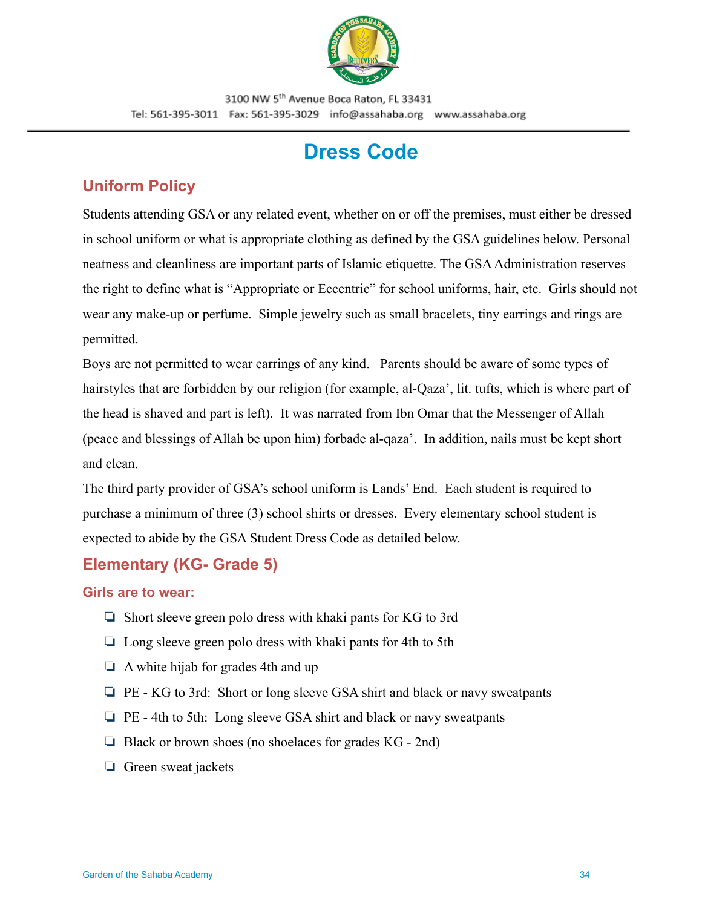3100 NW 5th Avenue Boca Raton, FL 33431
Tel: 561-395-3011 Fax: 561-395-3029 info@assahaba.org www.assahaba.org

# Dress Code

## Uniform Policy

Students attending GSA or any related event, whether on or off the premises, must either be dressed in school uniform or what is appropriate clothing as defined by the GSA guidelines below. Personal neatness and cleanliness are important parts of Islamic etiquette. The GSA Administration reserves the right to define what is "Appropriate or Eccentric" for school uniforms, hair, etc. Girls should not wear any make-up or perfume. Simple jewelry such as small bracelets, tiny earrings and rings are permitted.

Boys are not permitted to wear earrings of any kind. Parents should be aware of some types of hairstyles that are forbidden by our religion (for example, al-Qaza', lit. tufts, which is where part of the head is shaved and part is left). It was narrated from Ibn Omar that the Messenger of Allah (peace and blessings of Allah be upon him) forbade al-qaza'. In addition, nails must be kept short and clean.

The third party provider of GSA's school uniform is Lands' End. Each student is required to purchase a minimum of three (3) school shirts or dresses. Every elementary school student is expected to abide by the GSA Student Dress Code as detailed below.

## Elementary (KG- Grade 5)

### Girls are to wear:

- Short sleeve green polo dress with khaki pants for KG to 3rd
- Long sleeve green polo dress with khaki pants for 4th to 5th
- A white hijab for grades 4th and up
- PE - KG to 3rd: Short or long sleeve GSA shirt and black or navy sweatpants
- PE - 4th to 5th: Long sleeve GSA shirt and black or navy sweatpants
- Black or brown shoes (no shoelaces for grades KG - 2nd)
- Green sweat jackets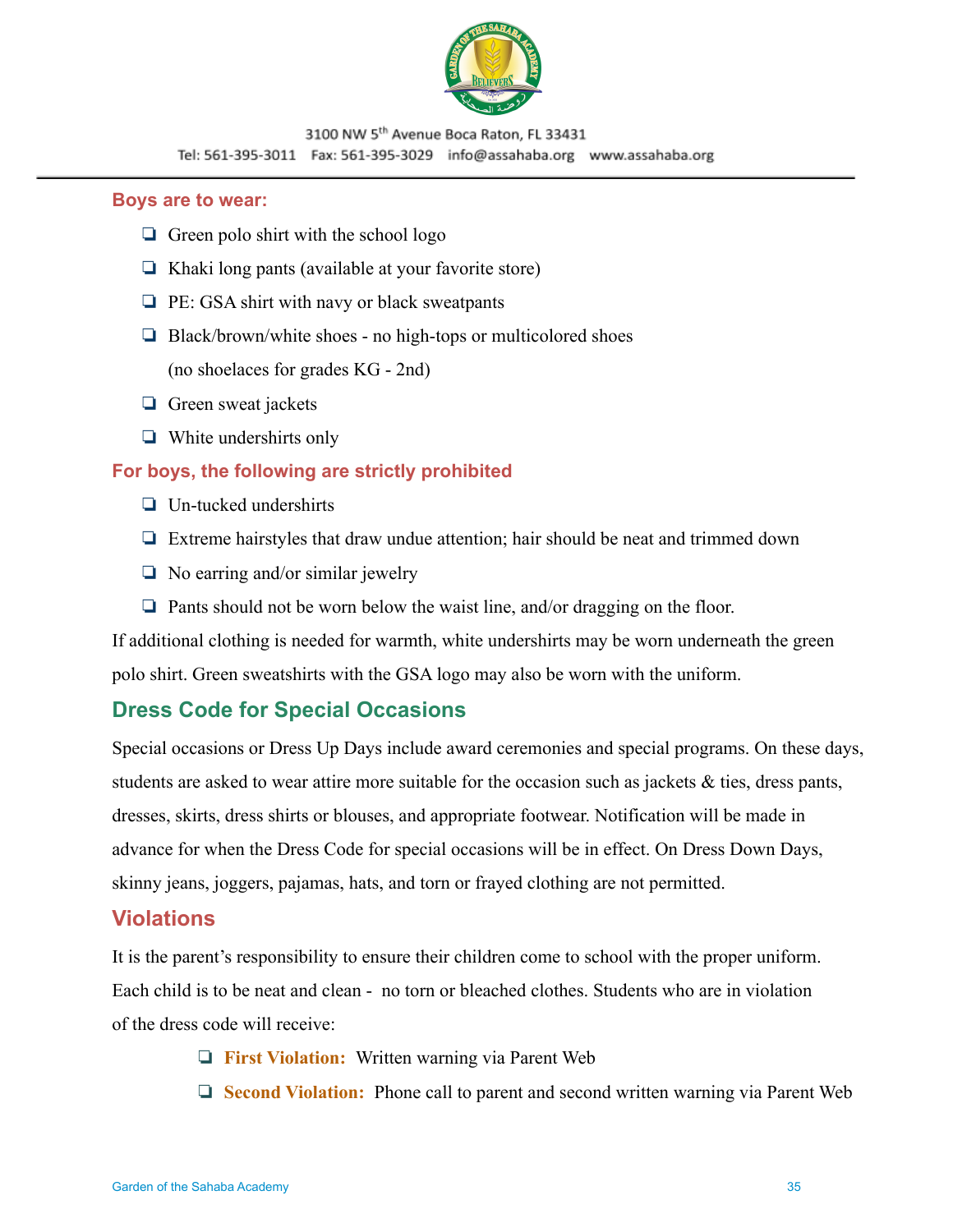**Boys are to wear:**

- Green polo shirt with the school logo
- Khaki long pants (available at your favorite store)
- PE: GSA shirt with navy or black sweatpants
- Black/brown/white shoes - no high-tops or multicolored shoes (no shoelaces for grades KG - 2nd)
- Green sweat jackets
- White undershirts only

**For boys, the following are strictly prohibited**

- Un-tucked undershirts
- Extreme hairstyles that draw undue attention; hair should be neat and trimmed down
- No earring and/or similar jewelry
- Pants should not be worn below the waist line, and/or dragging on the floor.

If additional clothing is needed for warmth, white undershirts may be worn underneath the green polo shirt. Green sweatshirts with the GSA logo may also be worn with the uniform.

## Dress Code for Special Occasions

Special occasions or Dress Up Days include award ceremonies and special programs. On these days, students are asked to wear attire more suitable for the occasion such as jackets & ties, dress pants, dresses, skirts, dress shirts or blouses, and appropriate footwear. Notification will be made in advance for when the Dress Code for special occasions will be in effect. On Dress Down Days, skinny jeans, joggers, pajamas, hats, and torn or frayed clothing are not permitted.

## Violations

It is the parent's responsibility to ensure their children come to school with the proper uniform. Each child is to be neat and clean - no torn or bleached clothes. Students who are in violation of the dress code will receive:

- **First Violation:** Written warning via Parent Web
- **Second Violation:** Phone call to parent and second written warning via Parent Web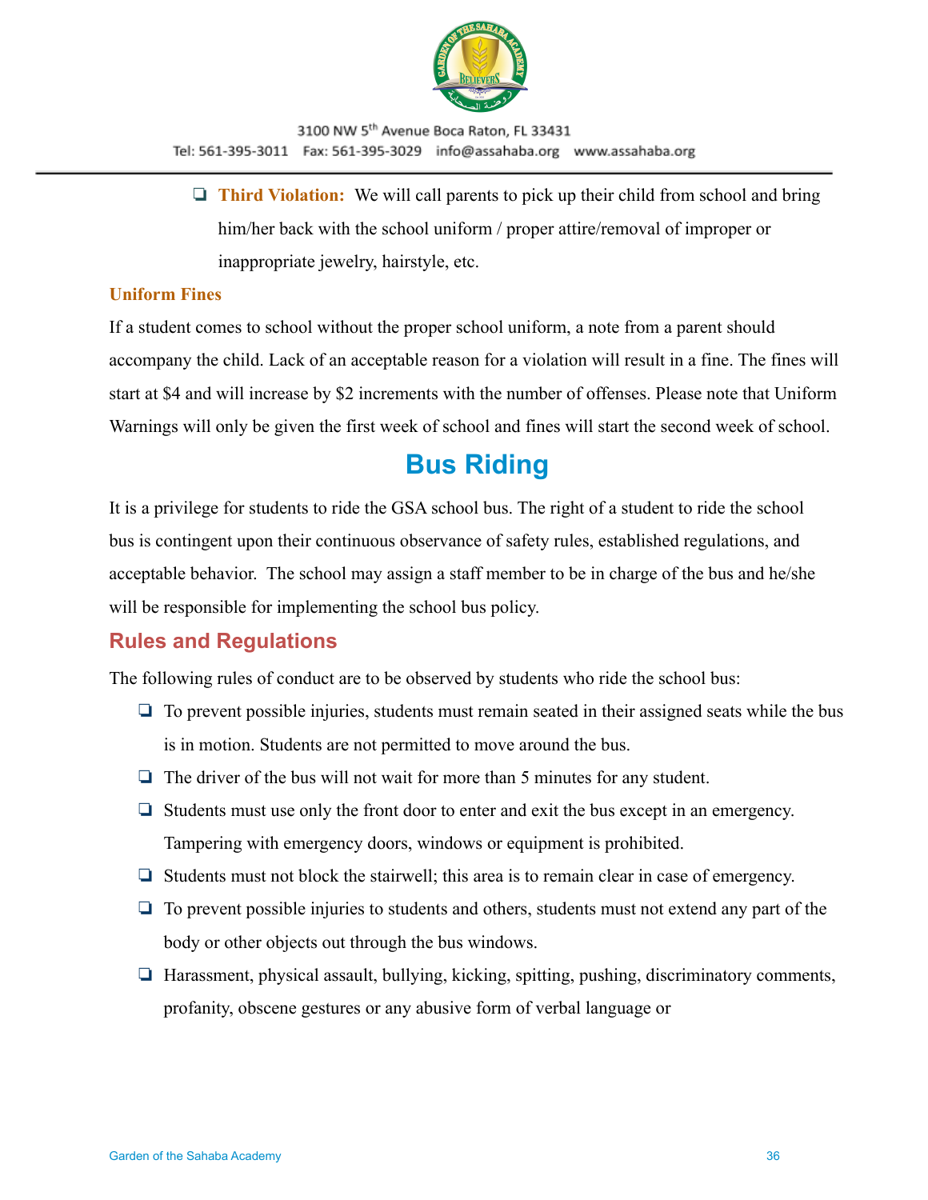- **Third Violation:** We will call parents to pick up their child from school and bring him/her back with the school uniform / proper attire/removal of improper or inappropriate jewelry, hairstyle, etc.

**Uniform Fines**

If a student comes to school without the proper school uniform, a note from a parent should accompany the child. Lack of an acceptable reason for a violation will result in a fine. The fines will start at $4 and will increase by $2 increments with the number of offenses. Please note that Uniform Warnings will only be given the first week of school and fines will start the second week of school.

# Bus Riding

It is a privilege for students to ride the GSA school bus. The right of a student to ride the school bus is contingent upon their continuous observance of safety rules, established regulations, and acceptable behavior. The school may assign a staff member to be in charge of the bus and he/she will be responsible for implementing the school bus policy.

## Rules and Regulations

The following rules of conduct are to be observed by students who ride the school bus:

- To prevent possible injuries, students must remain seated in their assigned seats while the bus is in motion. Students are not permitted to move around the bus.
- The driver of the bus will not wait for more than 5 minutes for any student.
- Students must use only the front door to enter and exit the bus except in an emergency. Tampering with emergency doors, windows or equipment is prohibited.
- Students must not block the stairwell; this area is to remain clear in case of emergency.
- To prevent possible injuries to students and others, students must not extend any part of the body or other objects out through the bus windows.
- Harassment, physical assault, bullying, kicking, spitting, pushing, discriminatory comments, profanity, obscene gestures or any abusive form of verbal language or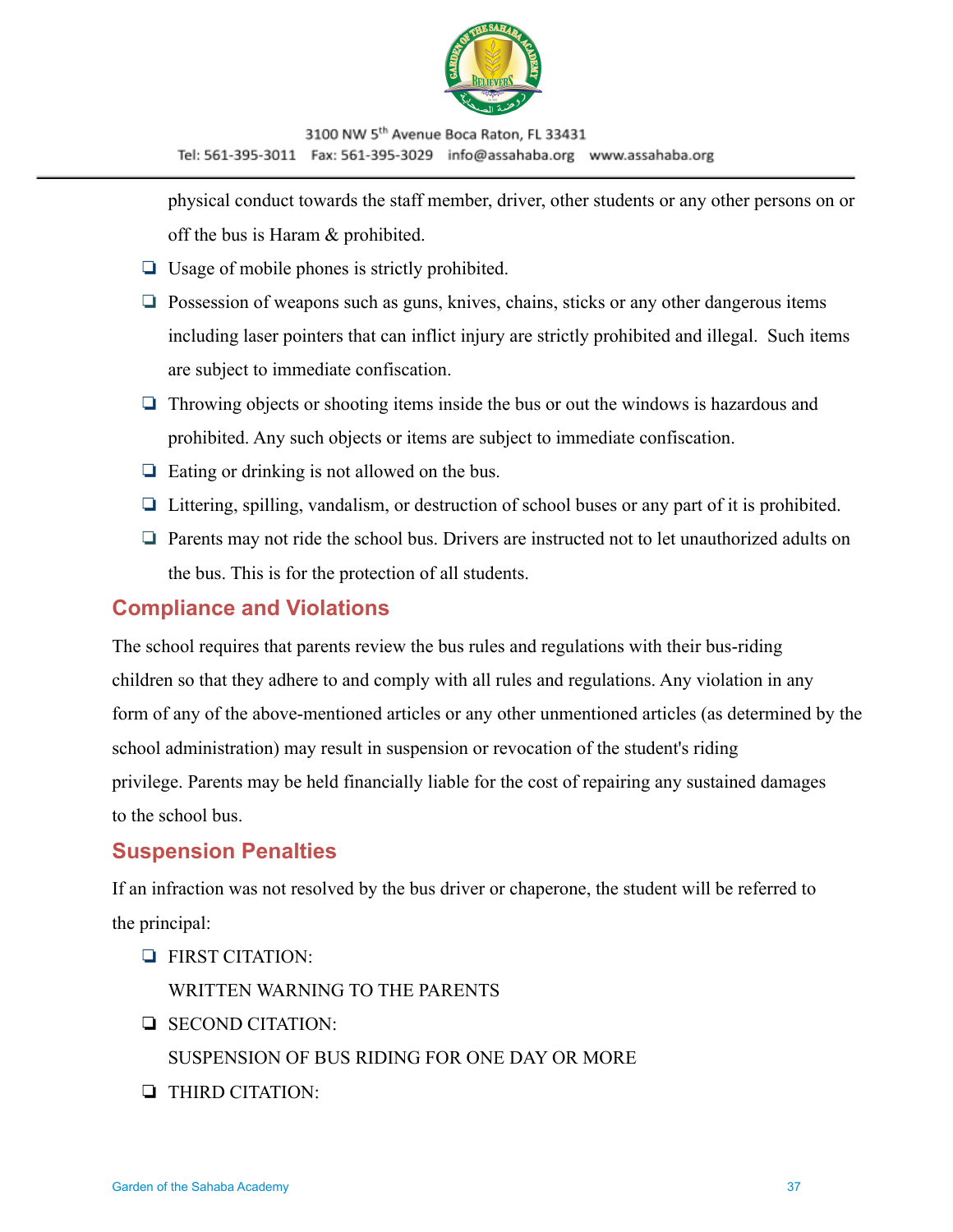physical conduct towards the staff member, driver, other students or any other persons on or off the bus is Haram & prohibited.

- Usage of mobile phones is strictly prohibited.
- Possession of weapons such as guns, knives, chains, sticks or any other dangerous items including laser pointers that can inflict injury are strictly prohibited and illegal. Such items are subject to immediate confiscation.
- Throwing objects or shooting items inside the bus or out the windows is hazardous and prohibited. Any such objects or items are subject to immediate confiscation.
- Eating or drinking is not allowed on the bus.
- Littering, spilling, vandalism, or destruction of school buses or any part of it is prohibited.
- Parents may not ride the school bus. Drivers are instructed not to let unauthorized adults on the bus. This is for the protection of all students.

## Compliance and Violations

The school requires that parents review the bus rules and regulations with their bus-riding children so that they adhere to and comply with all rules and regulations. Any violation in any form of any of the above-mentioned articles or any other unmentioned articles (as determined by the school administration) may result in suspension or revocation of the student's riding privilege. Parents may be held financially liable for the cost of repairing any sustained damages to the school bus.

## Suspension Penalties

If an infraction was not resolved by the bus driver or chaperone, the student will be referred to the principal:

- FIRST CITATION:
  WRITTEN WARNING TO THE PARENTS
- SECOND CITATION:
  SUSPENSION OF BUS RIDING FOR ONE DAY OR MORE
- THIRD CITATION: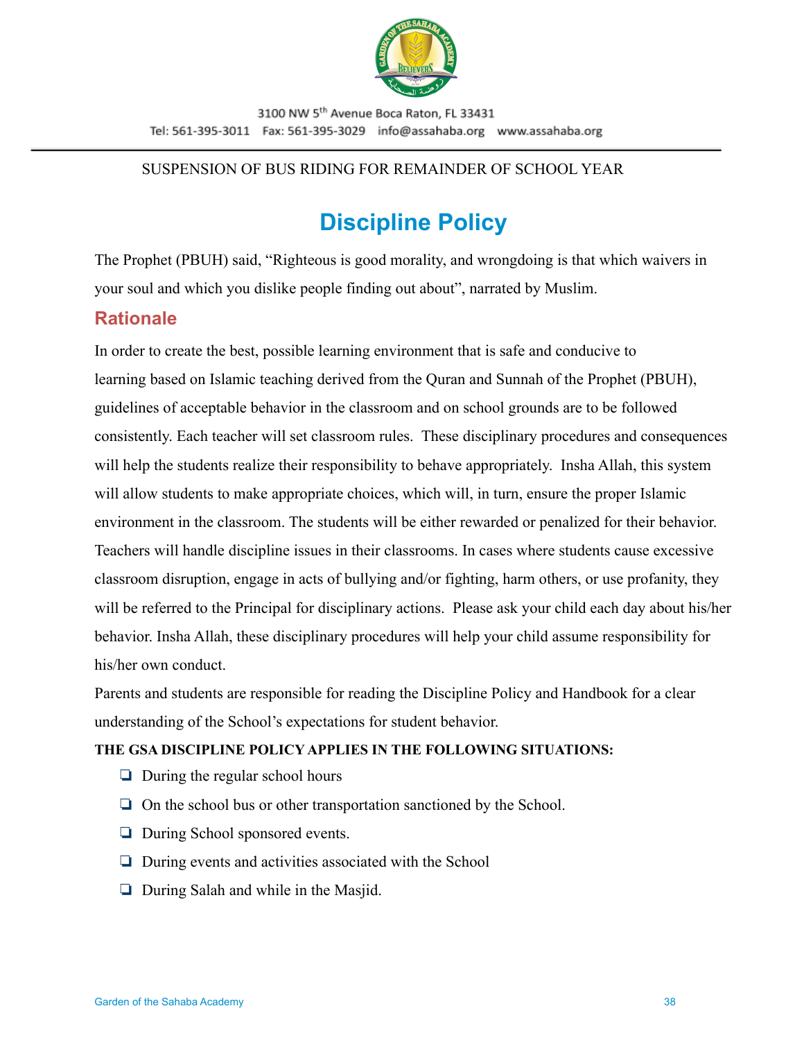SUSPENSION OF BUS RIDING FOR REMAINDER OF SCHOOL YEAR

# Discipline Policy

The Prophet (PBUH) said, “Righteous is good morality, and wrongdoing is that which waivers in your soul and which you dislike people finding out about”, narrated by Muslim.

## Rationale

In order to create the best, possible learning environment that is safe and conducive to learning based on Islamic teaching derived from the Quran and Sunnah of the Prophet (PBUH), guidelines of acceptable behavior in the classroom and on school grounds are to be followed consistently. Each teacher will set classroom rules. These disciplinary procedures and consequences will help the students realize their responsibility to behave appropriately. Insha Allah, this system will allow students to make appropriate choices, which will, in turn, ensure the proper Islamic environment in the classroom. The students will be either rewarded or penalized for their behavior. Teachers will handle discipline issues in their classrooms. In cases where students cause excessive classroom disruption, engage in acts of bullying and/or fighting, harm others, or use profanity, they will be referred to the Principal for disciplinary actions. Please ask your child each day about his/her behavior. Insha Allah, these disciplinary procedures will help your child assume responsibility for his/her own conduct.

Parents and students are responsible for reading the Discipline Policy and Handbook for a clear understanding of the School’s expectations for student behavior.

**THE GSA DISCIPLINE POLICY APPLIES IN THE FOLLOWING SITUATIONS:**

- During the regular school hours
- On the school bus or other transportation sanctioned by the School.
- During School sponsored events.
- During events and activities associated with the School
- During Salah and while in the Masjid.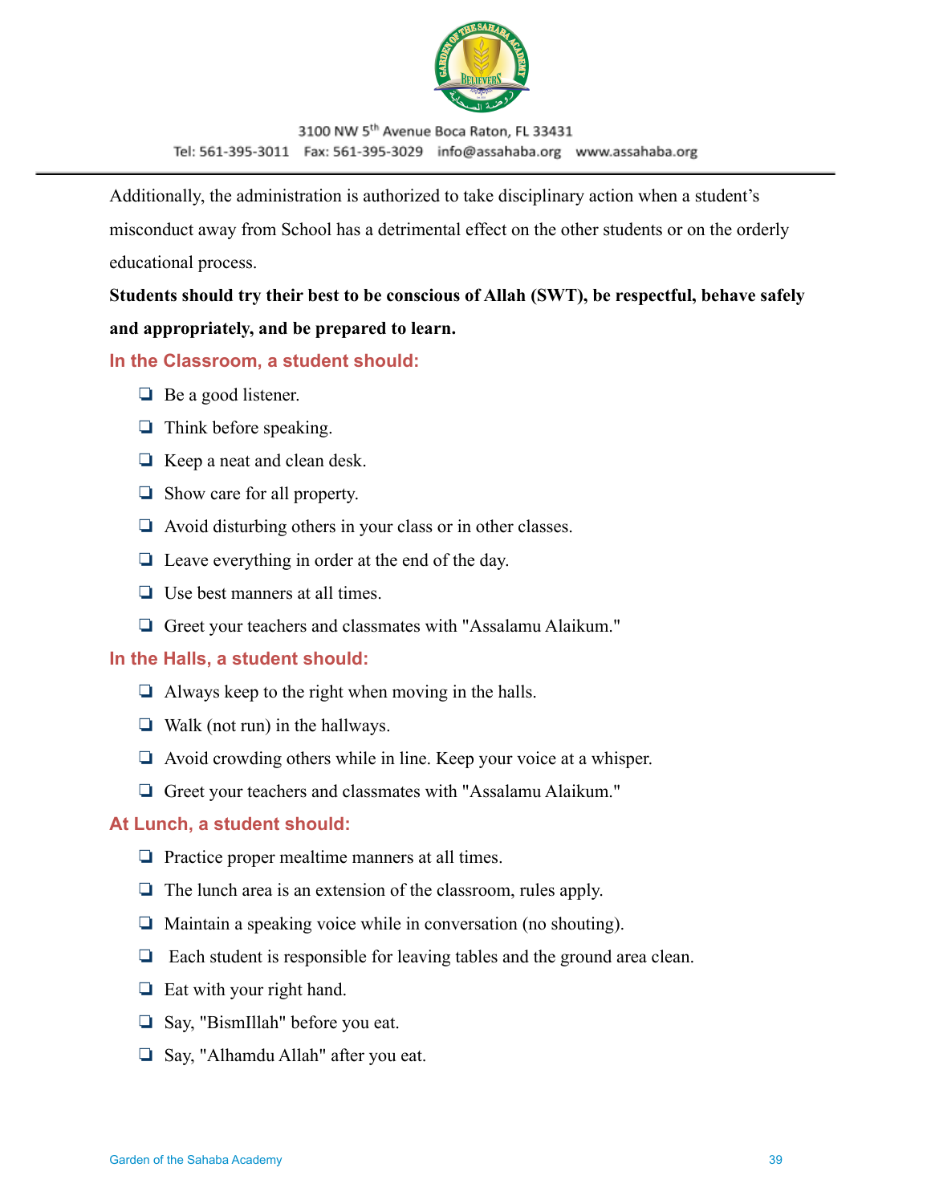Additionally, the administration is authorized to take disciplinary action when a student's misconduct away from School has a detrimental effect on the other students or on the orderly educational process.

**Students should try their best to be conscious of Allah (SWT), be respectful, behave safely and appropriately, and be prepared to learn.**

### In the Classroom, a student should:

- Be a good listener.
- Think before speaking.
- Keep a neat and clean desk.
- Show care for all property.
- Avoid disturbing others in your class or in other classes.
- Leave everything in order at the end of the day.
- Use best manners at all times.
- Greet your teachers and classmates with "Assalamu Alaikum."

### In the Halls, a student should:

- Always keep to the right when moving in the halls.
- Walk (not run) in the hallways.
- Avoid crowding others while in line. Keep your voice at a whisper.
- Greet your teachers and classmates with "Assalamu Alaikum."

### At Lunch, a student should:

- Practice proper mealtime manners at all times.
- The lunch area is an extension of the classroom, rules apply.
- Maintain a speaking voice while in conversation (no shouting).
- Each student is responsible for leaving tables and the ground area clean.
- Eat with your right hand.
- Say, "BismIllah" before you eat.
- Say, "Alhamdu Allah" after you eat.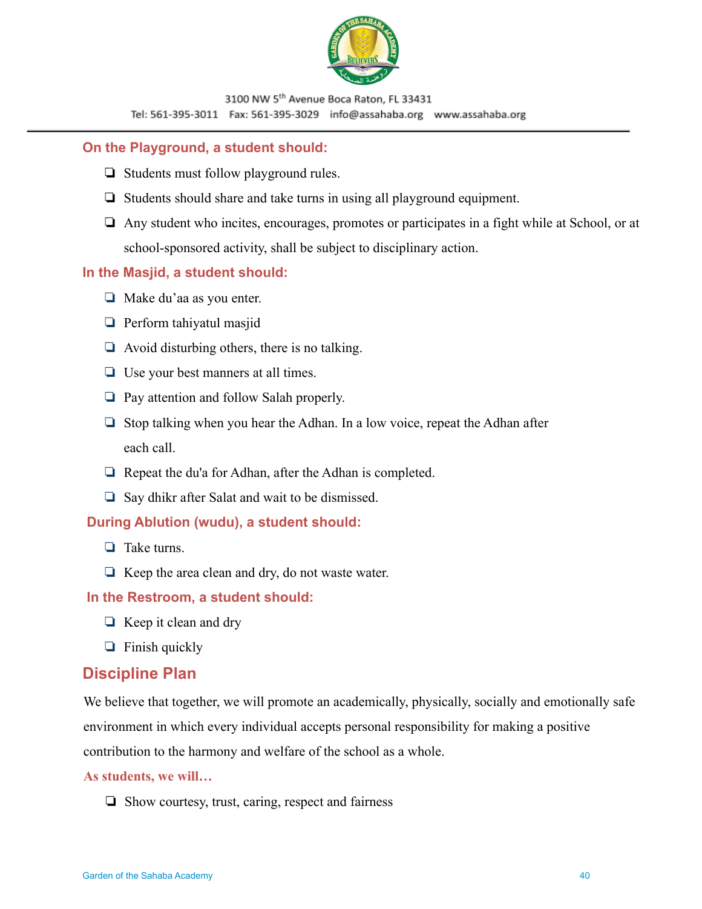**On the Playground, a student should:**

- Students must follow playground rules.
- Students should share and take turns in using all playground equipment.
- Any student who incites, encourages, promotes or participates in a fight while at School, or at school-sponsored activity, shall be subject to disciplinary action.

**In the Masjid, a student should:**

- Make du'aa as you enter.
- Perform tahiyatul masjid
- Avoid disturbing others, there is no talking.
- Use your best manners at all times.
- Pay attention and follow Salah properly.
- Stop talking when you hear the Adhan. In a low voice, repeat the Adhan after each call.
- Repeat the du'a for Adhan, after the Adhan is completed.
- Say dhikr after Salat and wait to be dismissed.

**During Ablution (wudu), a student should:**

- Take turns.
- Keep the area clean and dry, do not waste water.

**In the Restroom, a student should:**

- Keep it clean and dry
- Finish quickly

## Discipline Plan

We believe that together, we will promote an academically, physically, socially and emotionally safe environment in which every individual accepts personal responsibility for making a positive contribution to the harmony and welfare of the school as a whole.

**As students, we will…**

- Show courtesy, trust, caring, respect and fairness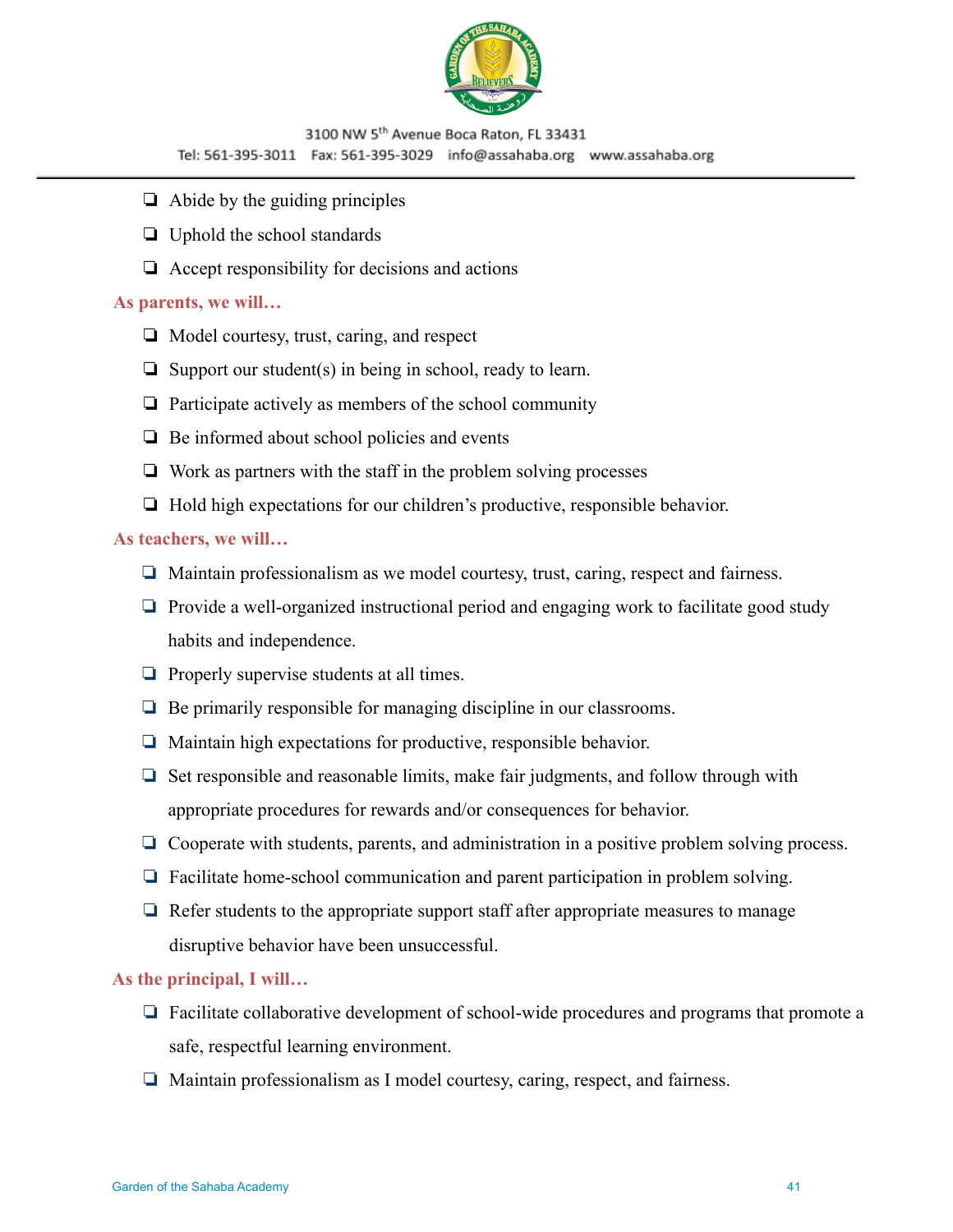- Abide by the guiding principles
- Uphold the school standards
- Accept responsibility for decisions and actions

**As parents, we will…**

- Model courtesy, trust, caring, and respect
- Support our student(s) in being in school, ready to learn.
- Participate actively as members of the school community
- Be informed about school policies and events
- Work as partners with the staff in the problem solving processes
- Hold high expectations for our children's productive, responsible behavior.

**As teachers, we will…**

- Maintain professionalism as we model courtesy, trust, caring, respect and fairness.
- Provide a well-organized instructional period and engaging work to facilitate good study habits and independence.
- Properly supervise students at all times.
- Be primarily responsible for managing discipline in our classrooms.
- Maintain high expectations for productive, responsible behavior.
- Set responsible and reasonable limits, make fair judgments, and follow through with appropriate procedures for rewards and/or consequences for behavior.
- Cooperate with students, parents, and administration in a positive problem solving process.
- Facilitate home-school communication and parent participation in problem solving.
- Refer students to the appropriate support staff after appropriate measures to manage disruptive behavior have been unsuccessful.

**As the principal, I will…**

- Facilitate collaborative development of school-wide procedures and programs that promote a safe, respectful learning environment.
- Maintain professionalism as I model courtesy, caring, respect, and fairness.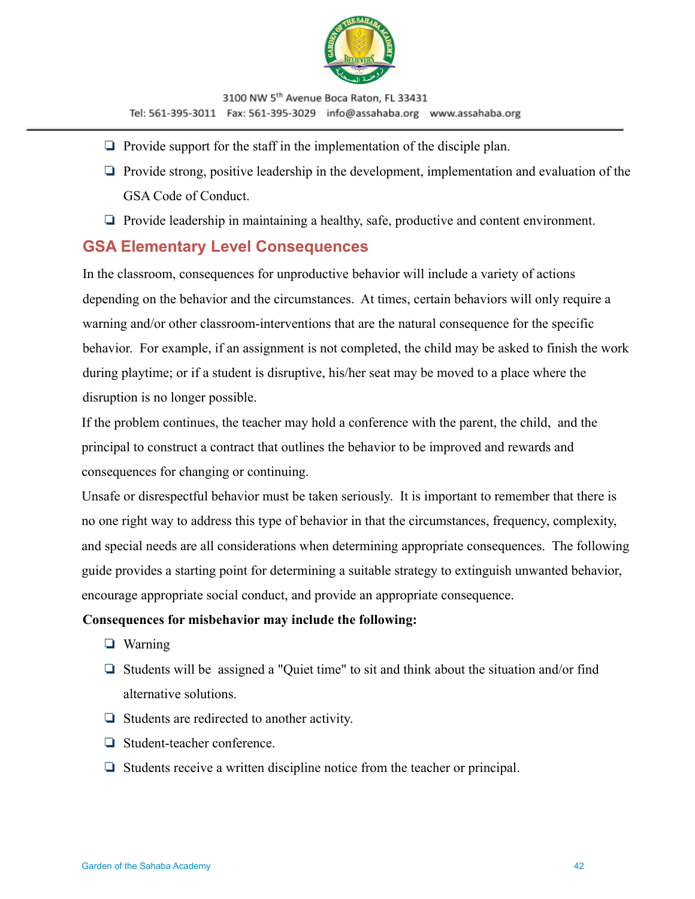- Provide support for the staff in the implementation of the disciple plan.
- Provide strong, positive leadership in the development, implementation and evaluation of the GSA Code of Conduct.
- Provide leadership in maintaining a healthy, safe, productive and content environment.

## GSA Elementary Level Consequences

In the classroom, consequences for unproductive behavior will include a variety of actions depending on the behavior and the circumstances.  At times, certain behaviors will only require a warning and/or other classroom-interventions that are the natural consequence for the specific behavior.  For example, if an assignment is not completed, the child may be asked to finish the work during playtime; or if a student is disruptive, his/her seat may be moved to a place where the disruption is no longer possible.

If the problem continues, the teacher may hold a conference with the parent, the child,  and the principal to construct a contract that outlines the behavior to be improved and rewards and consequences for changing or continuing.

Unsafe or disrespectful behavior must be taken seriously.  It is important to remember that there is no one right way to address this type of behavior in that the circumstances, frequency, complexity, and special needs are all considerations when determining appropriate consequences.  The following guide provides a starting point for determining a suitable strategy to extinguish unwanted behavior, encourage appropriate social conduct, and provide an appropriate consequence.

**Consequences for misbehavior may include the following:**

- Warning
- Students will be  assigned a "Quiet time" to sit and think about the situation and/or find alternative solutions.
- Students are redirected to another activity.
- Student-teacher conference.
- Students receive a written discipline notice from the teacher or principal.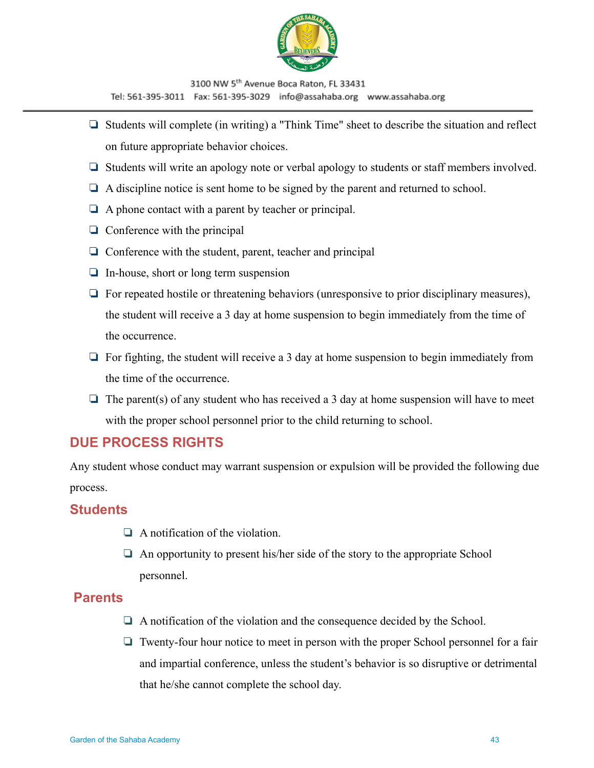- Students will complete (in writing) a "Think Time" sheet to describe the situation and reflect on future appropriate behavior choices.
- Students will write an apology note or verbal apology to students or staff members involved.
- A discipline notice is sent home to be signed by the parent and returned to school.
- A phone contact with a parent by teacher or principal.
- Conference with the principal
- Conference with the student, parent, teacher and principal
- In-house, short or long term suspension
- For repeated hostile or threatening behaviors (unresponsive to prior disciplinary measures), the student will receive a 3 day at home suspension to begin immediately from the time of the occurrence.
- For fighting, the student will receive a 3 day at home suspension to begin immediately from the time of the occurrence.
- The parent(s) of any student who has received a 3 day at home suspension will have to meet with the proper school personnel prior to the child returning to school.

## DUE PROCESS RIGHTS

Any student whose conduct may warrant suspension or expulsion will be provided the following due process.

### Students

- A notification of the violation.
- An opportunity to present his/her side of the story to the appropriate School personnel.

### Parents

- A notification of the violation and the consequence decided by the School.
- Twenty-four hour notice to meet in person with the proper School personnel for a fair and impartial conference, unless the student's behavior is so disruptive or detrimental that he/she cannot complete the school day.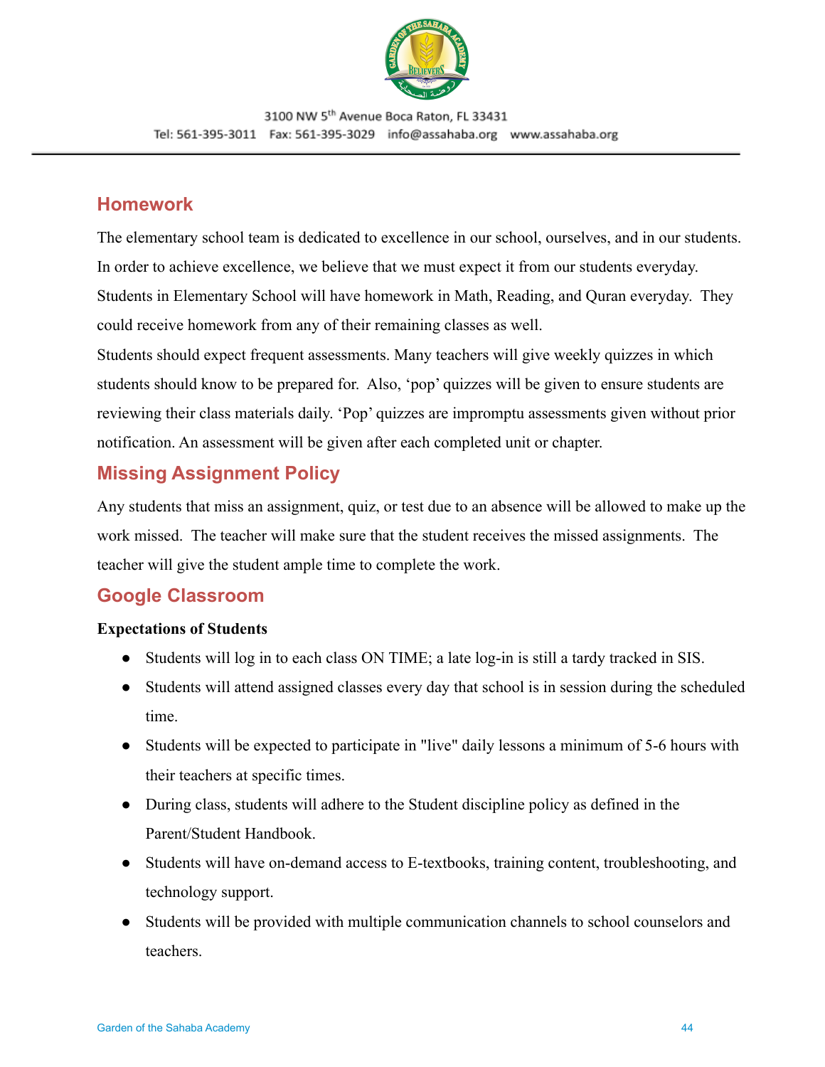## Homework

The elementary school team is dedicated to excellence in our school, ourselves, and in our students. In order to achieve excellence, we believe that we must expect it from our students everyday. Students in Elementary School will have homework in Math, Reading, and Quran everyday. They could receive homework from any of their remaining classes as well.

Students should expect frequent assessments. Many teachers will give weekly quizzes in which students should know to be prepared for. Also, 'pop' quizzes will be given to ensure students are reviewing their class materials daily. 'Pop' quizzes are impromptu assessments given without prior notification. An assessment will be given after each completed unit or chapter.

## Missing Assignment Policy

Any students that miss an assignment, quiz, or test due to an absence will be allowed to make up the work missed. The teacher will make sure that the student receives the missed assignments. The teacher will give the student ample time to complete the work.

## Google Classroom

**Expectations of Students**

- Students will log in to each class ON TIME; a late log-in is still a tardy tracked in SIS.
- Students will attend assigned classes every day that school is in session during the scheduled time.
- Students will be expected to participate in "live" daily lessons a minimum of 5-6 hours with their teachers at specific times.
- During class, students will adhere to the Student discipline policy as defined in the Parent/Student Handbook.
- Students will have on-demand access to E-textbooks, training content, troubleshooting, and technology support.
- Students will be provided with multiple communication channels to school counselors and teachers.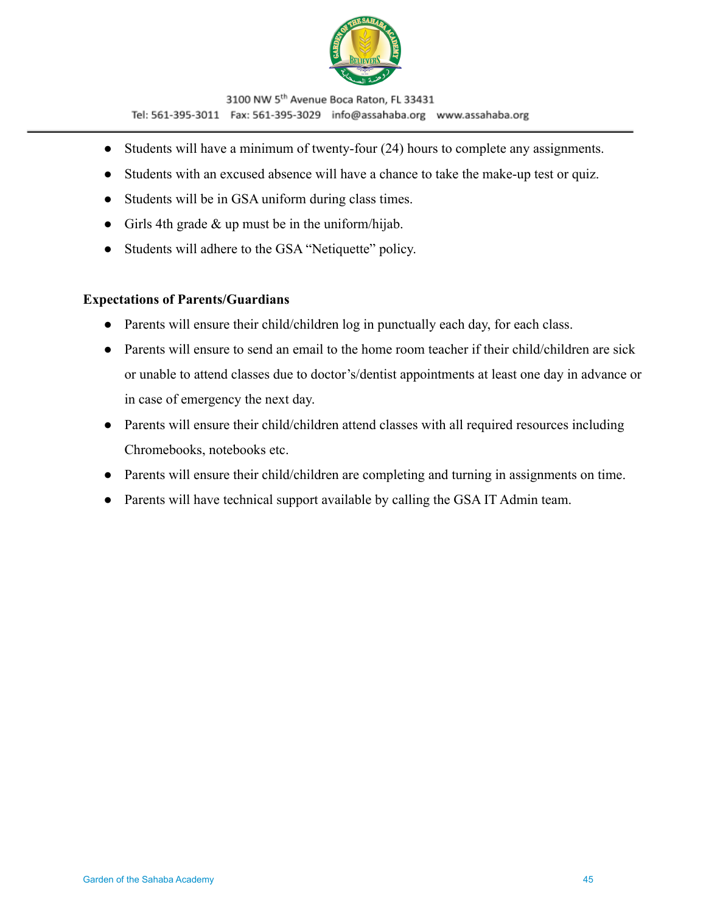- Students will have a minimum of twenty-four (24) hours to complete any assignments.
- Students with an excused absence will have a chance to take the make-up test or quiz.
- Students will be in GSA uniform during class times.
- Girls 4th grade & up must be in the uniform/hijab.
- Students will adhere to the GSA "Netiquette" policy.

**Expectations of Parents/Guardians**

- Parents will ensure their child/children log in punctually each day, for each class.
- Parents will ensure to send an email to the home room teacher if their child/children are sick or unable to attend classes due to doctor's/dentist appointments at least one day in advance or in case of emergency the next day.
- Parents will ensure their child/children attend classes with all required resources including Chromebooks, notebooks etc.
- Parents will ensure their child/children are completing and turning in assignments on time.
- Parents will have technical support available by calling the GSA IT Admin team.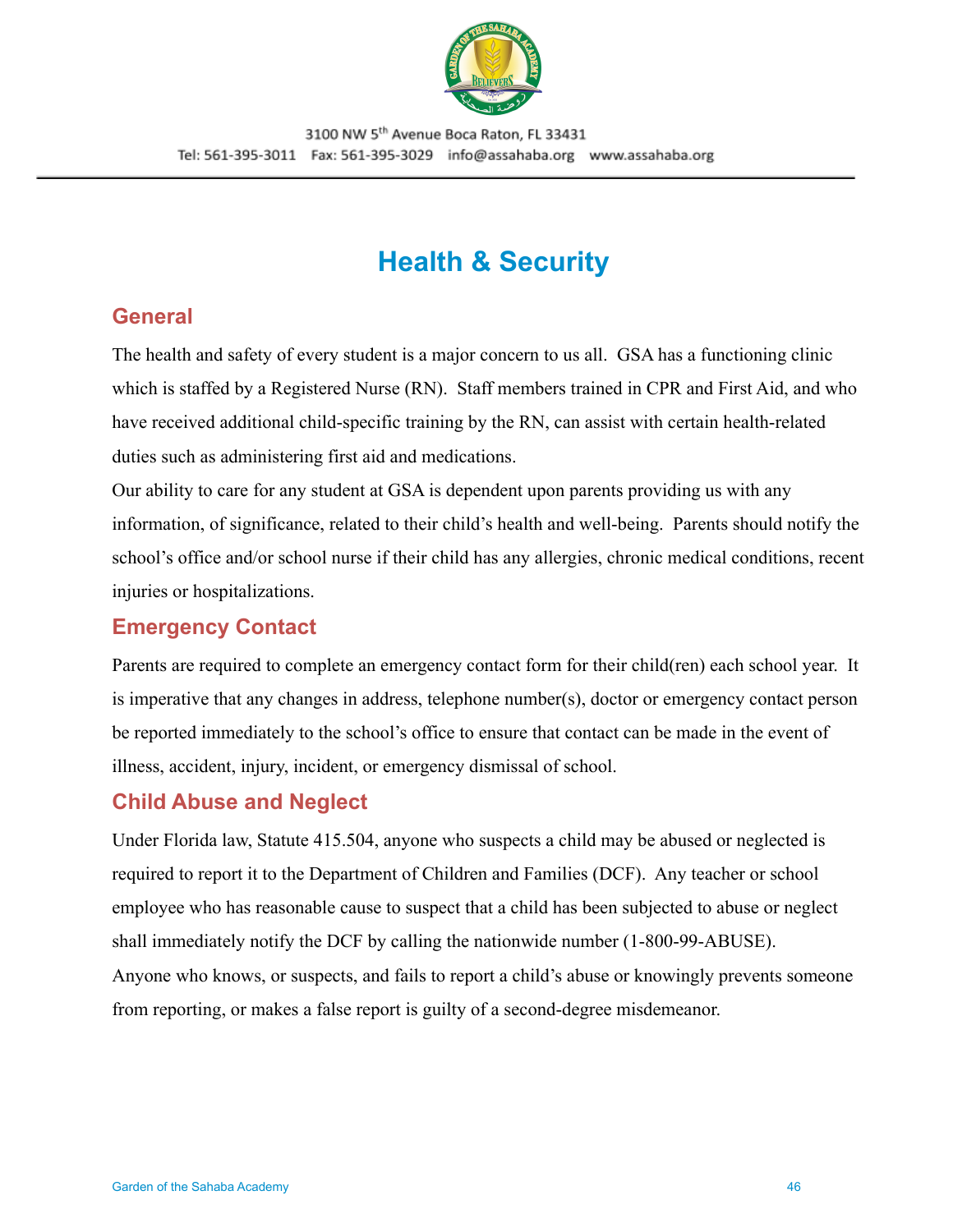# Health & Security

## General

The health and safety of every student is a major concern to us all. GSA has a functioning clinic which is staffed by a Registered Nurse (RN). Staff members trained in CPR and First Aid, and who have received additional child-specific training by the RN, can assist with certain health-related duties such as administering first aid and medications.

Our ability to care for any student at GSA is dependent upon parents providing us with any information, of significance, related to their child's health and well-being. Parents should notify the school's office and/or school nurse if their child has any allergies, chronic medical conditions, recent injuries or hospitalizations.

## Emergency Contact

Parents are required to complete an emergency contact form for their child(ren) each school year. It is imperative that any changes in address, telephone number(s), doctor or emergency contact person be reported immediately to the school's office to ensure that contact can be made in the event of illness, accident, injury, incident, or emergency dismissal of school.

## Child Abuse and Neglect

Under Florida law, Statute 415.504, anyone who suspects a child may be abused or neglected is required to report it to the Department of Children and Families (DCF). Any teacher or school employee who has reasonable cause to suspect that a child has been subjected to abuse or neglect shall immediately notify the DCF by calling the nationwide number (1-800-99-ABUSE).

Anyone who knows, or suspects, and fails to report a child's abuse or knowingly prevents someone from reporting, or makes a false report is guilty of a second-degree misdemeanor.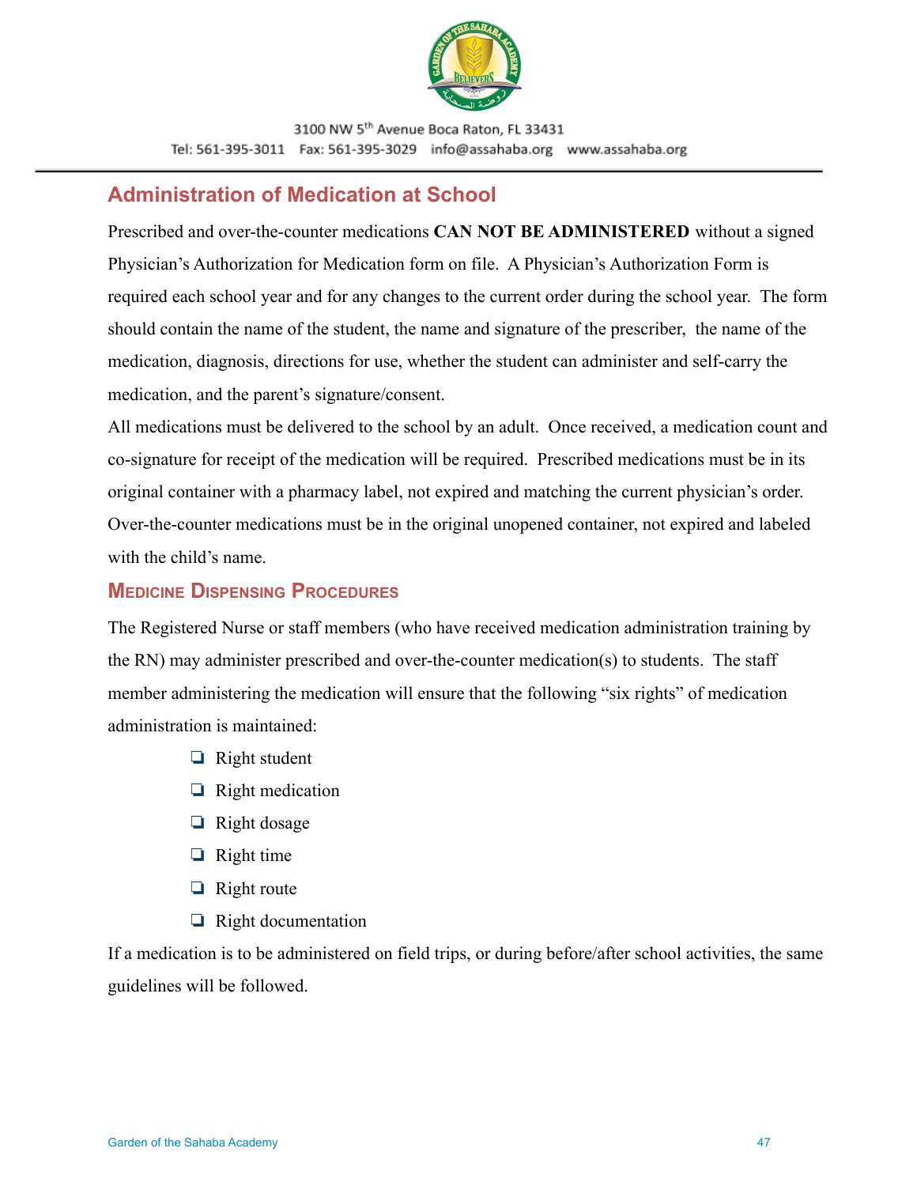## Administration of Medication at School

Prescribed and over-the-counter medications **CAN NOT BE ADMINISTERED** without a signed Physician's Authorization for Medication form on file. A Physician's Authorization Form is required each school year and for any changes to the current order during the school year. The form should contain the name of the student, the name and signature of the prescriber, the name of the medication, diagnosis, directions for use, whether the student can administer and self-carry the medication, and the parent's signature/consent.

All medications must be delivered to the school by an adult. Once received, a medication count and co-signature for receipt of the medication will be required. Prescribed medications must be in its original container with a pharmacy label, not expired and matching the current physician's order. Over-the-counter medications must be in the original unopened container, not expired and labeled with the child's name.

### Medicine Dispensing Procedures

The Registered Nurse or staff members (who have received medication administration training by the RN) may administer prescribed and over-the-counter medication(s) to students. The staff member administering the medication will ensure that the following "six rights" of medication administration is maintained:

- Right student
- Right medication
- Right dosage
- Right time
- Right route
- Right documentation

If a medication is to be administered on field trips, or during before/after school activities, the same guidelines will be followed.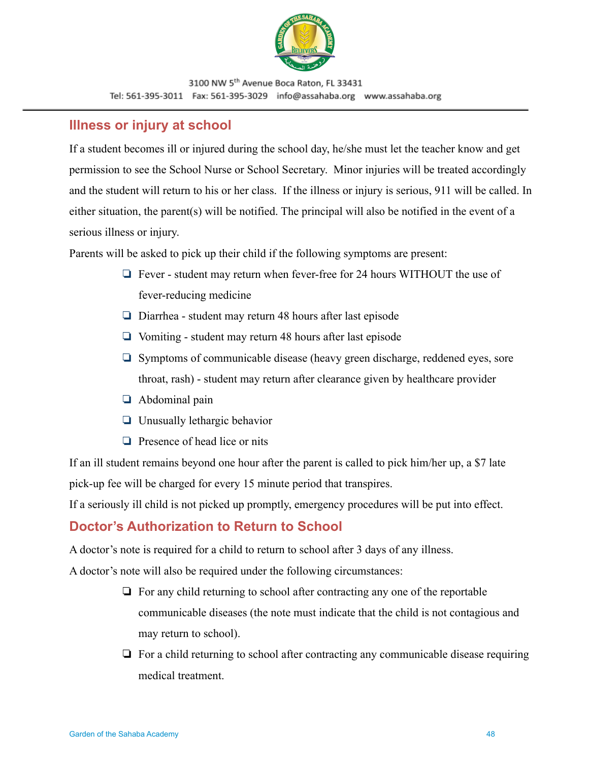## Illness or injury at school

If a student becomes ill or injured during the school day, he/she must let the teacher know and get permission to see the School Nurse or School Secretary. Minor injuries will be treated accordingly and the student will return to his or her class. If the illness or injury is serious, 911 will be called. In either situation, the parent(s) will be notified. The principal will also be notified in the event of a serious illness or injury.

Parents will be asked to pick up their child if the following symptoms are present:

- Fever - student may return when fever-free for 24 hours WITHOUT the use of fever-reducing medicine
- Diarrhea - student may return 48 hours after last episode
- Vomiting - student may return 48 hours after last episode
- Symptoms of communicable disease (heavy green discharge, reddened eyes, sore throat, rash) - student may return after clearance given by healthcare provider
- Abdominal pain
- Unusually lethargic behavior
- Presence of head lice or nits

If an ill student remains beyond one hour after the parent is called to pick him/her up, a $7 late pick-up fee will be charged for every 15 minute period that transpires.

If a seriously ill child is not picked up promptly, emergency procedures will be put into effect.

## Doctor's Authorization to Return to School

A doctor's note is required for a child to return to school after 3 days of any illness.

A doctor's note will also be required under the following circumstances:

- For any child returning to school after contracting any one of the reportable communicable diseases (the note must indicate that the child is not contagious and may return to school).
- For a child returning to school after contracting any communicable disease requiring medical treatment.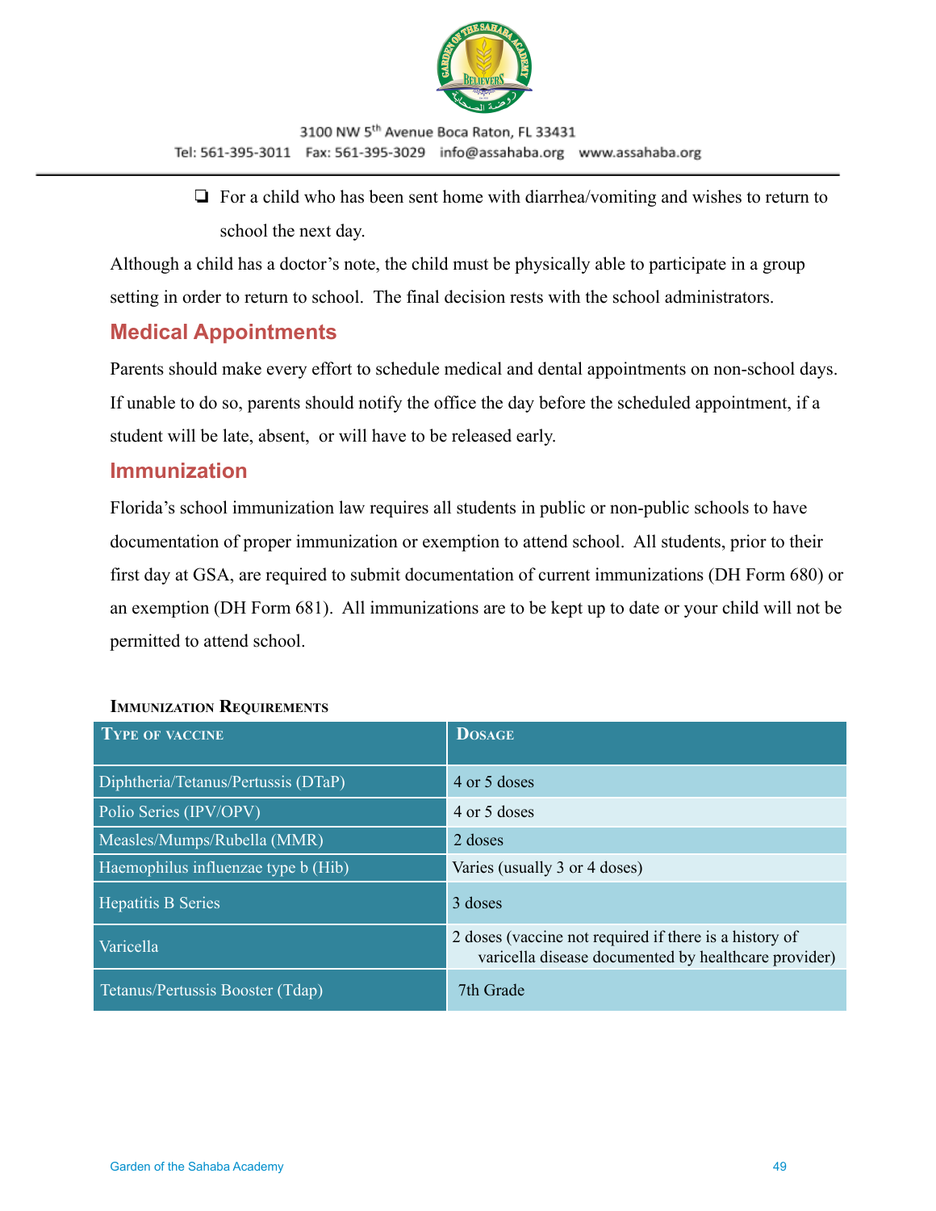- For a child who has been sent home with diarrhea/vomiting and wishes to return to school the next day.

Although a child has a doctor's note, the child must be physically able to participate in a group setting in order to return to school. The final decision rests with the school administrators.

## Medical Appointments

Parents should make every effort to schedule medical and dental appointments on non-school days. If unable to do so, parents should notify the office the day before the scheduled appointment, if a student will be late, absent, or will have to be released early.

## Immunization

Florida's school immunization law requires all students in public or non-public schools to have documentation of proper immunization or exemption to attend school. All students, prior to their first day at GSA, are required to submit documentation of current immunizations (DH Form 680) or an exemption (DH Form 681). All immunizations are to be kept up to date or your child will not be permitted to attend school.

**Immunization Requirements**

| Type of vaccine | Dosage |
|---|---|
| Diphtheria/Tetanus/Pertussis (DTaP) | 4 or 5 doses |
| Polio Series (IPV/OPV) | 4 or 5 doses |
| Measles/Mumps/Rubella (MMR) | 2 doses |
| Haemophilus influenzae type b (Hib) | Varies (usually 3 or 4 doses) |
| Hepatitis B Series | 3 doses |
| Varicella | 2 doses (vaccine not required if there is a history of varicella disease documented by healthcare provider) |
| Tetanus/Pertussis Booster (Tdap) | 7th Grade |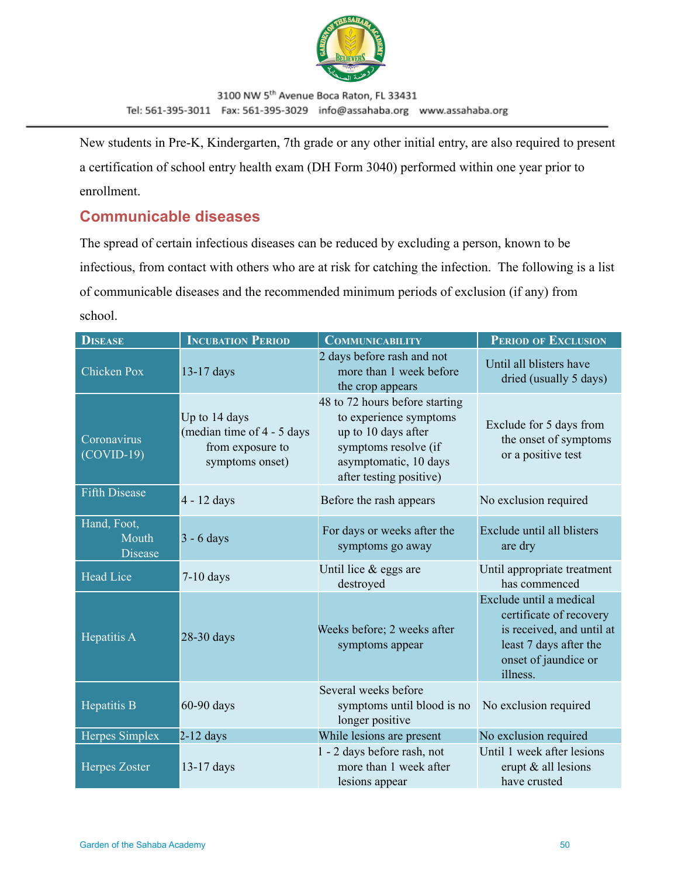New students in Pre-K, Kindergarten, 7th grade or any other initial entry, are also required to present a certification of school entry health exam (DH Form 3040) performed within one year prior to enrollment.

## Communicable diseases

The spread of certain infectious diseases can be reduced by excluding a person, known to be infectious, from contact with others who are at risk for catching the infection. The following is a list of communicable diseases and the recommended minimum periods of exclusion (if any) from school.

| Disease | Incubation Period | Communicability | Period of Exclusion |
|---|---|---|---|
| Chicken Pox | 13-17 days | 2 days before rash and not more than 1 week before the crop appears | Until all blisters have dried (usually 5 days) |
| Coronavirus (COVID-19) | Up to 14 days (median time of 4 - 5 days from exposure to symptoms onset) | 48 to 72 hours before starting to experience symptoms up to 10 days after symptoms resolve (if asymptomatic, 10 days after testing positive) | Exclude for 5 days from the onset of symptoms or a positive test |
| Fifth Disease | 4 - 12 days | Before the rash appears | No exclusion required |
| Hand, Foot, Mouth Disease | 3 - 6 days | For days or weeks after the symptoms go away | Exclude until all blisters are dry |
| Head Lice | 7-10 days | Until lice & eggs are destroyed | Until appropriate treatment has commenced |
| Hepatitis A | 28-30 days | Weeks before; 2 weeks after symptoms appear | Exclude until a medical certificate of recovery is received, and until at least 7 days after the onset of jaundice or illness. |
| Hepatitis B | 60-90 days | Several weeks before symptoms until blood is no longer positive | No exclusion required |
| Herpes Simplex | 2-12 days | While lesions are present | No exclusion required |
| Herpes Zoster | 13-17 days | 1 - 2 days before rash, not more than 1 week after lesions appear | Until 1 week after lesions erupt & all lesions have crusted |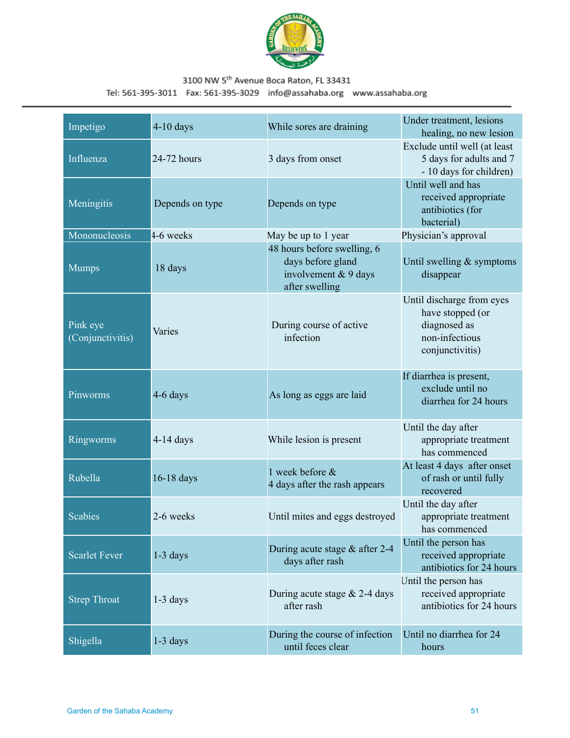| Impetigo | 4-10 days | While sores are draining | Under treatment, lesions healing, no new lesion |
|---|---|---|---|
| Influenza | 24-72 hours | 3 days from onset | Exclude until well (at least 5 days for adults and 7 - 10 days for children) |
| Meningitis | Depends on type | Depends on type | Until well and has received appropriate antibiotics (for bacterial) |
| Mononucleosis | 4-6 weeks | May be up to 1 year | Physician's approval |
| Mumps | 18 days | 48 hours before swelling, 6 days before gland involvement & 9 days after swelling | Until swelling & symptoms disappear |
| Pink eye (Conjunctivitis) | Varies | During course of active infection | Until discharge from eyes have stopped (or diagnosed as non-infectious conjunctivitis) |
| Pinworms | 4-6 days | As long as eggs are laid | If diarrhea is present, exclude until no diarrhea for 24 hours |
| Ringworms | 4-14 days | While lesion is present | Until the day after appropriate treatment has commenced |
| Rubella | 16-18 days | 1 week before & 4 days after the rash appears | At least 4 days after onset of rash or until fully recovered |
| Scabies | 2-6 weeks | Until mites and eggs destroyed | Until the day after appropriate treatment has commenced |
| Scarlet Fever | 1-3 days | During acute stage & after 2-4 days after rash | Until the person has received appropriate antibiotics for 24 hours |
| Strep Throat | 1-3 days | During acute stage & 2-4 days after rash | Until the person has received appropriate antibiotics for 24 hours |
| Shigella | 1-3 days | During the course of infection until feces clear | Until no diarrhea for 24 hours |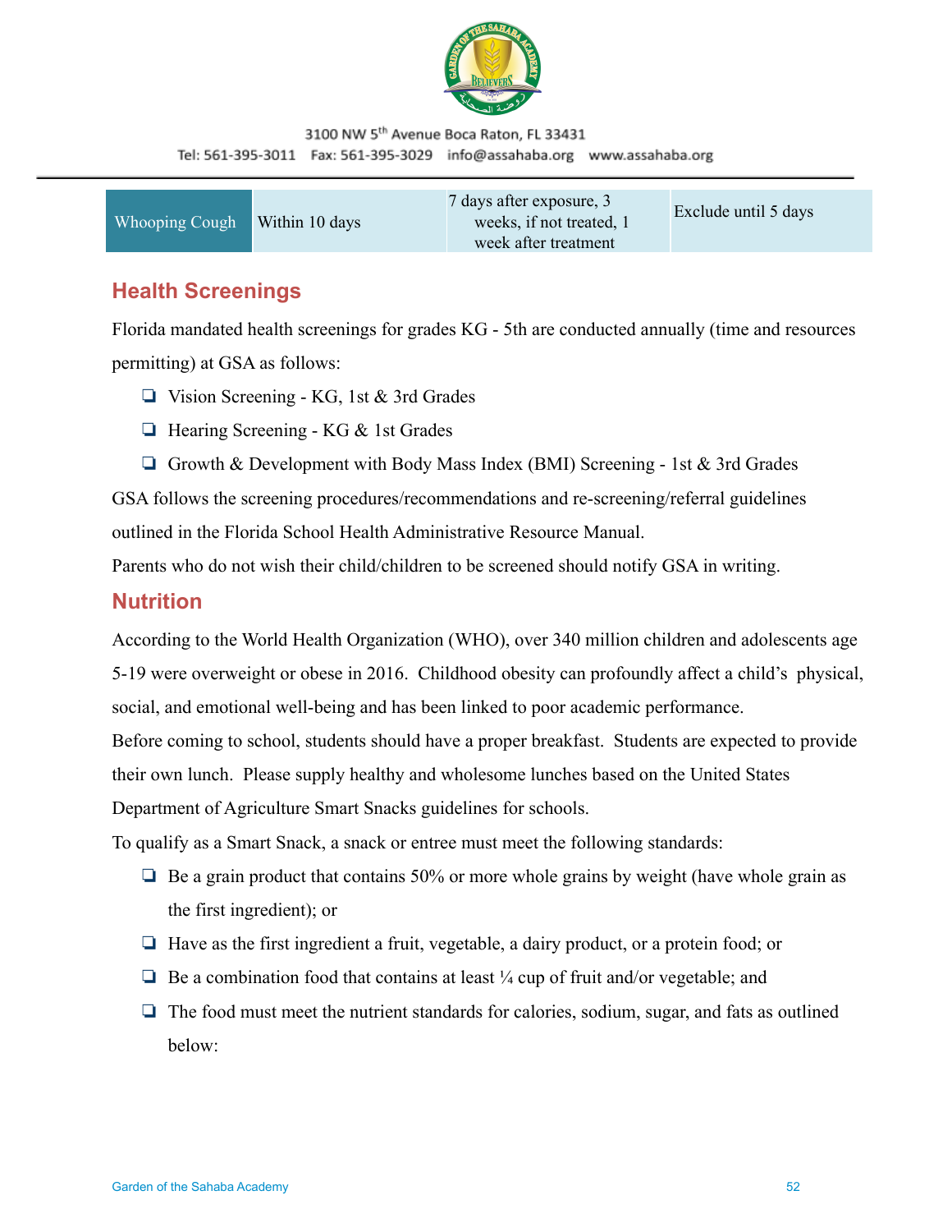| Whooping Cough | Within 10 days | 7 days after exposure, 3 weeks, if not treated, 1 week after treatment | Exclude until 5 days |
|---|---|---|---|

## Health Screenings

Florida mandated health screenings for grades KG - 5th are conducted annually (time and resources permitting) at GSA as follows:

- Vision Screening - KG, 1st & 3rd Grades
- Hearing Screening - KG & 1st Grades
- Growth & Development with Body Mass Index (BMI) Screening - 1st & 3rd Grades

GSA follows the screening procedures/recommendations and re-screening/referral guidelines outlined in the Florida School Health Administrative Resource Manual.

Parents who do not wish their child/children to be screened should notify GSA in writing.

## Nutrition

According to the World Health Organization (WHO), over 340 million children and adolescents age 5-19 were overweight or obese in 2016. Childhood obesity can profoundly affect a child's physical, social, and emotional well-being and has been linked to poor academic performance.

Before coming to school, students should have a proper breakfast. Students are expected to provide their own lunch. Please supply healthy and wholesome lunches based on the United States Department of Agriculture Smart Snacks guidelines for schools.

To qualify as a Smart Snack, a snack or entree must meet the following standards:

- Be a grain product that contains 50% or more whole grains by weight (have whole grain as the first ingredient); or
- Have as the first ingredient a fruit, vegetable, a dairy product, or a protein food; or
- Be a combination food that contains at least ¼ cup of fruit and/or vegetable; and
- The food must meet the nutrient standards for calories, sodium, sugar, and fats as outlined below: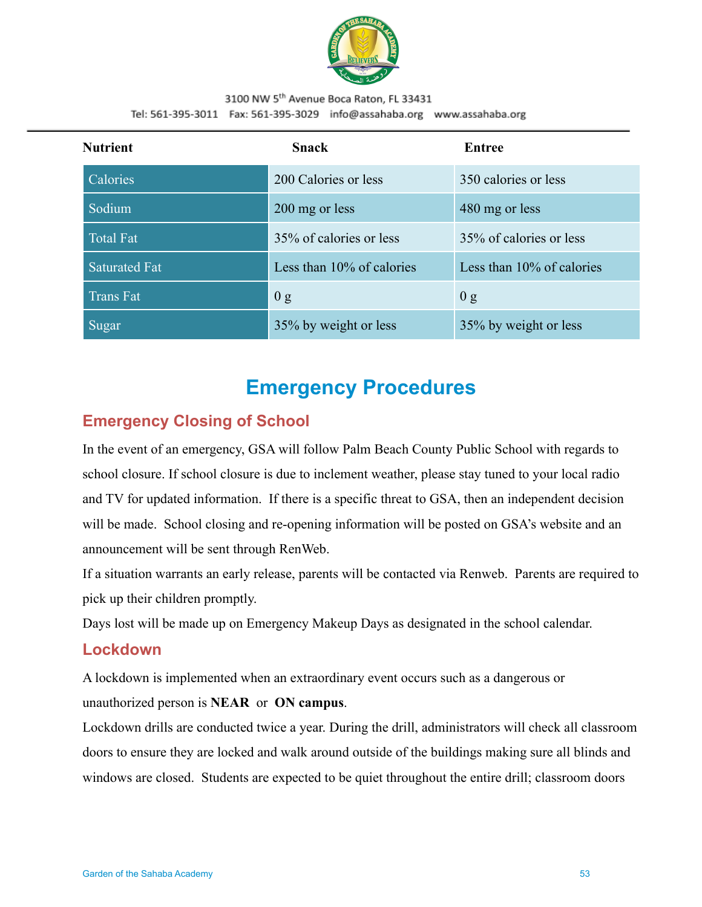| Nutrient | Snack | Entree |
|---|---|---|
| Calories | 200 Calories or less | 350 calories or less |
| Sodium | 200 mg or less | 480 mg or less |
| Total Fat | 35% of calories or less | 35% of calories or less |
| Saturated Fat | Less than 10% of calories | Less than 10% of calories |
| Trans Fat | 0 g | 0 g |
| Sugar | 35% by weight or less | 35% by weight or less |

# Emergency Procedures

## Emergency Closing of School

In the event of an emergency, GSA will follow Palm Beach County Public School with regards to school closure. If school closure is due to inclement weather, please stay tuned to your local radio and TV for updated information. If there is a specific threat to GSA, then an independent decision will be made. School closing and re-opening information will be posted on GSA's website and an announcement will be sent through RenWeb.

If a situation warrants an early release, parents will be contacted via Renweb. Parents are required to pick up their children promptly.

Days lost will be made up on Emergency Makeup Days as designated in the school calendar.

## Lockdown

A lockdown is implemented when an extraordinary event occurs such as a dangerous or unauthorized person is **NEAR** or **ON campus**.

Lockdown drills are conducted twice a year. During the drill, administrators will check all classroom doors to ensure they are locked and walk around outside of the buildings making sure all blinds and windows are closed. Students are expected to be quiet throughout the entire drill; classroom doors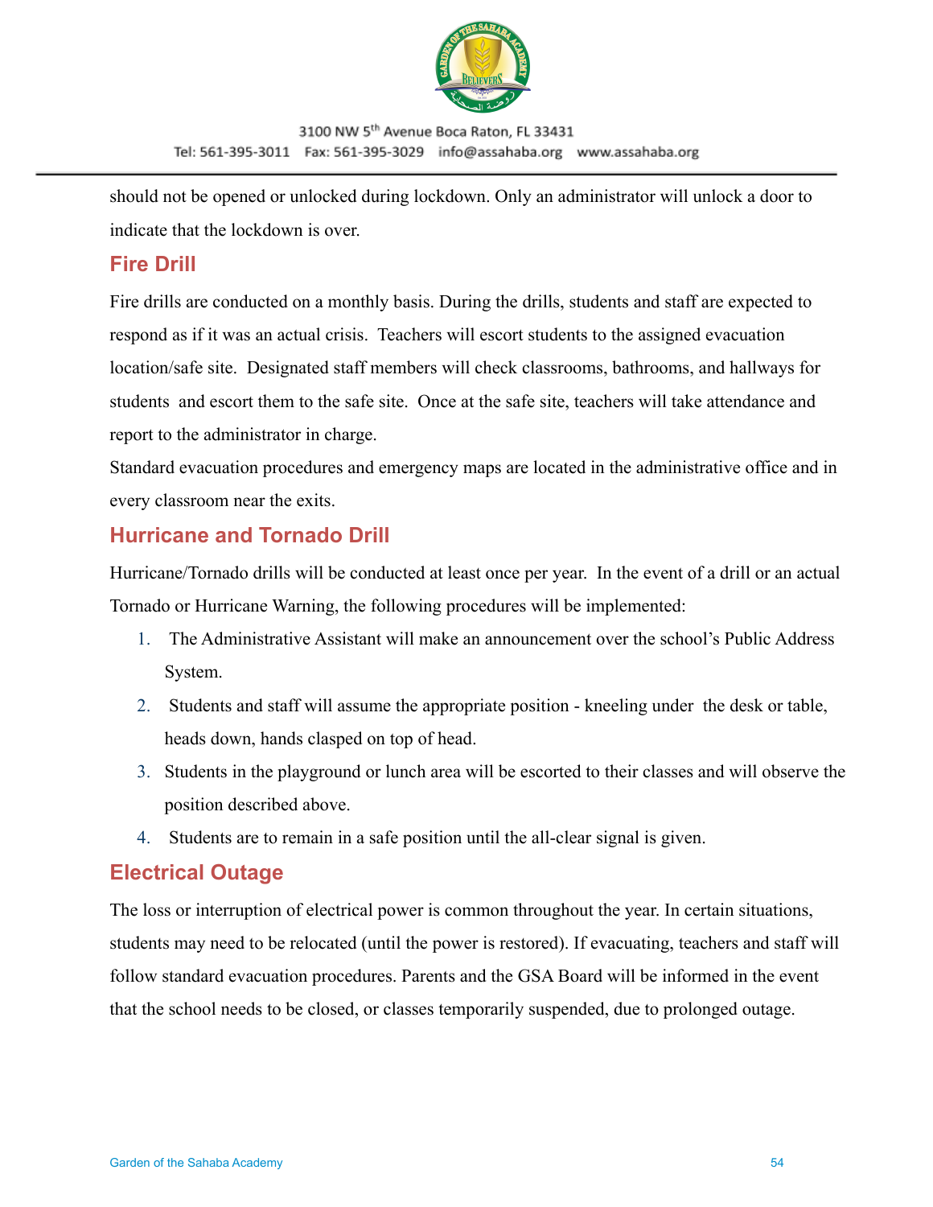should not be opened or unlocked during lockdown. Only an administrator will unlock a door to indicate that the lockdown is over.

## Fire Drill

Fire drills are conducted on a monthly basis. During the drills, students and staff are expected to respond as if it was an actual crisis. Teachers will escort students to the assigned evacuation location/safe site. Designated staff members will check classrooms, bathrooms, and hallways for students and escort them to the safe site. Once at the safe site, teachers will take attendance and report to the administrator in charge.

Standard evacuation procedures and emergency maps are located in the administrative office and in every classroom near the exits.

## Hurricane and Tornado Drill

Hurricane/Tornado drills will be conducted at least once per year. In the event of a drill or an actual Tornado or Hurricane Warning, the following procedures will be implemented:

1. The Administrative Assistant will make an announcement over the school's Public Address System.
2. Students and staff will assume the appropriate position - kneeling under the desk or table, heads down, hands clasped on top of head.
3. Students in the playground or lunch area will be escorted to their classes and will observe the position described above.
4. Students are to remain in a safe position until the all-clear signal is given.

## Electrical Outage

The loss or interruption of electrical power is common throughout the year. In certain situations, students may need to be relocated (until the power is restored). If evacuating, teachers and staff will follow standard evacuation procedures. Parents and the GSA Board will be informed in the event that the school needs to be closed, or classes temporarily suspended, due to prolonged outage.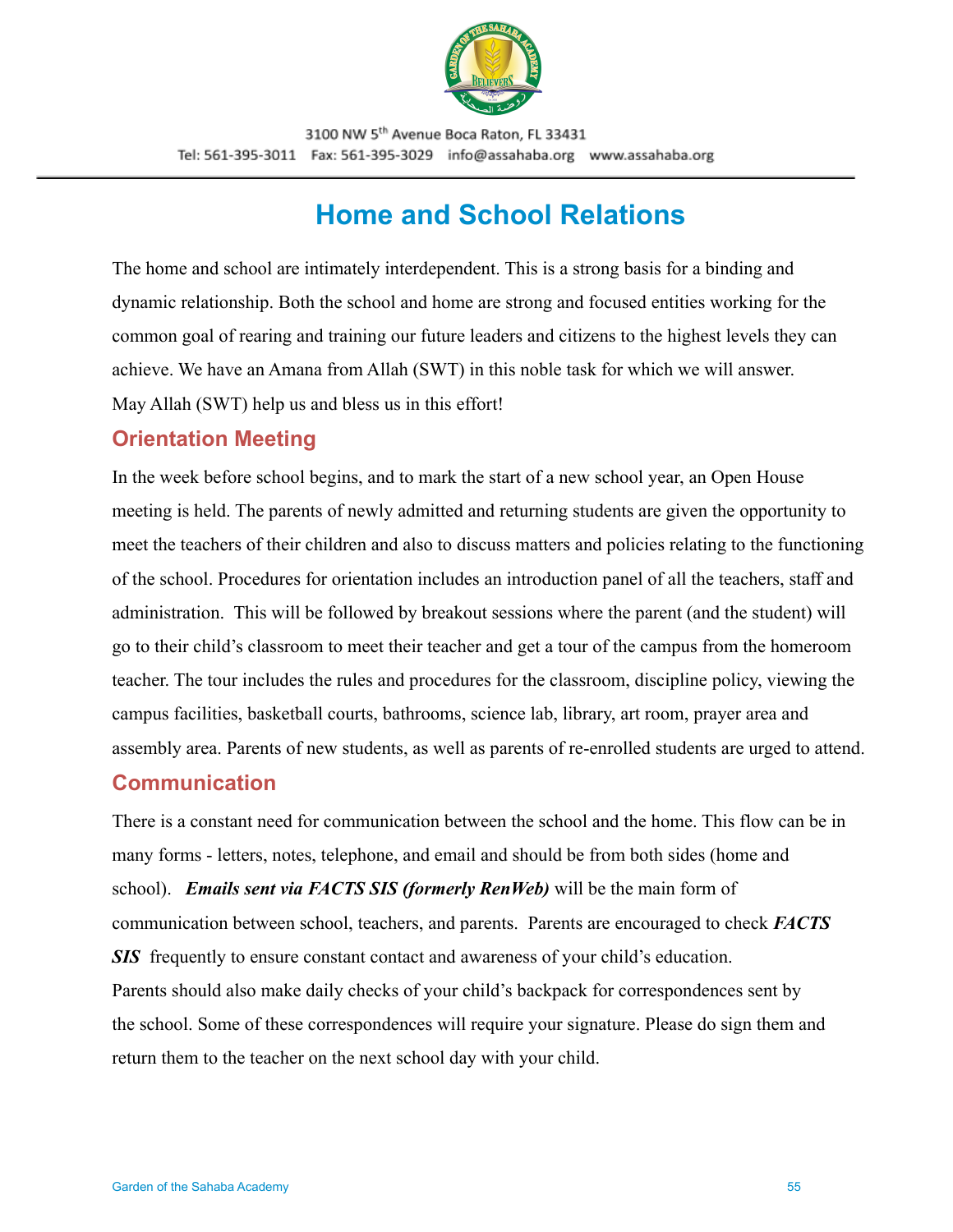3100 NW 5th Avenue Boca Raton, FL 33431
Tel: 561-395-3011 Fax: 561-395-3029 info@assahaba.org www.assahaba.org

# Home and School Relations

The home and school are intimately interdependent. This is a strong basis for a binding and dynamic relationship. Both the school and home are strong and focused entities working for the common goal of rearing and training our future leaders and citizens to the highest levels they can achieve. We have an Amana from Allah (SWT) in this noble task for which we will answer. May Allah (SWT) help us and bless us in this effort!

## Orientation Meeting

In the week before school begins, and to mark the start of a new school year, an Open House meeting is held. The parents of newly admitted and returning students are given the opportunity to meet the teachers of their children and also to discuss matters and policies relating to the functioning of the school. Procedures for orientation includes an introduction panel of all the teachers, staff and administration. This will be followed by breakout sessions where the parent (and the student) will go to their child's classroom to meet their teacher and get a tour of the campus from the homeroom teacher. The tour includes the rules and procedures for the classroom, discipline policy, viewing the campus facilities, basketball courts, bathrooms, science lab, library, art room, prayer area and assembly area. Parents of new students, as well as parents of re-enrolled students are urged to attend.

## Communication

There is a constant need for communication between the school and the home. This flow can be in many forms - letters, notes, telephone, and email and should be from both sides (home and school). ***Emails sent via FACTS SIS (formerly RenWeb)*** will be the main form of communication between school, teachers, and parents. Parents are encouraged to check ***FACTS SIS*** frequently to ensure constant contact and awareness of your child's education. Parents should also make daily checks of your child's backpack for correspondences sent by the school. Some of these correspondences will require your signature. Please do sign them and return them to the teacher on the next school day with your child.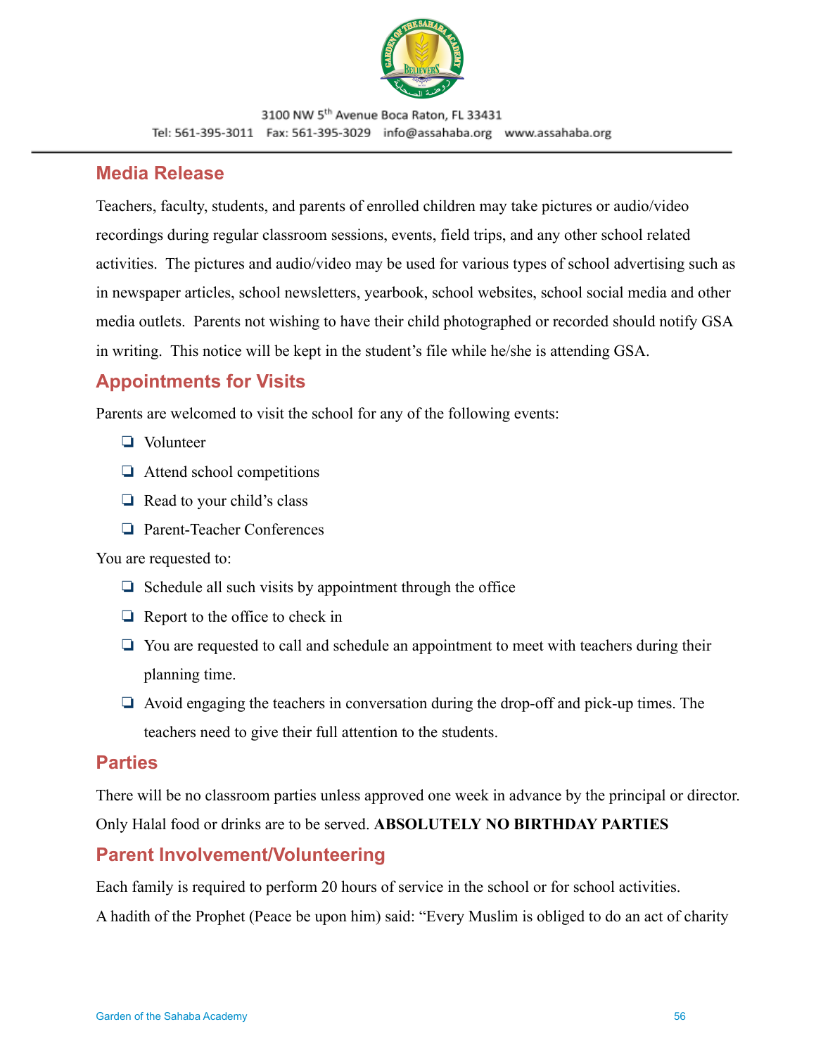## Media Release

Teachers, faculty, students, and parents of enrolled children may take pictures or audio/video recordings during regular classroom sessions, events, field trips, and any other school related activities. The pictures and audio/video may be used for various types of school advertising such as in newspaper articles, school newsletters, yearbook, school websites, school social media and other media outlets. Parents not wishing to have their child photographed or recorded should notify GSA in writing. This notice will be kept in the student's file while he/she is attending GSA.

## Appointments for Visits

Parents are welcomed to visit the school for any of the following events:

- Volunteer
- Attend school competitions
- Read to your child's class
- Parent-Teacher Conferences

You are requested to:

- Schedule all such visits by appointment through the office
- Report to the office to check in
- You are requested to call and schedule an appointment to meet with teachers during their planning time.
- Avoid engaging the teachers in conversation during the drop-off and pick-up times. The teachers need to give their full attention to the students.

## Parties

There will be no classroom parties unless approved one week in advance by the principal or director. Only Halal food or drinks are to be served. **ABSOLUTELY NO BIRTHDAY PARTIES**

## Parent Involvement/Volunteering

Each family is required to perform 20 hours of service in the school or for school activities.

A hadith of the Prophet (Peace be upon him) said: "Every Muslim is obliged to do an act of charity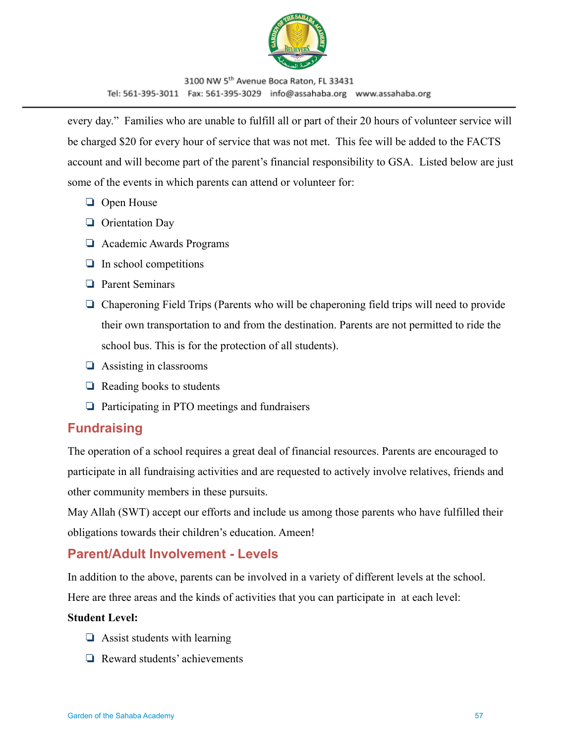every day." Families who are unable to fulfill all or part of their 20 hours of volunteer service will be charged $20 for every hour of service that was not met. This fee will be added to the FACTS account and will become part of the parent's financial responsibility to GSA. Listed below are just some of the events in which parents can attend or volunteer for:

- Open House
- Orientation Day
- Academic Awards Programs
- In school competitions
- Parent Seminars
- Chaperoning Field Trips (Parents who will be chaperoning field trips will need to provide their own transportation to and from the destination. Parents are not permitted to ride the school bus. This is for the protection of all students).
- Assisting in classrooms
- Reading books to students
- Participating in PTO meetings and fundraisers

## Fundraising

The operation of a school requires a great deal of financial resources. Parents are encouraged to participate in all fundraising activities and are requested to actively involve relatives, friends and other community members in these pursuits.

May Allah (SWT) accept our efforts and include us among those parents who have fulfilled their obligations towards their children's education. Ameen!

## Parent/Adult Involvement - Levels

In addition to the above, parents can be involved in a variety of different levels at the school. Here are three areas and the kinds of activities that you can participate in at each level:

**Student Level:**

- Assist students with learning
- Reward students' achievements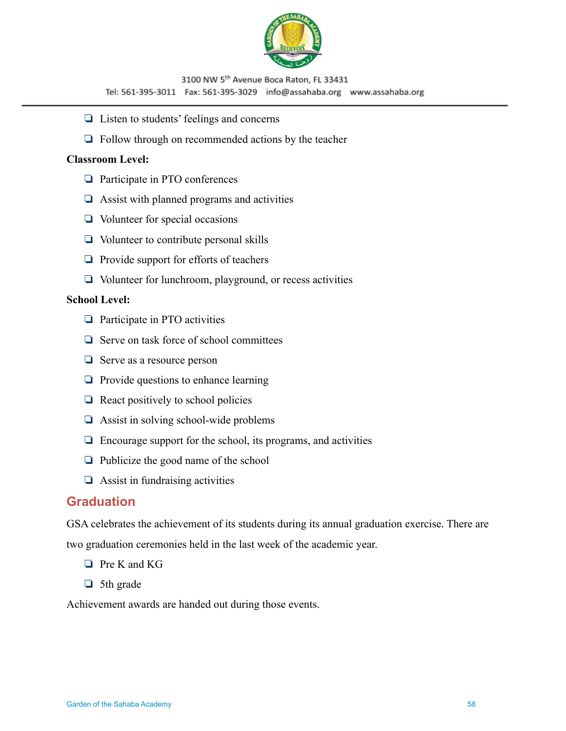- Listen to students' feelings and concerns
- Follow through on recommended actions by the teacher

**Classroom Level:**

- Participate in PTO conferences
- Assist with planned programs and activities
- Volunteer for special occasions
- Volunteer to contribute personal skills
- Provide support for efforts of teachers
- Volunteer for lunchroom, playground, or recess activities

**School Level:**

- Participate in PTO activities
- Serve on task force of school committees
- Serve as a resource person
- Provide questions to enhance learning
- React positively to school policies
- Assist in solving school-wide problems
- Encourage support for the school, its programs, and activities
- Publicize the good name of the school
- Assist in fundraising activities

## Graduation

GSA celebrates the achievement of its students during its annual graduation exercise. There are two graduation ceremonies held in the last week of the academic year.

- Pre K and KG
- 5th grade

Achievement awards are handed out during those events.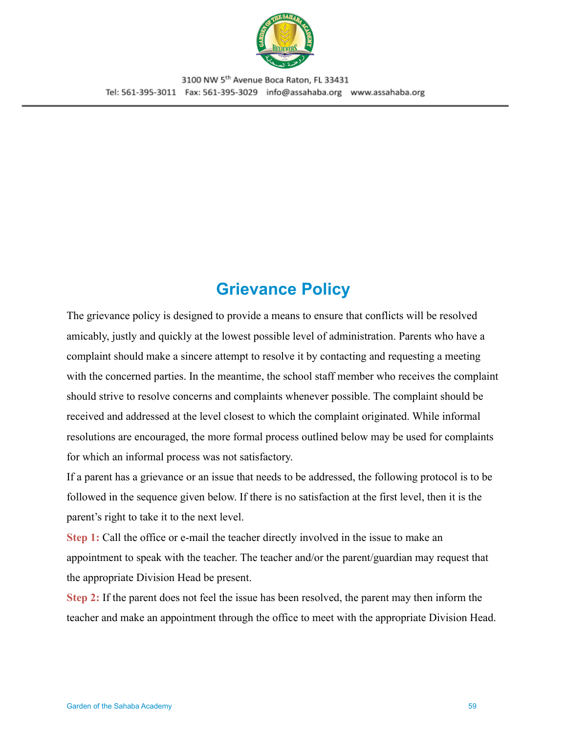# Grievance Policy

The grievance policy is designed to provide a means to ensure that conflicts will be resolved amicably, justly and quickly at the lowest possible level of administration. Parents who have a complaint should make a sincere attempt to resolve it by contacting and requesting a meeting with the concerned parties. In the meantime, the school staff member who receives the complaint should strive to resolve concerns and complaints whenever possible. The complaint should be received and addressed at the level closest to which the complaint originated. While informal resolutions are encouraged, the more formal process outlined below may be used for complaints for which an informal process was not satisfactory.

If a parent has a grievance or an issue that needs to be addressed, the following protocol is to be followed in the sequence given below. If there is no satisfaction at the first level, then it is the parent's right to take it to the next level.

**Step 1:** Call the office or e-mail the teacher directly involved in the issue to make an appointment to speak with the teacher. The teacher and/or the parent/guardian may request that the appropriate Division Head be present.

**Step 2:** If the parent does not feel the issue has been resolved, the parent may then inform the teacher and make an appointment through the office to meet with the appropriate Division Head.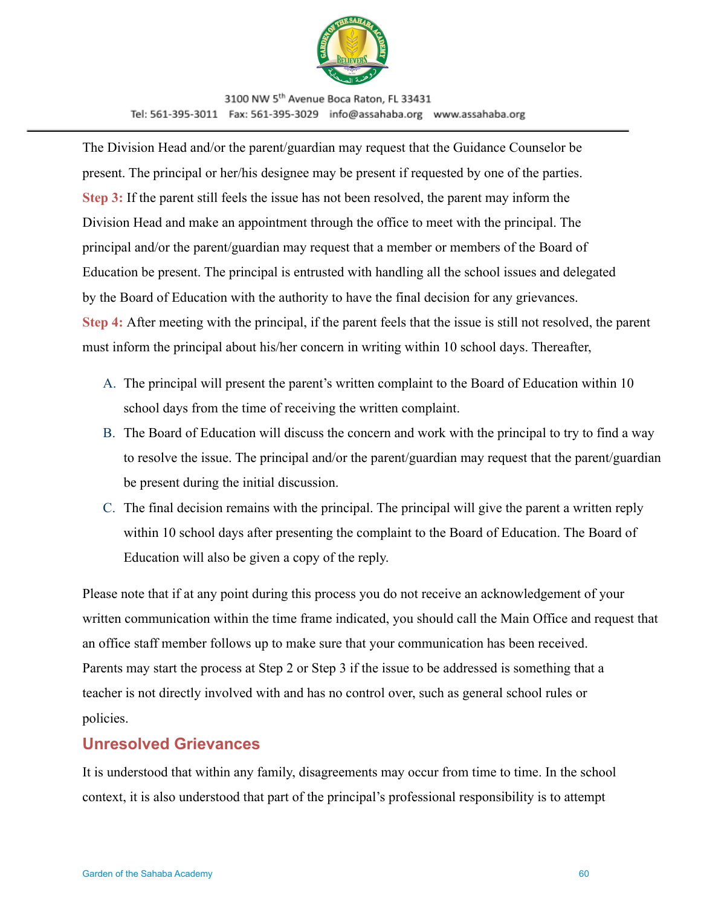The Division Head and/or the parent/guardian may request that the Guidance Counselor be present. The principal or her/his designee may be present if requested by one of the parties.

**Step 3:** If the parent still feels the issue has not been resolved, the parent may inform the Division Head and make an appointment through the office to meet with the principal. The principal and/or the parent/guardian may request that a member or members of the Board of Education be present. The principal is entrusted with handling all the school issues and delegated by the Board of Education with the authority to have the final decision for any grievances.

**Step 4:** After meeting with the principal, if the parent feels that the issue is still not resolved, the parent must inform the principal about his/her concern in writing within 10 school days. Thereafter,

A. The principal will present the parent's written complaint to the Board of Education within 10 school days from the time of receiving the written complaint.
B. The Board of Education will discuss the concern and work with the principal to try to find a way to resolve the issue. The principal and/or the parent/guardian may request that the parent/guardian be present during the initial discussion.
C. The final decision remains with the principal. The principal will give the parent a written reply within 10 school days after presenting the complaint to the Board of Education. The Board of Education will also be given a copy of the reply.

Please note that if at any point during this process you do not receive an acknowledgement of your written communication within the time frame indicated, you should call the Main Office and request that an office staff member follows up to make sure that your communication has been received.
Parents may start the process at Step 2 or Step 3 if the issue to be addressed is something that a teacher is not directly involved with and has no control over, such as general school rules or policies.

## Unresolved Grievances

It is understood that within any family, disagreements may occur from time to time. In the school context, it is also understood that part of the principal's professional responsibility is to attempt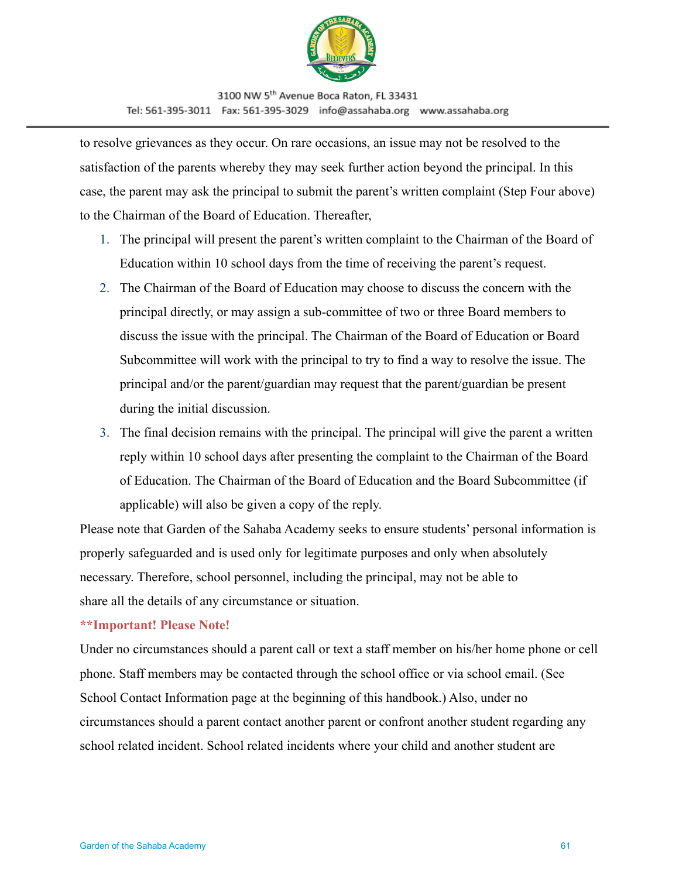to resolve grievances as they occur. On rare occasions, an issue may not be resolved to the satisfaction of the parents whereby they may seek further action beyond the principal. In this case, the parent may ask the principal to submit the parent's written complaint (Step Four above) to the Chairman of the Board of Education. Thereafter,

1. The principal will present the parent's written complaint to the Chairman of the Board of Education within 10 school days from the time of receiving the parent's request.
2. The Chairman of the Board of Education may choose to discuss the concern with the principal directly, or may assign a sub-committee of two or three Board members to discuss the issue with the principal. The Chairman of the Board of Education or Board Subcommittee will work with the principal to try to find a way to resolve the issue. The principal and/or the parent/guardian may request that the parent/guardian be present during the initial discussion.
3. The final decision remains with the principal. The principal will give the parent a written reply within 10 school days after presenting the complaint to the Chairman of the Board of Education. The Chairman of the Board of Education and the Board Subcommittee (if applicable) will also be given a copy of the reply.

Please note that Garden of the Sahaba Academy seeks to ensure students' personal information is properly safeguarded and is used only for legitimate purposes and only when absolutely necessary. Therefore, school personnel, including the principal, may not be able to share all the details of any circumstance or situation.

**\*\*Important! Please Note!**

Under no circumstances should a parent call or text a staff member on his/her home phone or cell phone. Staff members may be contacted through the school office or via school email. (See School Contact Information page at the beginning of this handbook.) Also, under no circumstances should a parent contact another parent or confront another student regarding any school related incident. School related incidents where your child and another student are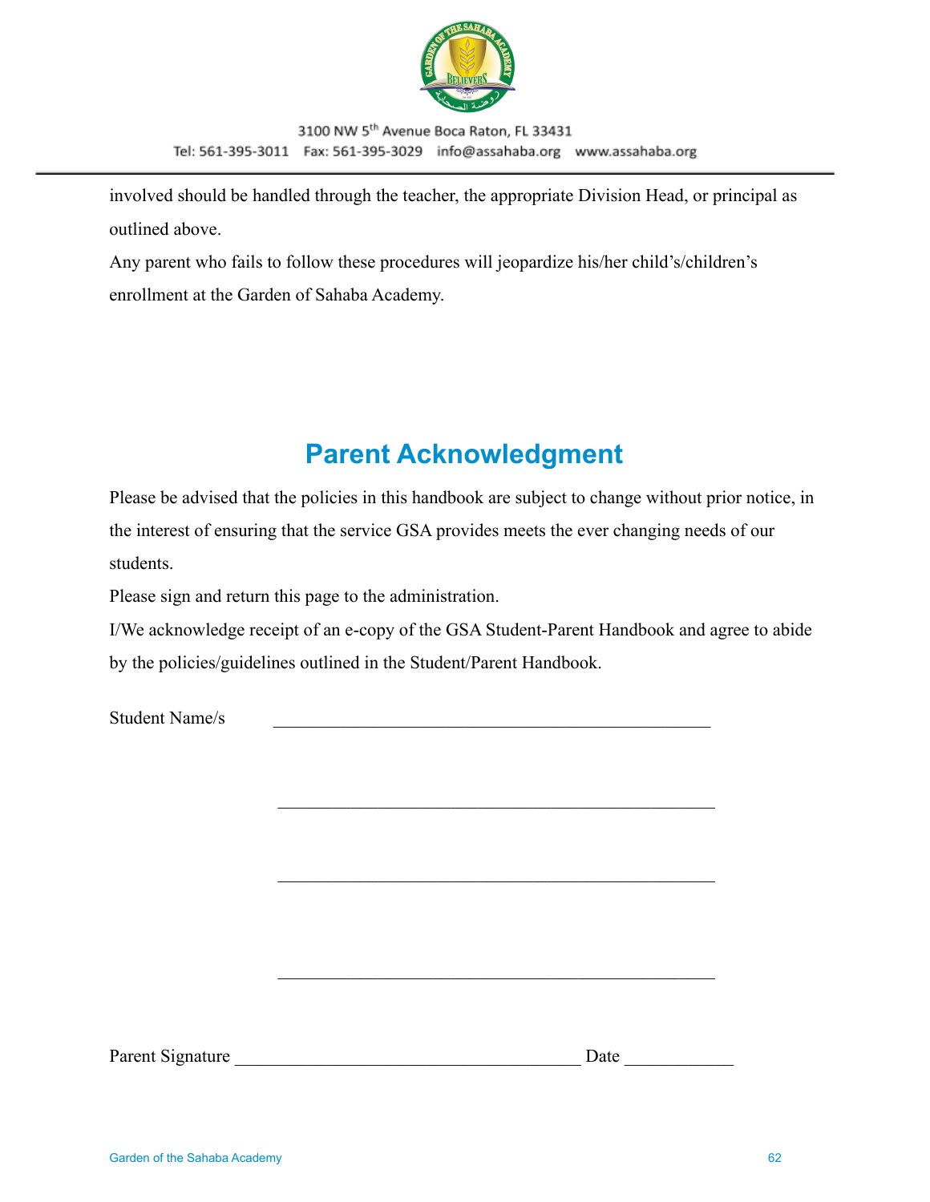involved should be handled through the teacher, the appropriate Division Head, or principal as outlined above.

Any parent who fails to follow these procedures will jeopardize his/her child's/children's enrollment at the Garden of Sahaba Academy.

## Parent Acknowledgment

Please be advised that the policies in this handbook are subject to change without prior notice, in the interest of ensuring that the service GSA provides meets the ever changing needs of our students.

Please sign and return this page to the administration.

I/We acknowledge receipt of an e-copy of the GSA Student-Parent Handbook and agree to abide by the policies/guidelines outlined in the Student/Parent Handbook.

Student Name/s \_\_\_\_\_\_\_\_\_\_\_\_\_\_\_\_\_\_\_\_\_\_\_\_\_\_\_\_\_\_\_\_\_\_\_\_\_\_\_\_\_\_\_\_\_\_\_\_

\_\_\_\_\_\_\_\_\_\_\_\_\_\_\_\_\_\_\_\_\_\_\_\_\_\_\_\_\_\_\_\_\_\_\_\_\_\_\_\_\_\_\_\_\_\_\_\_

\_\_\_\_\_\_\_\_\_\_\_\_\_\_\_\_\_\_\_\_\_\_\_\_\_\_\_\_\_\_\_\_\_\_\_\_\_\_\_\_\_\_\_\_\_\_\_\_

\_\_\_\_\_\_\_\_\_\_\_\_\_\_\_\_\_\_\_\_\_\_\_\_\_\_\_\_\_\_\_\_\_\_\_\_\_\_\_\_\_\_\_\_\_\_\_\_

Parent Signature \_\_\_\_\_\_\_\_\_\_\_\_\_\_\_\_\_\_\_\_\_\_\_\_\_\_\_\_\_\_\_\_\_\_\_\_\_\_\_ Date \_\_\_\_\_\_\_\_\_\_\_\_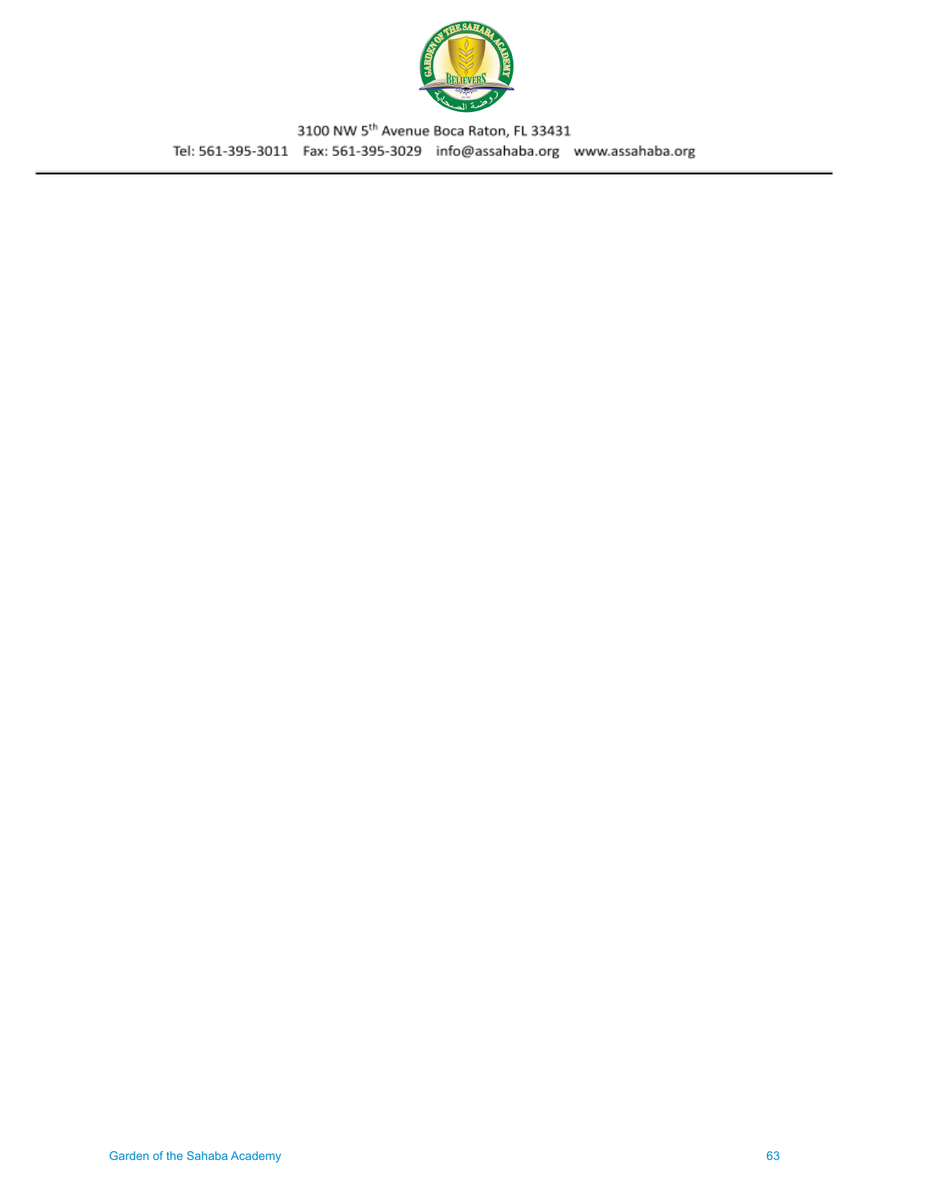3100 NW 5th Avenue Boca Raton, FL 33431

Tel: 561-395-3011    Fax: 561-395-3029    info@assahaba.org    www.assahaba.org